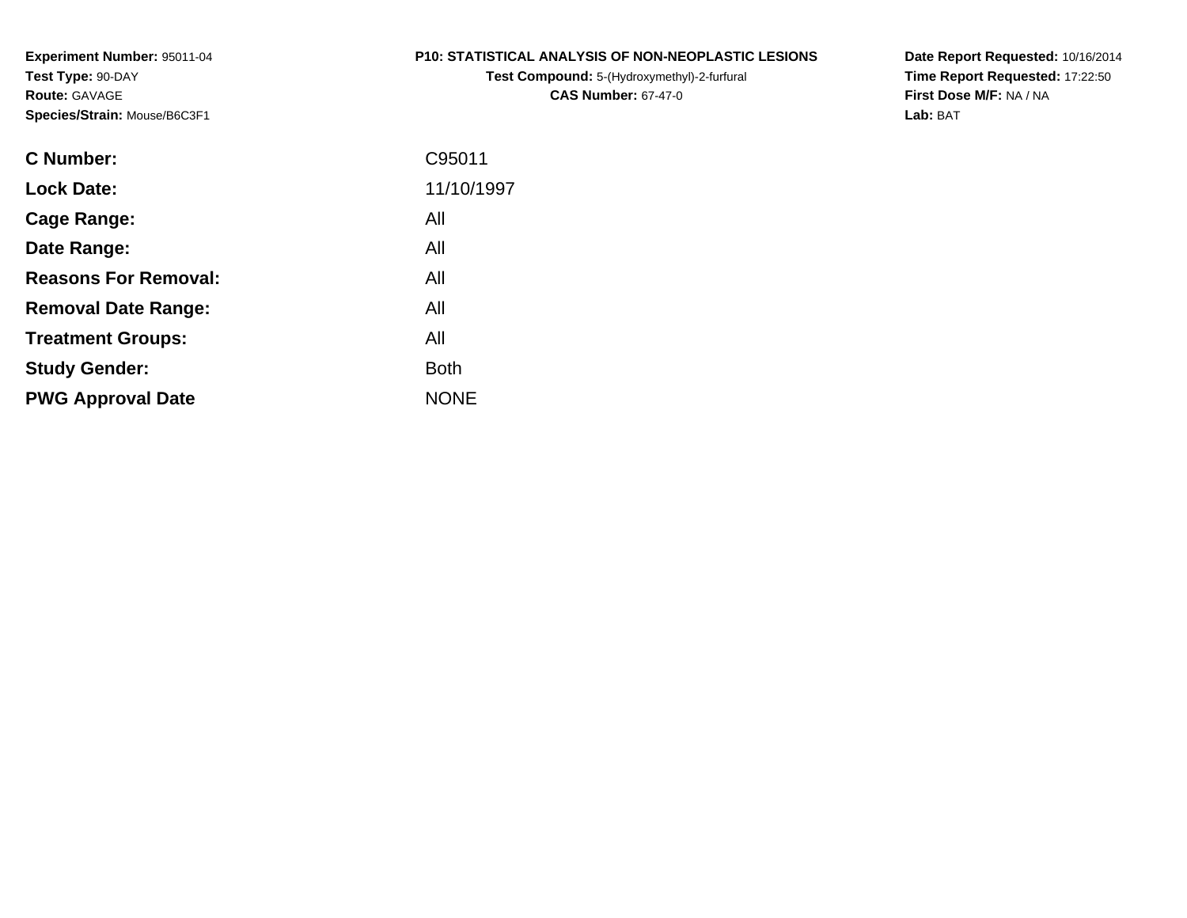**Experiment Number:** 95011-04
**Test Type:** 90-DAY
**Route:** GAVAGE
**Species/Strain:** Mouse/B6C3F1

**P10: STATISTICAL ANALYSIS OF NON-NEOPLASTIC LESIONS**
**Test Compound:** 5-(Hydroxymethyl)-2-furfural
**CAS Number:** 67-47-0

**Date Report Requested:** 10/16/2014
**Time Report Requested:** 17:22:50
**First Dose M/F:** NA / NA
**Lab:** BAT

| | |
|---|---|
| **C Number:** | C95011 |
| **Lock Date:** | 11/10/1997 |
| **Cage Range:** | All |
| **Date Range:** | All |
| **Reasons For Removal:** | All |
| **Removal Date Range:** | All |
| **Treatment Groups:** | All |
| **Study Gender:** | Both |
| **PWG Approval Date** | NONE |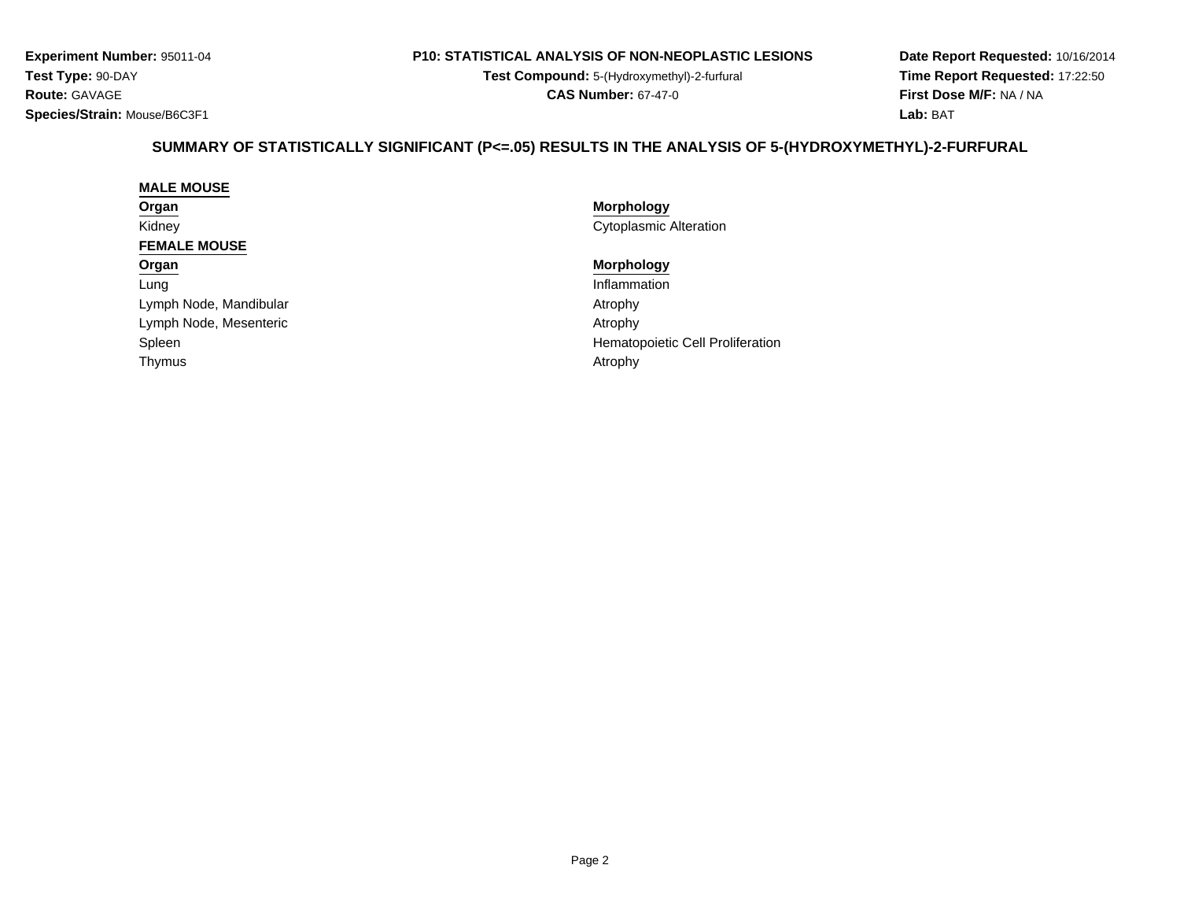**Experiment Number:** 95011-04
**Test Type:** 90-DAY
**Route:** GAVAGE
**Species/Strain:** Mouse/B6C3F1

**P10: STATISTICAL ANALYSIS OF NON-NEOPLASTIC LESIONS**
**Test Compound:** 5-(Hydroxymethyl)-2-furfural
**CAS Number:** 67-47-0

**Date Report Requested:** 10/16/2014
**Time Report Requested:** 17:22:50
**First Dose M/F:** NA / NA
**Lab:** BAT

## SUMMARY OF STATISTICALLY SIGNIFICANT (P<=.05) RESULTS IN THE ANALYSIS OF 5-(HYDROXYMETHYL)-2-FURFURAL

**MALE MOUSE**

| Organ | Morphology |
|---|---|
| Kidney | Cytoplasmic Alteration |

**FEMALE MOUSE**

| Organ | Morphology |
|---|---|
| Lung | Inflammation |
| Lymph Node, Mandibular | Atrophy |
| Lymph Node, Mesenteric | Atrophy |
| Spleen | Hematopoietic Cell Proliferation |
| Thymus | Atrophy |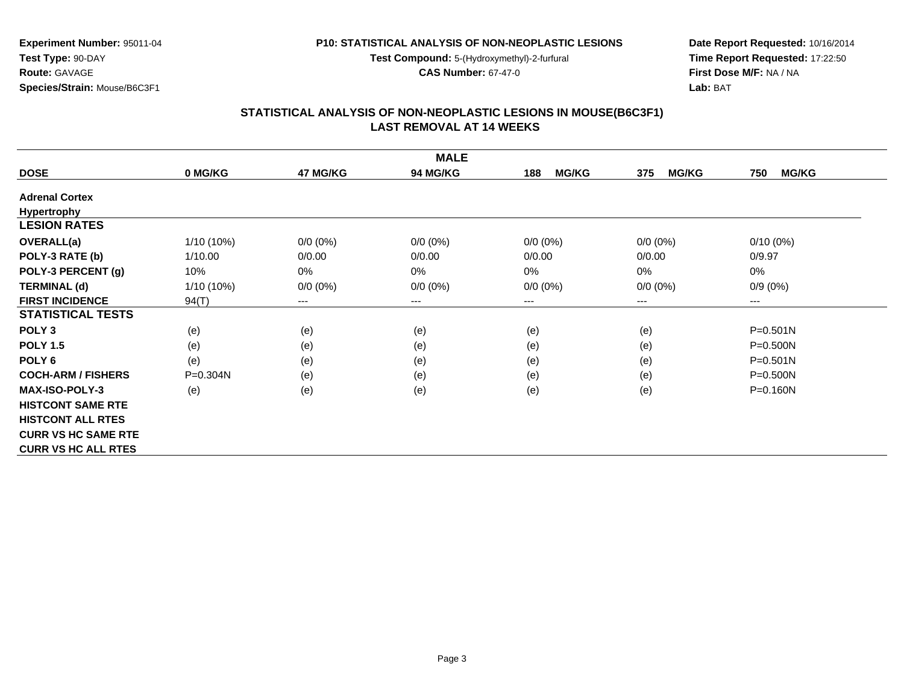**Experiment Number:** 95011-04
**Test Type:** 90-DAY
**Route:** GAVAGE
**Species/Strain:** Mouse/B6C3F1

**P10: STATISTICAL ANALYSIS OF NON-NEOPLASTIC LESIONS**
**Test Compound:** 5-(Hydroxymethyl)-2-furfural
**CAS Number:** 67-47-0

**Date Report Requested:** 10/16/2014
**Time Report Requested:** 17:22:50
**First Dose M/F:** NA / NA
**Lab:** BAT

## STATISTICAL ANALYSIS OF NON-NEOPLASTIC LESIONS IN MOUSE(B6C3F1) LAST REMOVAL AT 14 WEEKS

| | MALE | | | | | |
|---|---|---|---|---|---|---|
| **DOSE** | **0 MG/KG** | **47 MG/KG** | **94 MG/KG** | **188 MG/KG** | **375 MG/KG** | **750 MG/KG** |
| **Adrenal Cortex** | | | | | | |
| **Hypertrophy** | | | | | | |
| **LESION RATES** | | | | | | |
| **OVERALL(a)** | 1/10 (10%) | 0/0 (0%) | 0/0 (0%) | 0/0 (0%) | 0/0 (0%) | 0/10 (0%) |
| **POLY-3 RATE (b)** | 1/10.00 | 0/0.00 | 0/0.00 | 0/0.00 | 0/0.00 | 0/9.97 |
| **POLY-3 PERCENT (g)** | 10% | 0% | 0% | 0% | 0% | 0% |
| **TERMINAL (d)** | 1/10 (10%) | 0/0 (0%) | 0/0 (0%) | 0/0 (0%) | 0/0 (0%) | 0/9 (0%) |
| **FIRST INCIDENCE** | 94(T) | --- | --- | --- | --- | --- |
| **STATISTICAL TESTS** | | | | | | |
| **POLY 3** | (e) | (e) | (e) | (e) | (e) | P=0.501N |
| **POLY 1.5** | (e) | (e) | (e) | (e) | (e) | P=0.500N |
| **POLY 6** | (e) | (e) | (e) | (e) | (e) | P=0.501N |
| **COCH-ARM / FISHERS** | P=0.304N | (e) | (e) | (e) | (e) | P=0.500N |
| **MAX-ISO-POLY-3** | (e) | (e) | (e) | (e) | (e) | P=0.160N |
| **HISTCONT SAME RTE** | | | | | | |
| **HISTCONT ALL RTES** | | | | | | |
| **CURR VS HC SAME RTE** | | | | | | |
| **CURR VS HC ALL RTES** | | | | | | |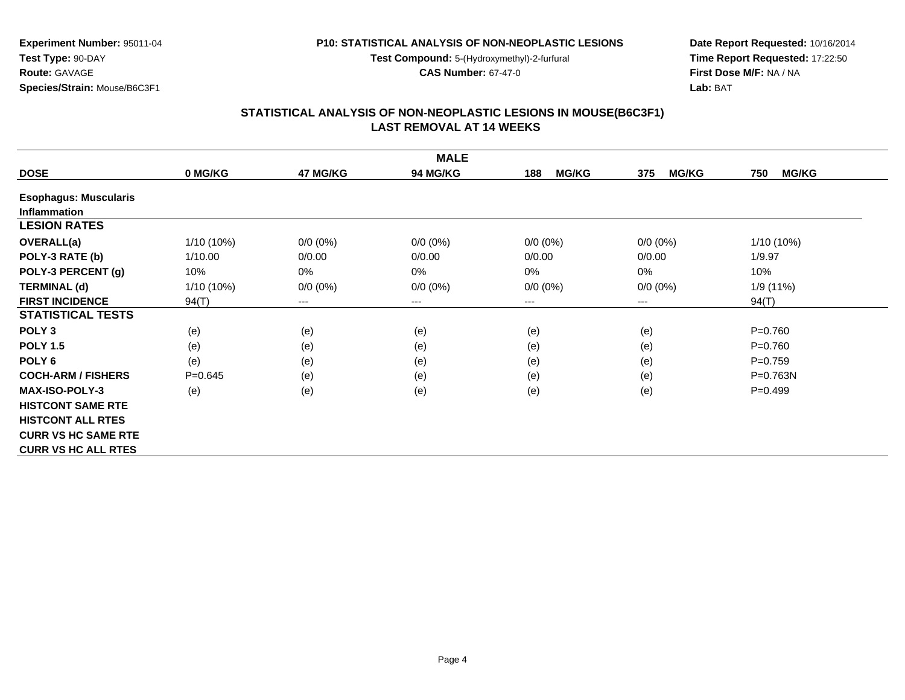**Experiment Number:** 95011-04
**Test Type:** 90-DAY
**Route:** GAVAGE
**Species/Strain:** Mouse/B6C3F1

**P10: STATISTICAL ANALYSIS OF NON-NEOPLASTIC LESIONS**
**Test Compound:** 5-(Hydroxymethyl)-2-furfural
**CAS Number:** 67-47-0

**Date Report Requested:** 10/16/2014
**Time Report Requested:** 17:22:50
**First Dose M/F:** NA / NA
**Lab:** BAT

## STATISTICAL ANALYSIS OF NON-NEOPLASTIC LESIONS IN MOUSE(B6C3F1)
## LAST REMOVAL AT 14 WEEKS

| | MALE | | | | | |
|---|---|---|---|---|---|---|
| **DOSE** | **0 MG/KG** | **47 MG/KG** | **94 MG/KG** | **188 MG/KG** | **375 MG/KG** | **750 MG/KG** |
| **Esophagus: Muscularis** | | | | | | |
| **Inflammation** | | | | | | |
| **LESION RATES** | | | | | | |
| **OVERALL(a)** | 1/10 (10%) | 0/0 (0%) | 0/0 (0%) | 0/0 (0%) | 0/0 (0%) | 1/10 (10%) |
| **POLY-3 RATE (b)** | 1/10.00 | 0/0.00 | 0/0.00 | 0/0.00 | 0/0.00 | 1/9.97 |
| **POLY-3 PERCENT (g)** | 10% | 0% | 0% | 0% | 0% | 10% |
| **TERMINAL (d)** | 1/10 (10%) | 0/0 (0%) | 0/0 (0%) | 0/0 (0%) | 0/0 (0%) | 1/9 (11%) |
| **FIRST INCIDENCE** | 94(T) | --- | --- | --- | --- | 94(T) |
| **STATISTICAL TESTS** | | | | | | |
| **POLY 3** | (e) | (e) | (e) | (e) | (e) | P=0.760 |
| **POLY 1.5** | (e) | (e) | (e) | (e) | (e) | P=0.760 |
| **POLY 6** | (e) | (e) | (e) | (e) | (e) | P=0.759 |
| **COCH-ARM / FISHERS** | P=0.645 | (e) | (e) | (e) | (e) | P=0.763N |
| **MAX-ISO-POLY-3** | (e) | (e) | (e) | (e) | (e) | P=0.499 |
| **HISTCONT SAME RTE** | | | | | | |
| **HISTCONT ALL RTES** | | | | | | |
| **CURR VS HC SAME RTE** | | | | | | |
| **CURR VS HC ALL RTES** | | | | | | |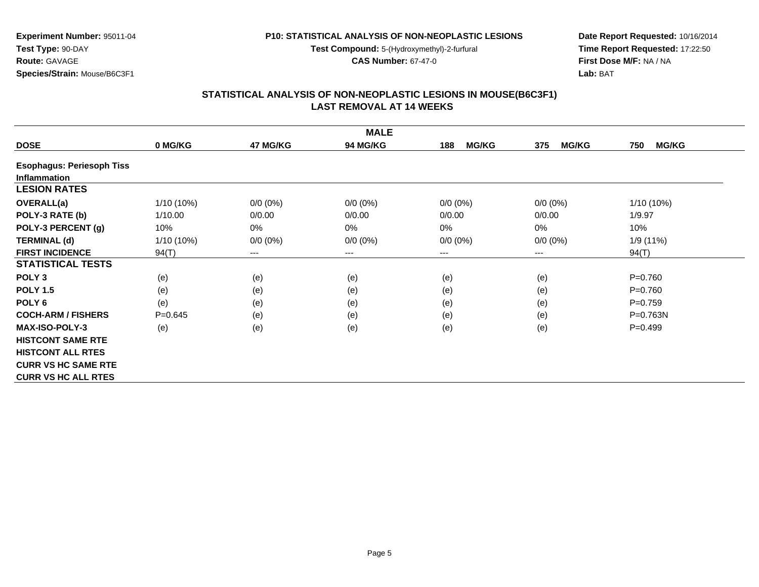**Experiment Number:** 95011-04
**Test Type:** 90-DAY
**Route:** GAVAGE
**Species/Strain:** Mouse/B6C3F1

**P10: STATISTICAL ANALYSIS OF NON-NEOPLASTIC LESIONS**
**Test Compound:** 5-(Hydroxymethyl)-2-furfural
**CAS Number:** 67-47-0

**Date Report Requested:** 10/16/2014
**Time Report Requested:** 17:22:50
**First Dose M/F:** NA / NA
**Lab:** BAT

## STATISTICAL ANALYSIS OF NON-NEOPLASTIC LESIONS IN MOUSE(B6C3F1)
## LAST REMOVAL AT 14 WEEKS

| | MALE | | | | | |
|---|---|---|---|---|---|---|
| **DOSE** | **0 MG/KG** | **47 MG/KG** | **94 MG/KG** | **188 MG/KG** | **375 MG/KG** | **750 MG/KG** |
| **Esophagus: Periesoph Tiss** | | | | | | |
| **Inflammation** | | | | | | |
| **LESION RATES** | | | | | | |
| **OVERALL(a)** | 1/10 (10%) | 0/0 (0%) | 0/0 (0%) | 0/0 (0%) | 0/0 (0%) | 1/10 (10%) |
| **POLY-3 RATE (b)** | 1/10.00 | 0/0.00 | 0/0.00 | 0/0.00 | 0/0.00 | 1/9.97 |
| **POLY-3 PERCENT (g)** | 10% | 0% | 0% | 0% | 0% | 10% |
| **TERMINAL (d)** | 1/10 (10%) | 0/0 (0%) | 0/0 (0%) | 0/0 (0%) | 0/0 (0%) | 1/9 (11%) |
| **FIRST INCIDENCE** | 94(T) | --- | --- | --- | --- | 94(T) |
| **STATISTICAL TESTS** | | | | | | |
| **POLY 3** | (e) | (e) | (e) | (e) | (e) | P=0.760 |
| **POLY 1.5** | (e) | (e) | (e) | (e) | (e) | P=0.760 |
| **POLY 6** | (e) | (e) | (e) | (e) | (e) | P=0.759 |
| **COCH-ARM / FISHERS** | P=0.645 | (e) | (e) | (e) | (e) | P=0.763N |
| **MAX-ISO-POLY-3** | (e) | (e) | (e) | (e) | (e) | P=0.499 |
| **HISTCONT SAME RTE** | | | | | | |
| **HISTCONT ALL RTES** | | | | | | |
| **CURR VS HC SAME RTE** | | | | | | |
| **CURR VS HC ALL RTES** | | | | | | |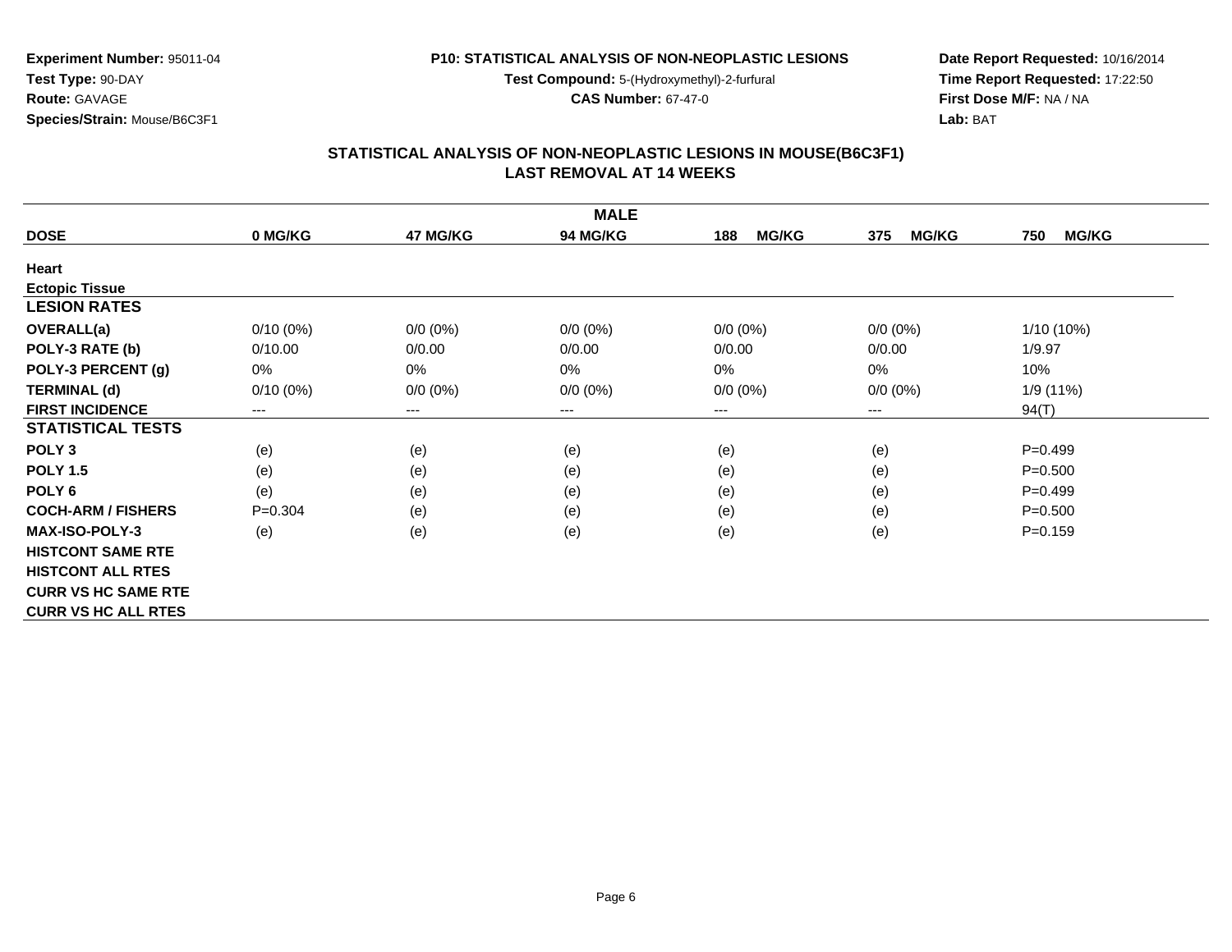**Experiment Number:** 95011-04
**Test Type:** 90-DAY
**Route:** GAVAGE
**Species/Strain:** Mouse/B6C3F1

**P10: STATISTICAL ANALYSIS OF NON-NEOPLASTIC LESIONS**
**Test Compound:** 5-(Hydroxymethyl)-2-furfural
**CAS Number:** 67-47-0

**Date Report Requested:** 10/16/2014
**Time Report Requested:** 17:22:50
**First Dose M/F:** NA / NA
**Lab:** BAT

## STATISTICAL ANALYSIS OF NON-NEOPLASTIC LESIONS IN MOUSE(B6C3F1)
## LAST REMOVAL AT 14 WEEKS

| MALE | | | | | | |
|---|---|---|---|---|---|---|
| **DOSE** | **0 MG/KG** | **47 MG/KG** | **94 MG/KG** | **188 MG/KG** | **375 MG/KG** | **750 MG/KG** |
| **Heart** | | | | | | |
| **Ectopic Tissue** | | | | | | |
| **LESION RATES** | | | | | | |
| **OVERALL(a)** | 0/10 (0%) | 0/0 (0%) | 0/0 (0%) | 0/0 (0%) | 0/0 (0%) | 1/10 (10%) |
| **POLY-3 RATE (b)** | 0/10.00 | 0/0.00 | 0/0.00 | 0/0.00 | 0/0.00 | 1/9.97 |
| **POLY-3 PERCENT (g)** | 0% | 0% | 0% | 0% | 0% | 10% |
| **TERMINAL (d)** | 0/10 (0%) | 0/0 (0%) | 0/0 (0%) | 0/0 (0%) | 0/0 (0%) | 1/9 (11%) |
| **FIRST INCIDENCE** | --- | --- | --- | --- | --- | 94(T) |
| **STATISTICAL TESTS** | | | | | | |
| **POLY 3** | (e) | (e) | (e) | (e) | (e) | P=0.499 |
| **POLY 1.5** | (e) | (e) | (e) | (e) | (e) | P=0.500 |
| **POLY 6** | (e) | (e) | (e) | (e) | (e) | P=0.499 |
| **COCH-ARM / FISHERS** | P=0.304 | (e) | (e) | (e) | (e) | P=0.500 |
| **MAX-ISO-POLY-3** | (e) | (e) | (e) | (e) | (e) | P=0.159 |
| **HISTCONT SAME RTE** | | | | | | |
| **HISTCONT ALL RTES** | | | | | | |
| **CURR VS HC SAME RTE** | | | | | | |
| **CURR VS HC ALL RTES** | | | | | | |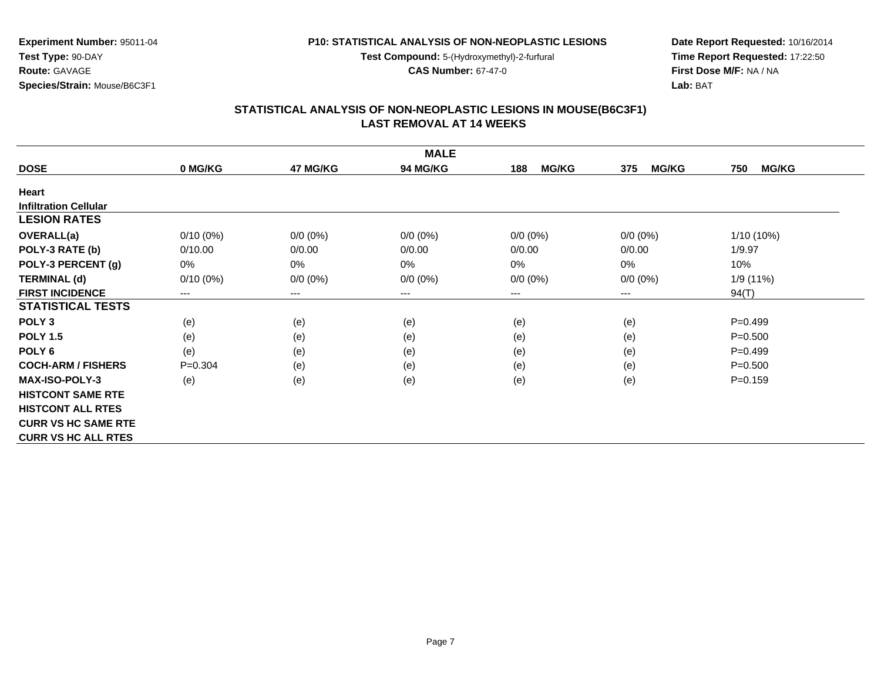**Experiment Number:** 95011-04
**Test Type:** 90-DAY
**Route:** GAVAGE
**Species/Strain:** Mouse/B6C3F1

**P10: STATISTICAL ANALYSIS OF NON-NEOPLASTIC LESIONS**
**Test Compound:** 5-(Hydroxymethyl)-2-furfural
**CAS Number:** 67-47-0

**Date Report Requested:** 10/16/2014
**Time Report Requested:** 17:22:50
**First Dose M/F:** NA / NA
**Lab:** BAT

## STATISTICAL ANALYSIS OF NON-NEOPLASTIC LESIONS IN MOUSE(B6C3F1) LAST REMOVAL AT 14 WEEKS

| MALE | | | | | | |
|---|---|---|---|---|---|---|
| **DOSE** | **0 MG/KG** | **47 MG/KG** | **94 MG/KG** | **188 MG/KG** | **375 MG/KG** | **750 MG/KG** |
| **Heart** | | | | | | |
| **Infiltration Cellular** | | | | | | |
| **LESION RATES** | | | | | | |
| **OVERALL(a)** | 0/10 (0%) | 0/0 (0%) | 0/0 (0%) | 0/0 (0%) | 0/0 (0%) | 1/10 (10%) |
| **POLY-3 RATE (b)** | 0/10.00 | 0/0.00 | 0/0.00 | 0/0.00 | 0/0.00 | 1/9.97 |
| **POLY-3 PERCENT (g)** | 0% | 0% | 0% | 0% | 0% | 10% |
| **TERMINAL (d)** | 0/10 (0%) | 0/0 (0%) | 0/0 (0%) | 0/0 (0%) | 0/0 (0%) | 1/9 (11%) |
| **FIRST INCIDENCE** | --- | --- | --- | --- | --- | 94(T) |
| **STATISTICAL TESTS** | | | | | | |
| **POLY 3** | (e) | (e) | (e) | (e) | (e) | P=0.499 |
| **POLY 1.5** | (e) | (e) | (e) | (e) | (e) | P=0.500 |
| **POLY 6** | (e) | (e) | (e) | (e) | (e) | P=0.499 |
| **COCH-ARM / FISHERS** | P=0.304 | (e) | (e) | (e) | (e) | P=0.500 |
| **MAX-ISO-POLY-3** | (e) | (e) | (e) | (e) | (e) | P=0.159 |
| **HISTCONT SAME RTE** | | | | | | |
| **HISTCONT ALL RTES** | | | | | | |
| **CURR VS HC SAME RTE** | | | | | | |
| **CURR VS HC ALL RTES** | | | | | | |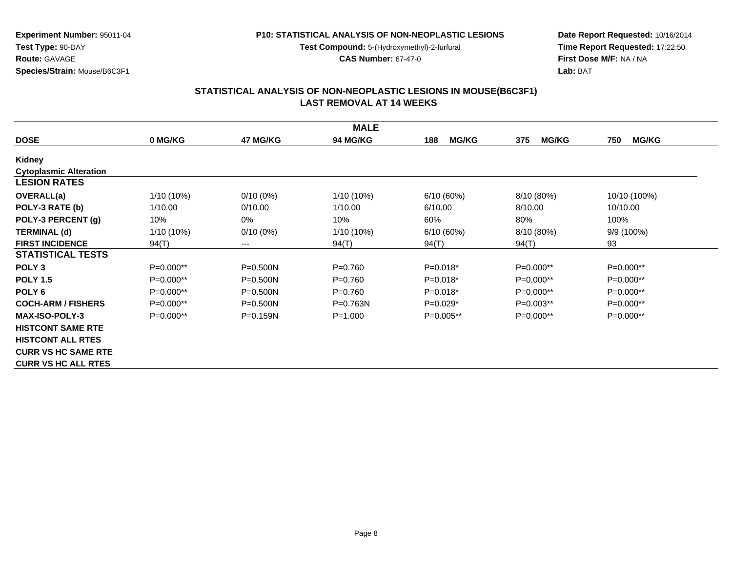**Experiment Number:** 95011-04
**Test Type:** 90-DAY
**Route:** GAVAGE
**Species/Strain:** Mouse/B6C3F1

**P10: STATISTICAL ANALYSIS OF NON-NEOPLASTIC LESIONS**
**Test Compound:** 5-(Hydroxymethyl)-2-furfural
**CAS Number:** 67-47-0

**Date Report Requested:** 10/16/2014
**Time Report Requested:** 17:22:50
**First Dose M/F:** NA / NA
**Lab:** BAT

## STATISTICAL ANALYSIS OF NON-NEOPLASTIC LESIONS IN MOUSE(B6C3F1)
## LAST REMOVAL AT 14 WEEKS

| MALE | | | | | | |
|---|---|---|---|---|---|---|
| **DOSE** | **0 MG/KG** | **47 MG/KG** | **94 MG/KG** | **188 MG/KG** | **375 MG/KG** | **750 MG/KG** |
| **Kidney** | | | | | | |
| **Cytoplasmic Alteration** | | | | | | |
| **LESION RATES** | | | | | | |
| **OVERALL(a)** | 1/10 (10%) | 0/10 (0%) | 1/10 (10%) | 6/10 (60%) | 8/10 (80%) | 10/10 (100%) |
| **POLY-3 RATE (b)** | 1/10.00 | 0/10.00 | 1/10.00 | 6/10.00 | 8/10.00 | 10/10.00 |
| **POLY-3 PERCENT (g)** | 10% | 0% | 10% | 60% | 80% | 100% |
| **TERMINAL (d)** | 1/10 (10%) | 0/10 (0%) | 1/10 (10%) | 6/10 (60%) | 8/10 (80%) | 9/9 (100%) |
| **FIRST INCIDENCE** | 94(T) | --- | 94(T) | 94(T) | 94(T) | 93 |
| **STATISTICAL TESTS** | | | | | | |
| **POLY 3** | P=0.000** | P=0.500N | P=0.760 | P=0.018* | P=0.000** | P=0.000** |
| **POLY 1.5** | P=0.000** | P=0.500N | P=0.760 | P=0.018* | P=0.000** | P=0.000** |
| **POLY 6** | P=0.000** | P=0.500N | P=0.760 | P=0.018* | P=0.000** | P=0.000** |
| **COCH-ARM / FISHERS** | P=0.000** | P=0.500N | P=0.763N | P=0.029* | P=0.003** | P=0.000** |
| **MAX-ISO-POLY-3** | P=0.000** | P=0.159N | P=1.000 | P=0.005** | P=0.000** | P=0.000** |
| **HISTCONT SAME RTE** | | | | | | |
| **HISTCONT ALL RTES** | | | | | | |
| **CURR VS HC SAME RTE** | | | | | | |
| **CURR VS HC ALL RTES** | | | | | | |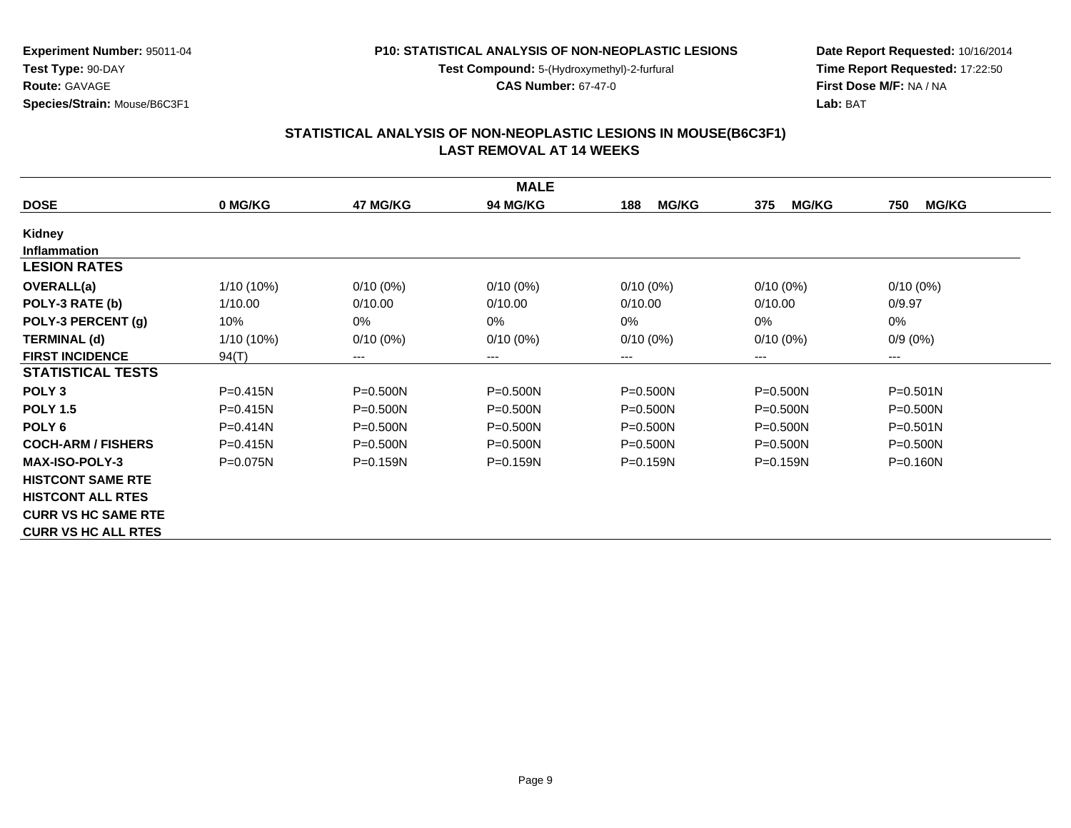**Experiment Number:** 95011-04
**Test Type:** 90-DAY
**Route:** GAVAGE
**Species/Strain:** Mouse/B6C3F1

**P10: STATISTICAL ANALYSIS OF NON-NEOPLASTIC LESIONS**
**Test Compound:** 5-(Hydroxymethyl)-2-furfural
**CAS Number:** 67-47-0

**Date Report Requested:** 10/16/2014
**Time Report Requested:** 17:22:50
**First Dose M/F:** NA / NA
**Lab:** BAT

## STATISTICAL ANALYSIS OF NON-NEOPLASTIC LESIONS IN MOUSE(B6C3F1)
## LAST REMOVAL AT 14 WEEKS

| MALE | | | | | | |
|---|---|---|---|---|---|---|
| **DOSE** | **0 MG/KG** | **47 MG/KG** | **94 MG/KG** | **188 MG/KG** | **375 MG/KG** | **750 MG/KG** |
| **Kidney** | | | | | | |
| **Inflammation** | | | | | | |
| **LESION RATES** | | | | | | |
| **OVERALL(a)** | 1/10 (10%) | 0/10 (0%) | 0/10 (0%) | 0/10 (0%) | 0/10 (0%) | 0/10 (0%) |
| **POLY-3 RATE (b)** | 1/10.00 | 0/10.00 | 0/10.00 | 0/10.00 | 0/10.00 | 0/9.97 |
| **POLY-3 PERCENT (g)** | 10% | 0% | 0% | 0% | 0% | 0% |
| **TERMINAL (d)** | 1/10 (10%) | 0/10 (0%) | 0/10 (0%) | 0/10 (0%) | 0/10 (0%) | 0/9 (0%) |
| **FIRST INCIDENCE** | 94(T) | --- | --- | --- | --- | --- |
| **STATISTICAL TESTS** | | | | | | |
| **POLY 3** | P=0.415N | P=0.500N | P=0.500N | P=0.500N | P=0.500N | P=0.501N |
| **POLY 1.5** | P=0.415N | P=0.500N | P=0.500N | P=0.500N | P=0.500N | P=0.500N |
| **POLY 6** | P=0.414N | P=0.500N | P=0.500N | P=0.500N | P=0.500N | P=0.501N |
| **COCH-ARM / FISHERS** | P=0.415N | P=0.500N | P=0.500N | P=0.500N | P=0.500N | P=0.500N |
| **MAX-ISO-POLY-3** | P=0.075N | P=0.159N | P=0.159N | P=0.159N | P=0.159N | P=0.160N |
| **HISTCONT SAME RTE** | | | | | | |
| **HISTCONT ALL RTES** | | | | | | |
| **CURR VS HC SAME RTE** | | | | | | |
| **CURR VS HC ALL RTES** | | | | | | |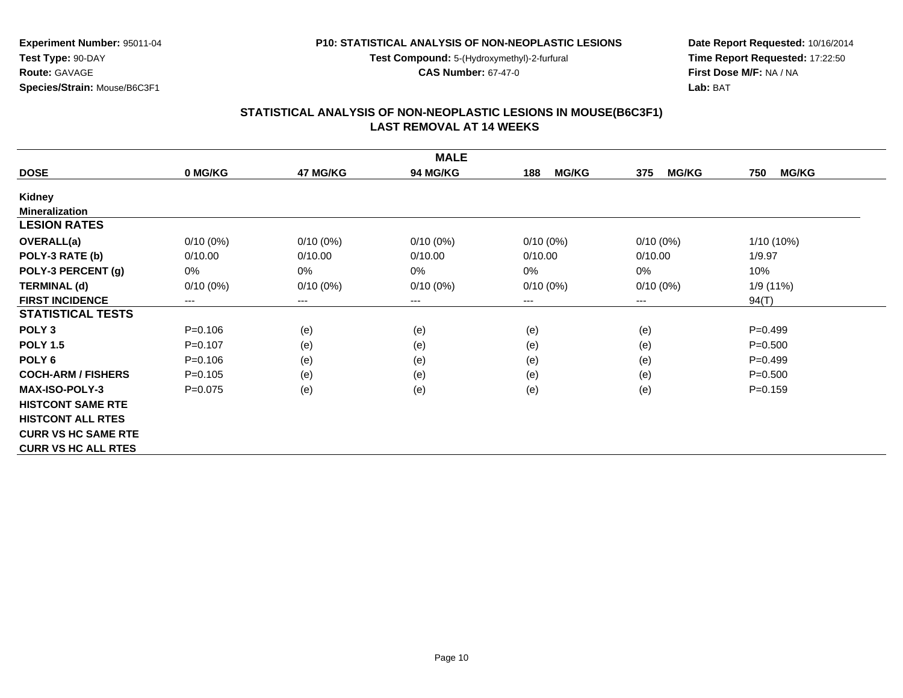**Experiment Number:** 95011-04
**Test Type:** 90-DAY
**Route:** GAVAGE
**Species/Strain:** Mouse/B6C3F1

**P10: STATISTICAL ANALYSIS OF NON-NEOPLASTIC LESIONS**
**Test Compound:** 5-(Hydroxymethyl)-2-furfural
**CAS Number:** 67-47-0

**Date Report Requested:** 10/16/2014
**Time Report Requested:** 17:22:50
**First Dose M/F:** NA / NA
**Lab:** BAT

## STATISTICAL ANALYSIS OF NON-NEOPLASTIC LESIONS IN MOUSE(B6C3F1)
## LAST REMOVAL AT 14 WEEKS

| | MALE | | | | | |
|---|---|---|---|---|---|---|
| **DOSE** | **0 MG/KG** | **47 MG/KG** | **94 MG/KG** | **188 MG/KG** | **375 MG/KG** | **750 MG/KG** |
| **Kidney** | | | | | | |
| **Mineralization** | | | | | | |
| **LESION RATES** | | | | | | |
| **OVERALL(a)** | 0/10 (0%) | 0/10 (0%) | 0/10 (0%) | 0/10 (0%) | 0/10 (0%) | 1/10 (10%) |
| **POLY-3 RATE (b)** | 0/10.00 | 0/10.00 | 0/10.00 | 0/10.00 | 0/10.00 | 1/9.97 |
| **POLY-3 PERCENT (g)** | 0% | 0% | 0% | 0% | 0% | 10% |
| **TERMINAL (d)** | 0/10 (0%) | 0/10 (0%) | 0/10 (0%) | 0/10 (0%) | 0/10 (0%) | 1/9 (11%) |
| **FIRST INCIDENCE** | --- | --- | --- | --- | --- | 94(T) |
| **STATISTICAL TESTS** | | | | | | |
| **POLY 3** | P=0.106 | (e) | (e) | (e) | (e) | P=0.499 |
| **POLY 1.5** | P=0.107 | (e) | (e) | (e) | (e) | P=0.500 |
| **POLY 6** | P=0.106 | (e) | (e) | (e) | (e) | P=0.499 |
| **COCH-ARM / FISHERS** | P=0.105 | (e) | (e) | (e) | (e) | P=0.500 |
| **MAX-ISO-POLY-3** | P=0.075 | (e) | (e) | (e) | (e) | P=0.159 |
| **HISTCONT SAME RTE** | | | | | | |
| **HISTCONT ALL RTES** | | | | | | |
| **CURR VS HC SAME RTE** | | | | | | |
| **CURR VS HC ALL RTES** | | | | | | |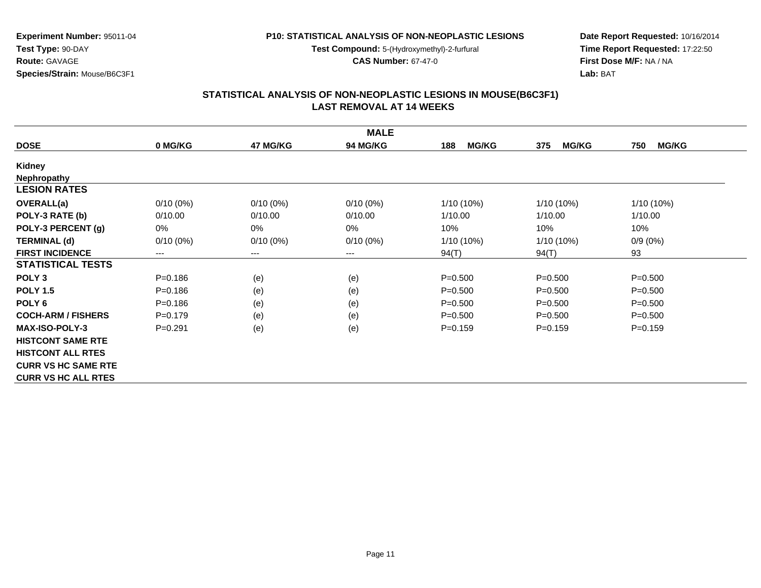**Experiment Number:** 95011-04
**Test Type:** 90-DAY
**Route:** GAVAGE
**Species/Strain:** Mouse/B6C3F1

**P10: STATISTICAL ANALYSIS OF NON-NEOPLASTIC LESIONS**
**Test Compound:** 5-(Hydroxymethyl)-2-furfural
**CAS Number:** 67-47-0

**Date Report Requested:** 10/16/2014
**Time Report Requested:** 17:22:50
**First Dose M/F:** NA / NA
**Lab:** BAT

## STATISTICAL ANALYSIS OF NON-NEOPLASTIC LESIONS IN MOUSE(B6C3F1)
## LAST REMOVAL AT 14 WEEKS

| MALE | | | | | | |
|---|---|---|---|---|---|---|
| **DOSE** | **0 MG/KG** | **47 MG/KG** | **94 MG/KG** | **188 MG/KG** | **375 MG/KG** | **750 MG/KG** |
| **Kidney** | | | | | | |
| **Nephropathy** | | | | | | |
| **LESION RATES** | | | | | | |
| **OVERALL(a)** | 0/10 (0%) | 0/10 (0%) | 0/10 (0%) | 1/10 (10%) | 1/10 (10%) | 1/10 (10%) |
| **POLY-3 RATE (b)** | 0/10.00 | 0/10.00 | 0/10.00 | 1/10.00 | 1/10.00 | 1/10.00 |
| **POLY-3 PERCENT (g)** | 0% | 0% | 0% | 10% | 10% | 10% |
| **TERMINAL (d)** | 0/10 (0%) | 0/10 (0%) | 0/10 (0%) | 1/10 (10%) | 1/10 (10%) | 0/9 (0%) |
| **FIRST INCIDENCE** | --- | --- | --- | 94(T) | 94(T) | 93 |
| **STATISTICAL TESTS** | | | | | | |
| **POLY 3** | P=0.186 | (e) | (e) | P=0.500 | P=0.500 | P=0.500 |
| **POLY 1.5** | P=0.186 | (e) | (e) | P=0.500 | P=0.500 | P=0.500 |
| **POLY 6** | P=0.186 | (e) | (e) | P=0.500 | P=0.500 | P=0.500 |
| **COCH-ARM / FISHERS** | P=0.179 | (e) | (e) | P=0.500 | P=0.500 | P=0.500 |
| **MAX-ISO-POLY-3** | P=0.291 | (e) | (e) | P=0.159 | P=0.159 | P=0.159 |
| **HISTCONT SAME RTE** | | | | | | |
| **HISTCONT ALL RTES** | | | | | | |
| **CURR VS HC SAME RTE** | | | | | | |
| **CURR VS HC ALL RTES** | | | | | | |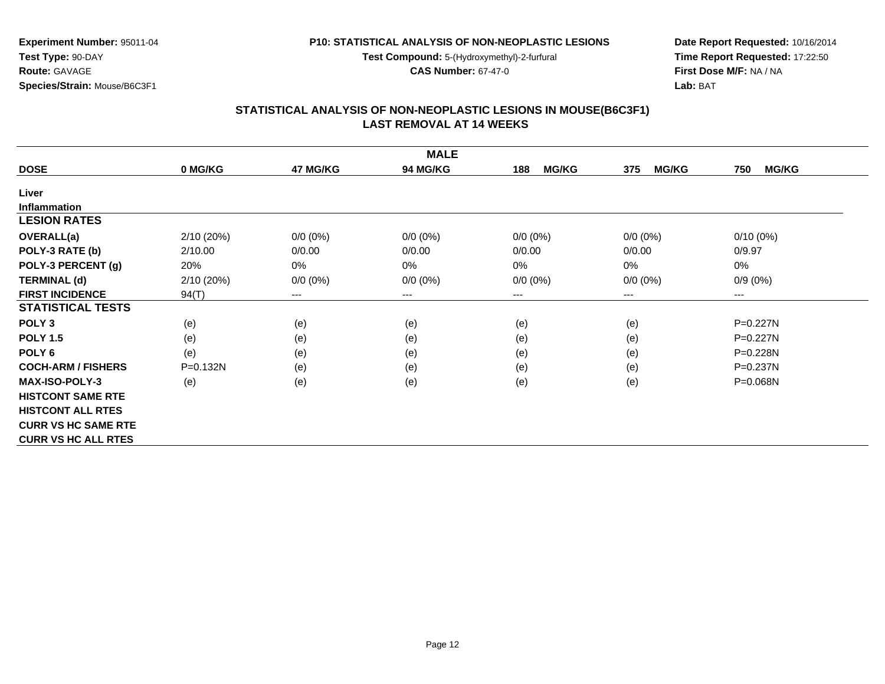**Experiment Number:** 95011-04
**Test Type:** 90-DAY
**Route:** GAVAGE
**Species/Strain:** Mouse/B6C3F1

**P10: STATISTICAL ANALYSIS OF NON-NEOPLASTIC LESIONS**
**Test Compound:** 5-(Hydroxymethyl)-2-furfural
**CAS Number:** 67-47-0

**Date Report Requested:** 10/16/2014
**Time Report Requested:** 17:22:50
**First Dose M/F:** NA / NA
**Lab:** BAT

## STATISTICAL ANALYSIS OF NON-NEOPLASTIC LESIONS IN MOUSE(B6C3F1)
## LAST REMOVAL AT 14 WEEKS

| MALE | | | | | | |
|---|---|---|---|---|---|---|
| **DOSE** | **0 MG/KG** | **47 MG/KG** | **94 MG/KG** | **188 MG/KG** | **375 MG/KG** | **750 MG/KG** |
| **Liver** | | | | | | |
| **Inflammation** | | | | | | |
| **LESION RATES** | | | | | | |
| **OVERALL(a)** | 2/10 (20%) | 0/0 (0%) | 0/0 (0%) | 0/0 (0%) | 0/0 (0%) | 0/10 (0%) |
| **POLY-3 RATE (b)** | 2/10.00 | 0/0.00 | 0/0.00 | 0/0.00 | 0/0.00 | 0/9.97 |
| **POLY-3 PERCENT (g)** | 20% | 0% | 0% | 0% | 0% | 0% |
| **TERMINAL (d)** | 2/10 (20%) | 0/0 (0%) | 0/0 (0%) | 0/0 (0%) | 0/0 (0%) | 0/9 (0%) |
| **FIRST INCIDENCE** | 94(T) | --- | --- | --- | --- | --- |
| **STATISTICAL TESTS** | | | | | | |
| **POLY 3** | (e) | (e) | (e) | (e) | (e) | P=0.227N |
| **POLY 1.5** | (e) | (e) | (e) | (e) | (e) | P=0.227N |
| **POLY 6** | (e) | (e) | (e) | (e) | (e) | P=0.228N |
| **COCH-ARM / FISHERS** | P=0.132N | (e) | (e) | (e) | (e) | P=0.237N |
| **MAX-ISO-POLY-3** | (e) | (e) | (e) | (e) | (e) | P=0.068N |
| **HISTCONT SAME RTE** | | | | | | |
| **HISTCONT ALL RTES** | | | | | | |
| **CURR VS HC SAME RTE** | | | | | | |
| **CURR VS HC ALL RTES** | | | | | | |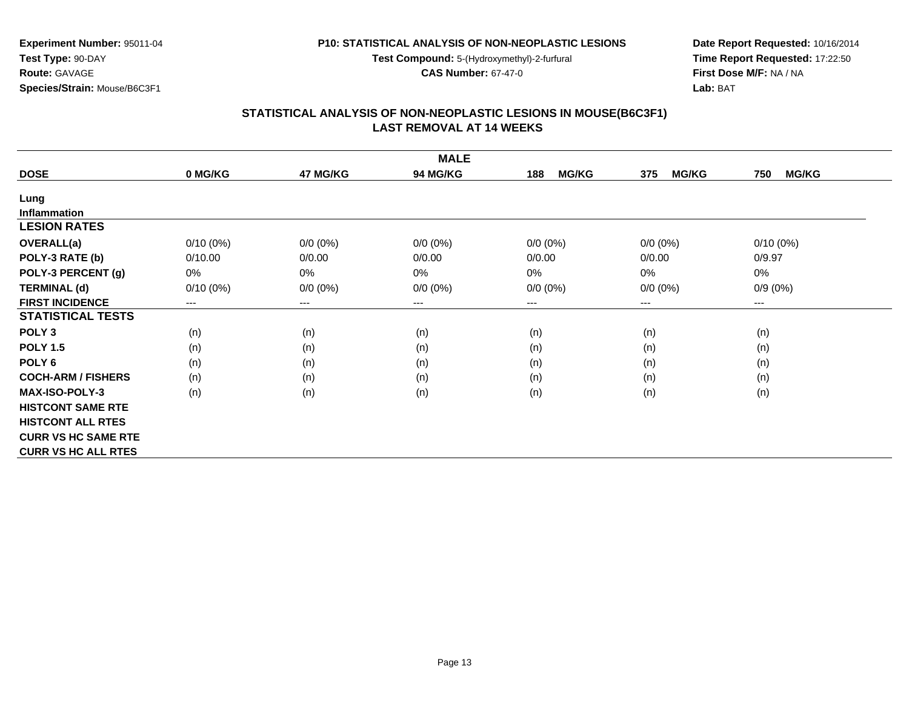**Experiment Number:** 95011-04
**Test Type:** 90-DAY
**Route:** GAVAGE
**Species/Strain:** Mouse/B6C3F1

**P10: STATISTICAL ANALYSIS OF NON-NEOPLASTIC LESIONS**
**Test Compound:** 5-(Hydroxymethyl)-2-furfural
**CAS Number:** 67-47-0

**Date Report Requested:** 10/16/2014
**Time Report Requested:** 17:22:50
**First Dose M/F:** NA / NA
**Lab:** BAT

## STATISTICAL ANALYSIS OF NON-NEOPLASTIC LESIONS IN MOUSE(B6C3F1)
## LAST REMOVAL AT 14 WEEKS

| | MALE | | | | | |
|---|---|---|---|---|---|---|
| **DOSE** | **0 MG/KG** | **47 MG/KG** | **94 MG/KG** | **188 MG/KG** | **375 MG/KG** | **750 MG/KG** |
| **Lung** | | | | | | |
| **Inflammation** | | | | | | |
| **LESION RATES** | | | | | | |
| **OVERALL(a)** | 0/10 (0%) | 0/0 (0%) | 0/0 (0%) | 0/0 (0%) | 0/0 (0%) | 0/10 (0%) |
| **POLY-3 RATE (b)** | 0/10.00 | 0/0.00 | 0/0.00 | 0/0.00 | 0/0.00 | 0/9.97 |
| **POLY-3 PERCENT (g)** | 0% | 0% | 0% | 0% | 0% | 0% |
| **TERMINAL (d)** | 0/10 (0%) | 0/0 (0%) | 0/0 (0%) | 0/0 (0%) | 0/0 (0%) | 0/9 (0%) |
| **FIRST INCIDENCE** | --- | --- | --- | --- | --- | --- |
| **STATISTICAL TESTS** | | | | | | |
| **POLY 3** | (n) | (n) | (n) | (n) | (n) | (n) |
| **POLY 1.5** | (n) | (n) | (n) | (n) | (n) | (n) |
| **POLY 6** | (n) | (n) | (n) | (n) | (n) | (n) |
| **COCH-ARM / FISHERS** | (n) | (n) | (n) | (n) | (n) | (n) |
| **MAX-ISO-POLY-3** | (n) | (n) | (n) | (n) | (n) | (n) |
| **HISTCONT SAME RTE** | | | | | | |
| **HISTCONT ALL RTES** | | | | | | |
| **CURR VS HC SAME RTE** | | | | | | |
| **CURR VS HC ALL RTES** | | | | | | |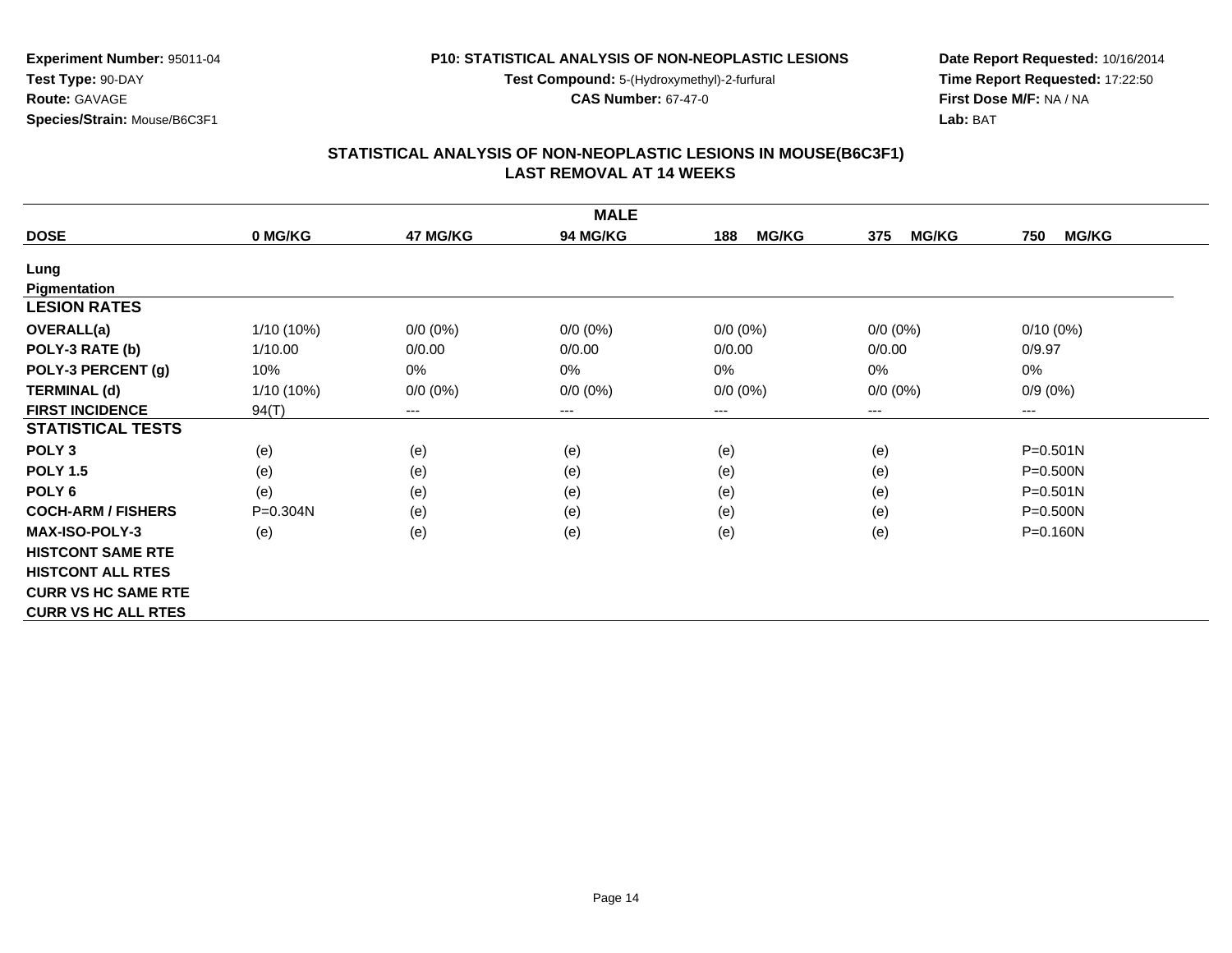**Experiment Number:** 95011-04
**Test Type:** 90-DAY
**Route:** GAVAGE
**Species/Strain:** Mouse/B6C3F1

**P10: STATISTICAL ANALYSIS OF NON-NEOPLASTIC LESIONS**
**Test Compound:** 5-(Hydroxymethyl)-2-furfural
**CAS Number:** 67-47-0

**Date Report Requested:** 10/16/2014
**Time Report Requested:** 17:22:50
**First Dose M/F:** NA / NA
**Lab:** BAT

## STATISTICAL ANALYSIS OF NON-NEOPLASTIC LESIONS IN MOUSE(B6C3F1)
## LAST REMOVAL AT 14 WEEKS

| MALE | | | | | | |
|---|---|---|---|---|---|---|
| **DOSE** | **0 MG/KG** | **47 MG/KG** | **94 MG/KG** | **188 MG/KG** | **375 MG/KG** | **750 MG/KG** |
| **Lung** | | | | | | |
| **Pigmentation** | | | | | | |
| **LESION RATES** | | | | | | |
| **OVERALL(a)** | 1/10 (10%) | 0/0 (0%) | 0/0 (0%) | 0/0 (0%) | 0/0 (0%) | 0/10 (0%) |
| **POLY-3 RATE (b)** | 1/10.00 | 0/0.00 | 0/0.00 | 0/0.00 | 0/0.00 | 0/9.97 |
| **POLY-3 PERCENT (g)** | 10% | 0% | 0% | 0% | 0% | 0% |
| **TERMINAL (d)** | 1/10 (10%) | 0/0 (0%) | 0/0 (0%) | 0/0 (0%) | 0/0 (0%) | 0/9 (0%) |
| **FIRST INCIDENCE** | 94(T) | --- | --- | --- | --- | --- |
| **STATISTICAL TESTS** | | | | | | |
| **POLY 3** | (e) | (e) | (e) | (e) | (e) | P=0.501N |
| **POLY 1.5** | (e) | (e) | (e) | (e) | (e) | P=0.500N |
| **POLY 6** | (e) | (e) | (e) | (e) | (e) | P=0.501N |
| **COCH-ARM / FISHERS** | P=0.304N | (e) | (e) | (e) | (e) | P=0.500N |
| **MAX-ISO-POLY-3** | (e) | (e) | (e) | (e) | (e) | P=0.160N |
| **HISTCONT SAME RTE** | | | | | | |
| **HISTCONT ALL RTES** | | | | | | |
| **CURR VS HC SAME RTE** | | | | | | |
| **CURR VS HC ALL RTES** | | | | | | |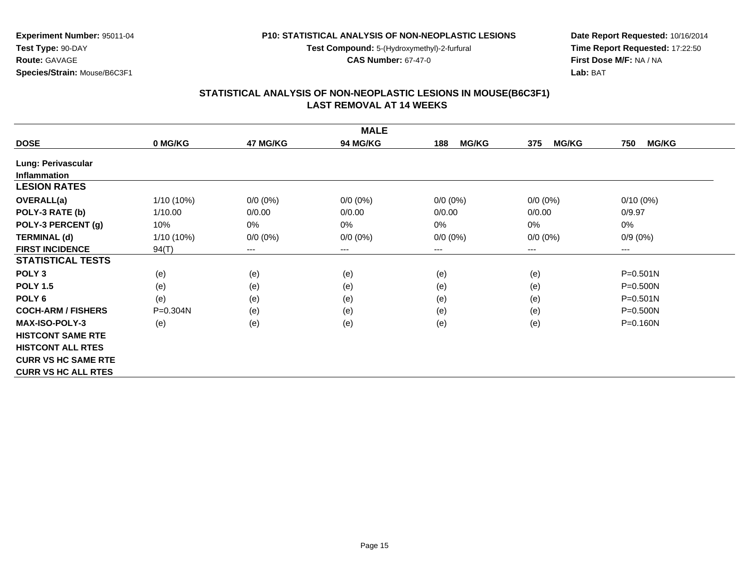**Experiment Number:** 95011-04
**Test Type:** 90-DAY
**Route:** GAVAGE
**Species/Strain:** Mouse/B6C3F1

**P10: STATISTICAL ANALYSIS OF NON-NEOPLASTIC LESIONS**
**Test Compound:** 5-(Hydroxymethyl)-2-furfural
**CAS Number:** 67-47-0

**Date Report Requested:** 10/16/2014
**Time Report Requested:** 17:22:50
**First Dose M/F:** NA / NA
**Lab:** BAT

## STATISTICAL ANALYSIS OF NON-NEOPLASTIC LESIONS IN MOUSE(B6C3F1) LAST REMOVAL AT 14 WEEKS

| | | | MALE | | | |
|---|---|---|---|---|---|---|
| **DOSE** | **0 MG/KG** | **47 MG/KG** | **94 MG/KG** | **188 MG/KG** | **375 MG/KG** | **750 MG/KG** |
| **Lung: Perivascular Inflammation** | | | | | | |
| **LESION RATES** | | | | | | |
| **OVERALL(a)** | 1/10 (10%) | 0/0 (0%) | 0/0 (0%) | 0/0 (0%) | 0/0 (0%) | 0/10 (0%) |
| **POLY-3 RATE (b)** | 1/10.00 | 0/0.00 | 0/0.00 | 0/0.00 | 0/0.00 | 0/9.97 |
| **POLY-3 PERCENT (g)** | 10% | 0% | 0% | 0% | 0% | 0% |
| **TERMINAL (d)** | 1/10 (10%) | 0/0 (0%) | 0/0 (0%) | 0/0 (0%) | 0/0 (0%) | 0/9 (0%) |
| **FIRST INCIDENCE** | 94(T) | --- | --- | --- | --- | --- |
| **STATISTICAL TESTS** | | | | | | |
| **POLY 3** | (e) | (e) | (e) | (e) | (e) | P=0.501N |
| **POLY 1.5** | (e) | (e) | (e) | (e) | (e) | P=0.500N |
| **POLY 6** | (e) | (e) | (e) | (e) | (e) | P=0.501N |
| **COCH-ARM / FISHERS** | P=0.304N | (e) | (e) | (e) | (e) | P=0.500N |
| **MAX-ISO-POLY-3** | (e) | (e) | (e) | (e) | (e) | P=0.160N |
| **HISTCONT SAME RTE** | | | | | | |
| **HISTCONT ALL RTES** | | | | | | |
| **CURR VS HC SAME RTE** | | | | | | |
| **CURR VS HC ALL RTES** | | | | | | |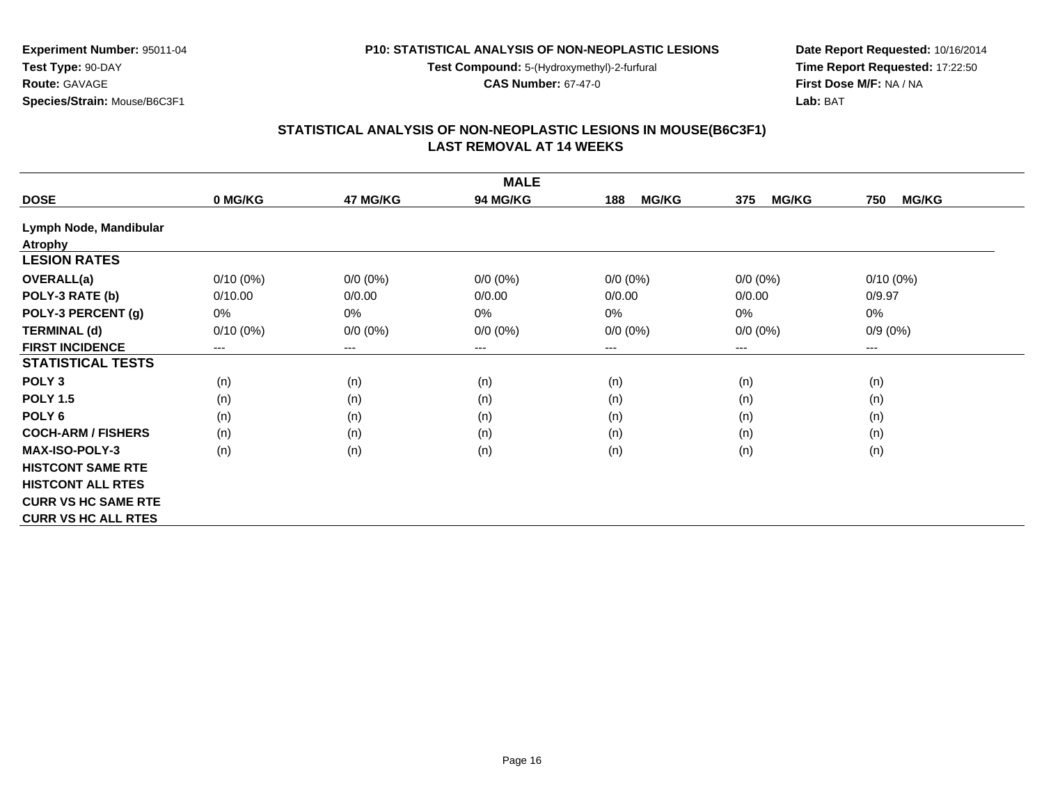**Experiment Number:** 95011-04
**Test Type:** 90-DAY
**Route:** GAVAGE
**Species/Strain:** Mouse/B6C3F1

**P10: STATISTICAL ANALYSIS OF NON-NEOPLASTIC LESIONS**
**Test Compound:** 5-(Hydroxymethyl)-2-furfural
**CAS Number:** 67-47-0

**Date Report Requested:** 10/16/2014
**Time Report Requested:** 17:22:50
**First Dose M/F:** NA / NA
**Lab:** BAT

## STATISTICAL ANALYSIS OF NON-NEOPLASTIC LESIONS IN MOUSE(B6C3F1)
## LAST REMOVAL AT 14 WEEKS

| MALE | | | | | | |
|---|---|---|---|---|---|---|
| **DOSE** | **0 MG/KG** | **47 MG/KG** | **94 MG/KG** | **188 MG/KG** | **375 MG/KG** | **750 MG/KG** |
| **Lymph Node, Mandibular** | | | | | | |
| **Atrophy** | | | | | | |
| **LESION RATES** | | | | | | |
| **OVERALL(a)** | 0/10 (0%) | 0/0 (0%) | 0/0 (0%) | 0/0 (0%) | 0/0 (0%) | 0/10 (0%) |
| **POLY-3 RATE (b)** | 0/10.00 | 0/0.00 | 0/0.00 | 0/0.00 | 0/0.00 | 0/9.97 |
| **POLY-3 PERCENT (g)** | 0% | 0% | 0% | 0% | 0% | 0% |
| **TERMINAL (d)** | 0/10 (0%) | 0/0 (0%) | 0/0 (0%) | 0/0 (0%) | 0/0 (0%) | 0/9 (0%) |
| **FIRST INCIDENCE** | --- | --- | --- | --- | --- | --- |
| **STATISTICAL TESTS** | | | | | | |
| **POLY 3** | (n) | (n) | (n) | (n) | (n) | (n) |
| **POLY 1.5** | (n) | (n) | (n) | (n) | (n) | (n) |
| **POLY 6** | (n) | (n) | (n) | (n) | (n) | (n) |
| **COCH-ARM / FISHERS** | (n) | (n) | (n) | (n) | (n) | (n) |
| **MAX-ISO-POLY-3** | (n) | (n) | (n) | (n) | (n) | (n) |
| **HISTCONT SAME RTE** | | | | | | |
| **HISTCONT ALL RTES** | | | | | | |
| **CURR VS HC SAME RTE** | | | | | | |
| **CURR VS HC ALL RTES** | | | | | | |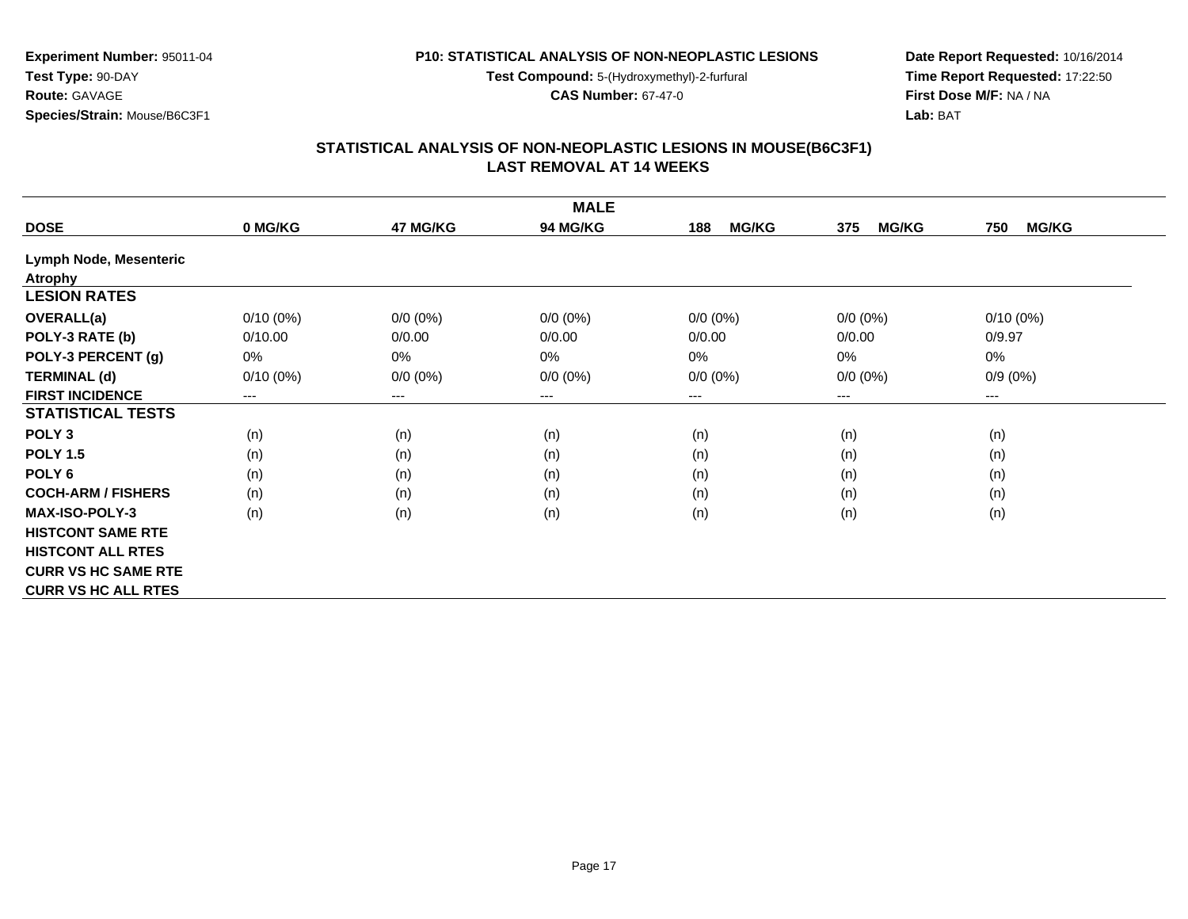**Experiment Number:** 95011-04
**Test Type:** 90-DAY
**Route:** GAVAGE
**Species/Strain:** Mouse/B6C3F1

**P10: STATISTICAL ANALYSIS OF NON-NEOPLASTIC LESIONS**
**Test Compound:** 5-(Hydroxymethyl)-2-furfural
**CAS Number:** 67-47-0

**Date Report Requested:** 10/16/2014
**Time Report Requested:** 17:22:50
**First Dose M/F:** NA / NA
**Lab:** BAT

## STATISTICAL ANALYSIS OF NON-NEOPLASTIC LESIONS IN MOUSE(B6C3F1) LAST REMOVAL AT 14 WEEKS

| MALE | | | | | | |
|---|---|---|---|---|---|---|
| **DOSE** | **0 MG/KG** | **47 MG/KG** | **94 MG/KG** | **188 MG/KG** | **375 MG/KG** | **750 MG/KG** |
| **Lymph Node, Mesenteric** | | | | | | |
| **Atrophy** | | | | | | |
| **LESION RATES** | | | | | | |
| **OVERALL(a)** | 0/10 (0%) | 0/0 (0%) | 0/0 (0%) | 0/0 (0%) | 0/0 (0%) | 0/10 (0%) |
| **POLY-3 RATE (b)** | 0/10.00 | 0/0.00 | 0/0.00 | 0/0.00 | 0/0.00 | 0/9.97 |
| **POLY-3 PERCENT (g)** | 0% | 0% | 0% | 0% | 0% | 0% |
| **TERMINAL (d)** | 0/10 (0%) | 0/0 (0%) | 0/0 (0%) | 0/0 (0%) | 0/0 (0%) | 0/9 (0%) |
| **FIRST INCIDENCE** | --- | --- | --- | --- | --- | --- |
| **STATISTICAL TESTS** | | | | | | |
| **POLY 3** | (n) | (n) | (n) | (n) | (n) | (n) |
| **POLY 1.5** | (n) | (n) | (n) | (n) | (n) | (n) |
| **POLY 6** | (n) | (n) | (n) | (n) | (n) | (n) |
| **COCH-ARM / FISHERS** | (n) | (n) | (n) | (n) | (n) | (n) |
| **MAX-ISO-POLY-3** | (n) | (n) | (n) | (n) | (n) | (n) |
| **HISTCONT SAME RTE** | | | | | | |
| **HISTCONT ALL RTES** | | | | | | |
| **CURR VS HC SAME RTE** | | | | | | |
| **CURR VS HC ALL RTES** | | | | | | |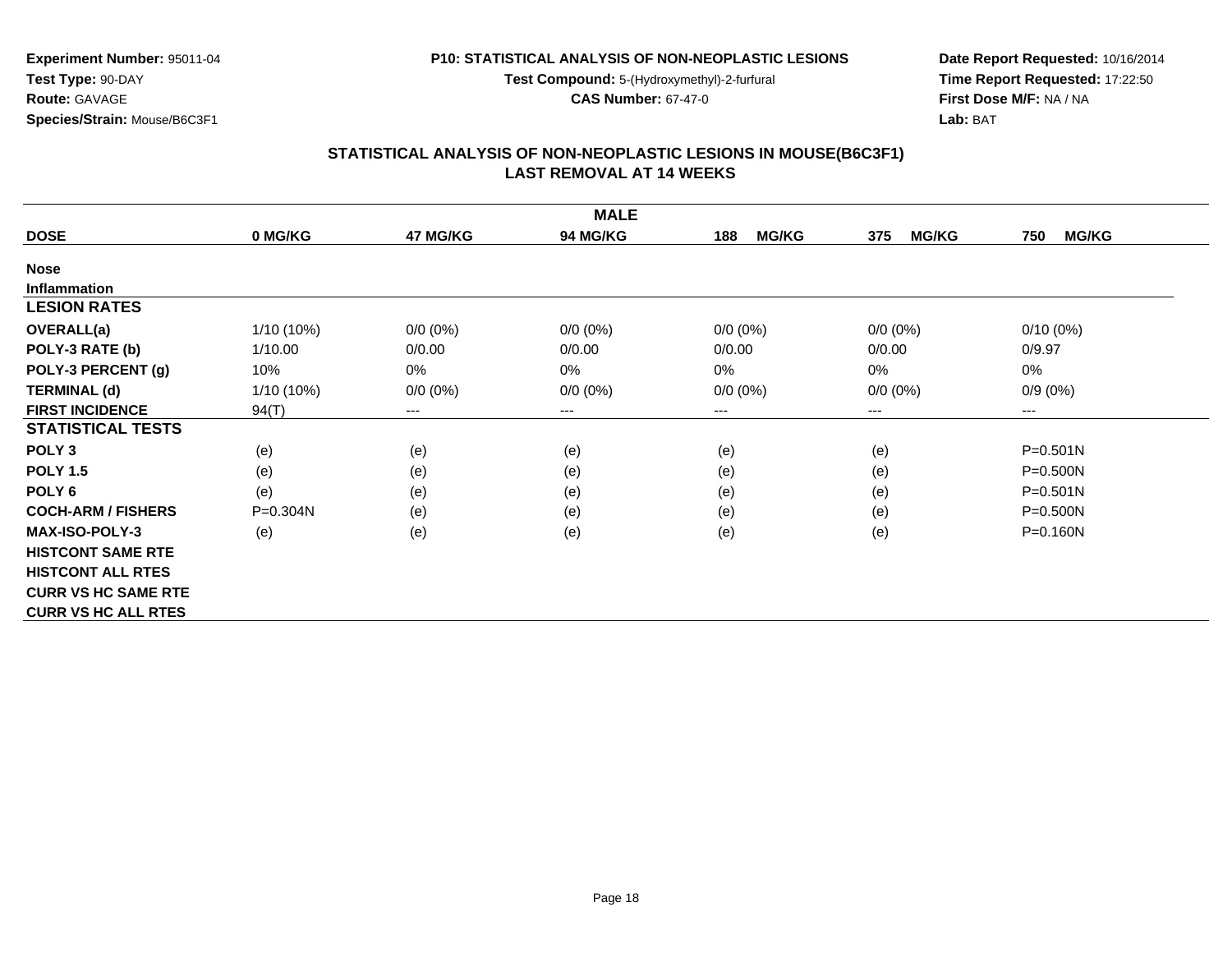Experiment Number: 95011-04
Test Type: 90-DAY
Route: GAVAGE
Species/Strain: Mouse/B6C3F1

P10: STATISTICAL ANALYSIS OF NON-NEOPLASTIC LESIONS
Test Compound: 5-(Hydroxymethyl)-2-furfural
CAS Number: 67-47-0

Date Report Requested: 10/16/2014
Time Report Requested: 17:22:50
First Dose M/F: NA / NA
Lab: BAT

## STATISTICAL ANALYSIS OF NON-NEOPLASTIC LESIONS IN MOUSE(B6C3F1)
## LAST REMOVAL AT 14 WEEKS

| MALE | | | | | | |
|---|---|---|---|---|---|---|
| **DOSE** | **0 MG/KG** | **47 MG/KG** | **94 MG/KG** | **188 MG/KG** | **375 MG/KG** | **750 MG/KG** |
| **Nose** | | | | | | |
| **Inflammation** | | | | | | |
| **LESION RATES** | | | | | | |
| **OVERALL(a)** | 1/10 (10%) | 0/0 (0%) | 0/0 (0%) | 0/0 (0%) | 0/0 (0%) | 0/10 (0%) |
| **POLY-3 RATE (b)** | 1/10.00 | 0/0.00 | 0/0.00 | 0/0.00 | 0/0.00 | 0/9.97 |
| **POLY-3 PERCENT (g)** | 10% | 0% | 0% | 0% | 0% | 0% |
| **TERMINAL (d)** | 1/10 (10%) | 0/0 (0%) | 0/0 (0%) | 0/0 (0%) | 0/0 (0%) | 0/9 (0%) |
| **FIRST INCIDENCE** | 94(T) | --- | --- | --- | --- | --- |
| **STATISTICAL TESTS** | | | | | | |
| **POLY 3** | (e) | (e) | (e) | (e) | (e) | P=0.501N |
| **POLY 1.5** | (e) | (e) | (e) | (e) | (e) | P=0.500N |
| **POLY 6** | (e) | (e) | (e) | (e) | (e) | P=0.501N |
| **COCH-ARM / FISHERS** | P=0.304N | (e) | (e) | (e) | (e) | P=0.500N |
| **MAX-ISO-POLY-3** | (e) | (e) | (e) | (e) | (e) | P=0.160N |
| **HISTCONT SAME RTE** | | | | | | |
| **HISTCONT ALL RTES** | | | | | | |
| **CURR VS HC SAME RTE** | | | | | | |
| **CURR VS HC ALL RTES** | | | | | | |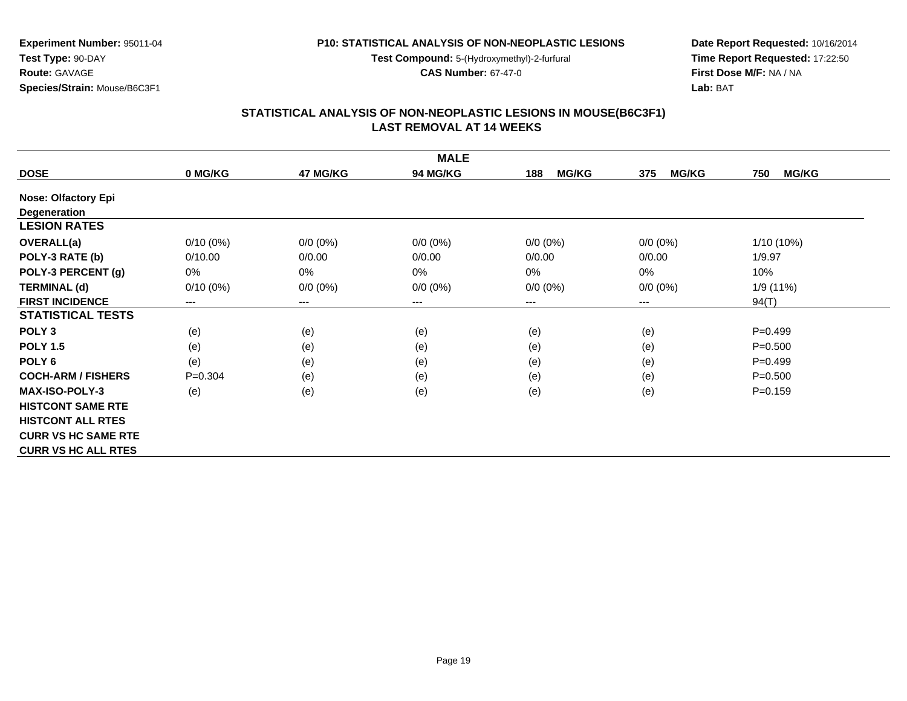**Experiment Number:** 95011-04
**Test Type:** 90-DAY
**Route:** GAVAGE
**Species/Strain:** Mouse/B6C3F1

**P10: STATISTICAL ANALYSIS OF NON-NEOPLASTIC LESIONS**
**Test Compound:** 5-(Hydroxymethyl)-2-furfural
**CAS Number:** 67-47-0

**Date Report Requested:** 10/16/2014
**Time Report Requested:** 17:22:50
**First Dose M/F:** NA / NA
**Lab:** BAT

## STATISTICAL ANALYSIS OF NON-NEOPLASTIC LESIONS IN MOUSE(B6C3F1) LAST REMOVAL AT 14 WEEKS

| | MALE | | | | | |
|---|---|---|---|---|---|---|
| **DOSE** | **0 MG/KG** | **47 MG/KG** | **94 MG/KG** | **188 MG/KG** | **375 MG/KG** | **750 MG/KG** |
| **Nose: Olfactory Epi Degeneration** | | | | | | |
| **LESION RATES** | | | | | | |
| **OVERALL(a)** | 0/10 (0%) | 0/0 (0%) | 0/0 (0%) | 0/0 (0%) | 0/0 (0%) | 1/10 (10%) |
| **POLY-3 RATE (b)** | 0/10.00 | 0/0.00 | 0/0.00 | 0/0.00 | 0/0.00 | 1/9.97 |
| **POLY-3 PERCENT (g)** | 0% | 0% | 0% | 0% | 0% | 10% |
| **TERMINAL (d)** | 0/10 (0%) | 0/0 (0%) | 0/0 (0%) | 0/0 (0%) | 0/0 (0%) | 1/9 (11%) |
| **FIRST INCIDENCE** | --- | --- | --- | --- | --- | 94(T) |
| **STATISTICAL TESTS** | | | | | | |
| **POLY 3** | (e) | (e) | (e) | (e) | (e) | P=0.499 |
| **POLY 1.5** | (e) | (e) | (e) | (e) | (e) | P=0.500 |
| **POLY 6** | (e) | (e) | (e) | (e) | (e) | P=0.499 |
| **COCH-ARM / FISHERS** | P=0.304 | (e) | (e) | (e) | (e) | P=0.500 |
| **MAX-ISO-POLY-3** | (e) | (e) | (e) | (e) | (e) | P=0.159 |
| **HISTCONT SAME RTE** | | | | | | |
| **HISTCONT ALL RTES** | | | | | | |
| **CURR VS HC SAME RTE** | | | | | | |
| **CURR VS HC ALL RTES** | | | | | | |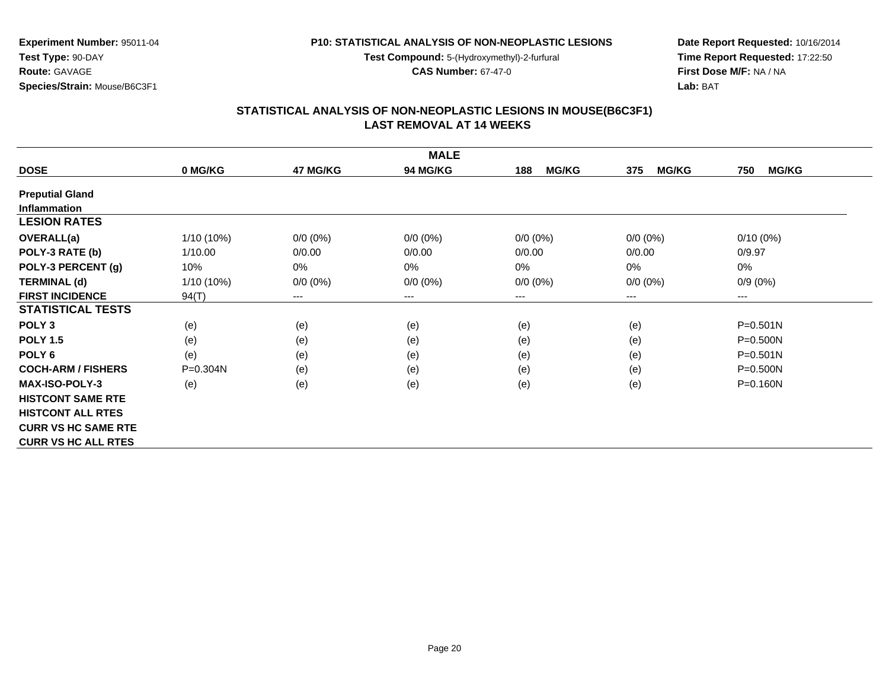**Experiment Number:** 95011-04
**Test Type:** 90-DAY
**Route:** GAVAGE
**Species/Strain:** Mouse/B6C3F1

**P10: STATISTICAL ANALYSIS OF NON-NEOPLASTIC LESIONS**
**Test Compound:** 5-(Hydroxymethyl)-2-furfural
**CAS Number:** 67-47-0

**Date Report Requested:** 10/16/2014
**Time Report Requested:** 17:22:50
**First Dose M/F:** NA / NA
**Lab:** BAT

## STATISTICAL ANALYSIS OF NON-NEOPLASTIC LESIONS IN MOUSE(B6C3F1) LAST REMOVAL AT 14 WEEKS

| MALE | | | | | | |
|---|---|---|---|---|---|---|
| **DOSE** | **0 MG/KG** | **47 MG/KG** | **94 MG/KG** | **188 MG/KG** | **375 MG/KG** | **750 MG/KG** |
| **Preputial Gland** | | | | | | |
| **Inflammation** | | | | | | |
| **LESION RATES** | | | | | | |
| **OVERALL(a)** | 1/10 (10%) | 0/0 (0%) | 0/0 (0%) | 0/0 (0%) | 0/0 (0%) | 0/10 (0%) |
| **POLY-3 RATE (b)** | 1/10.00 | 0/0.00 | 0/0.00 | 0/0.00 | 0/0.00 | 0/9.97 |
| **POLY-3 PERCENT (g)** | 10% | 0% | 0% | 0% | 0% | 0% |
| **TERMINAL (d)** | 1/10 (10%) | 0/0 (0%) | 0/0 (0%) | 0/0 (0%) | 0/0 (0%) | 0/9 (0%) |
| **FIRST INCIDENCE** | 94(T) | --- | --- | --- | --- | --- |
| **STATISTICAL TESTS** | | | | | | |
| **POLY 3** | (e) | (e) | (e) | (e) | (e) | P=0.501N |
| **POLY 1.5** | (e) | (e) | (e) | (e) | (e) | P=0.500N |
| **POLY 6** | (e) | (e) | (e) | (e) | (e) | P=0.501N |
| **COCH-ARM / FISHERS** | P=0.304N | (e) | (e) | (e) | (e) | P=0.500N |
| **MAX-ISO-POLY-3** | (e) | (e) | (e) | (e) | (e) | P=0.160N |
| **HISTCONT SAME RTE** | | | | | | |
| **HISTCONT ALL RTES** | | | | | | |
| **CURR VS HC SAME RTE** | | | | | | |
| **CURR VS HC ALL RTES** | | | | | | |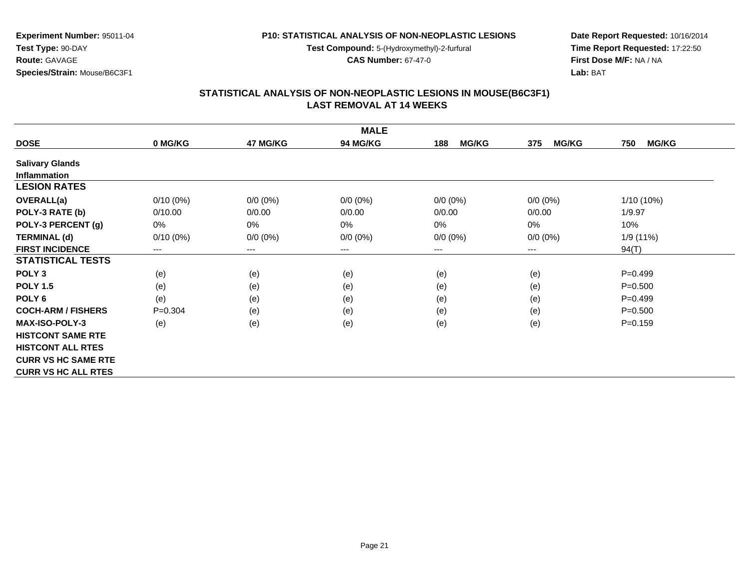**Experiment Number:** 95011-04
**Test Type:** 90-DAY
**Route:** GAVAGE
**Species/Strain:** Mouse/B6C3F1

**P10: STATISTICAL ANALYSIS OF NON-NEOPLASTIC LESIONS**
**Test Compound:** 5-(Hydroxymethyl)-2-furfural
**CAS Number:** 67-47-0

**Date Report Requested:** 10/16/2014
**Time Report Requested:** 17:22:50
**First Dose M/F:** NA / NA
**Lab:** BAT

## STATISTICAL ANALYSIS OF NON-NEOPLASTIC LESIONS IN MOUSE(B6C3F1)
## LAST REMOVAL AT 14 WEEKS

| | MALE | | | | | |
|---|---|---|---|---|---|---|
| **DOSE** | **0 MG/KG** | **47 MG/KG** | **94 MG/KG** | **188 MG/KG** | **375 MG/KG** | **750 MG/KG** |
| **Salivary Glands** | | | | | | |
| **Inflammation** | | | | | | |
| **LESION RATES** | | | | | | |
| **OVERALL(a)** | 0/10 (0%) | 0/0 (0%) | 0/0 (0%) | 0/0 (0%) | 0/0 (0%) | 1/10 (10%) |
| **POLY-3 RATE (b)** | 0/10.00 | 0/0.00 | 0/0.00 | 0/0.00 | 0/0.00 | 1/9.97 |
| **POLY-3 PERCENT (g)** | 0% | 0% | 0% | 0% | 0% | 10% |
| **TERMINAL (d)** | 0/10 (0%) | 0/0 (0%) | 0/0 (0%) | 0/0 (0%) | 0/0 (0%) | 1/9 (11%) |
| **FIRST INCIDENCE** | --- | --- | --- | --- | --- | 94(T) |
| **STATISTICAL TESTS** | | | | | | |
| **POLY 3** | (e) | (e) | (e) | (e) | (e) | P=0.499 |
| **POLY 1.5** | (e) | (e) | (e) | (e) | (e) | P=0.500 |
| **POLY 6** | (e) | (e) | (e) | (e) | (e) | P=0.499 |
| **COCH-ARM / FISHERS** | P=0.304 | (e) | (e) | (e) | (e) | P=0.500 |
| **MAX-ISO-POLY-3** | (e) | (e) | (e) | (e) | (e) | P=0.159 |
| **HISTCONT SAME RTE** | | | | | | |
| **HISTCONT ALL RTES** | | | | | | |
| **CURR VS HC SAME RTE** | | | | | | |
| **CURR VS HC ALL RTES** | | | | | | |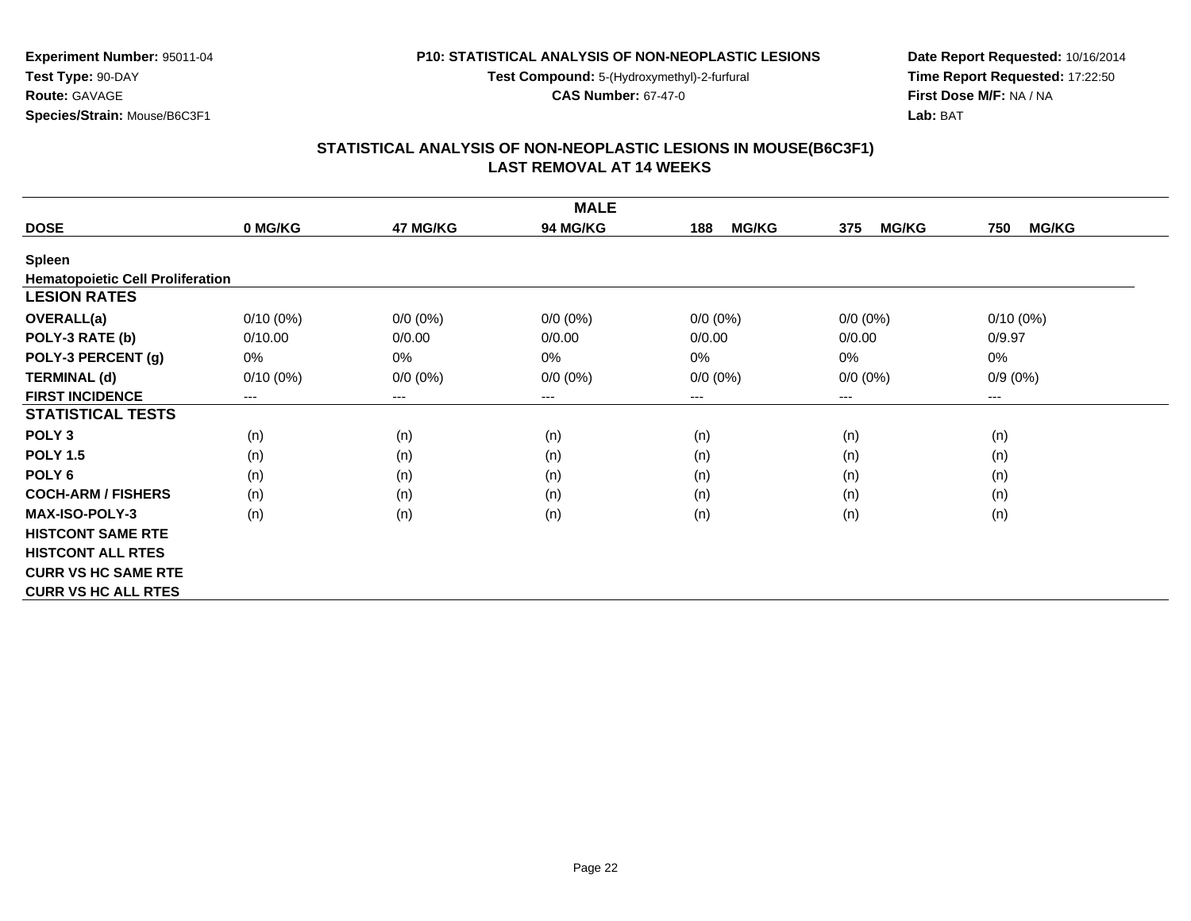**Experiment Number:** 95011-04
**Test Type:** 90-DAY
**Route:** GAVAGE
**Species/Strain:** Mouse/B6C3F1

**P10: STATISTICAL ANALYSIS OF NON-NEOPLASTIC LESIONS**
**Test Compound:** 5-(Hydroxymethyl)-2-furfural
**CAS Number:** 67-47-0

**Date Report Requested:** 10/16/2014
**Time Report Requested:** 17:22:50
**First Dose M/F:** NA / NA
**Lab:** BAT

## STATISTICAL ANALYSIS OF NON-NEOPLASTIC LESIONS IN MOUSE(B6C3F1)
## LAST REMOVAL AT 14 WEEKS

| | MALE | | | | | |
|---|---|---|---|---|---|---|
| **DOSE** | **0 MG/KG** | **47 MG/KG** | **94 MG/KG** | **188 MG/KG** | **375 MG/KG** | **750 MG/KG** |
| **Spleen** | | | | | | |
| **Hematopoietic Cell Proliferation** | | | | | | |
| **LESION RATES** | | | | | | |
| **OVERALL(a)** | 0/10 (0%) | 0/0 (0%) | 0/0 (0%) | 0/0 (0%) | 0/0 (0%) | 0/10 (0%) |
| **POLY-3 RATE (b)** | 0/10.00 | 0/0.00 | 0/0.00 | 0/0.00 | 0/0.00 | 0/9.97 |
| **POLY-3 PERCENT (g)** | 0% | 0% | 0% | 0% | 0% | 0% |
| **TERMINAL (d)** | 0/10 (0%) | 0/0 (0%) | 0/0 (0%) | 0/0 (0%) | 0/0 (0%) | 0/9 (0%) |
| **FIRST INCIDENCE** | --- | --- | --- | --- | --- | --- |
| **STATISTICAL TESTS** | | | | | | |
| **POLY 3** | (n) | (n) | (n) | (n) | (n) | (n) |
| **POLY 1.5** | (n) | (n) | (n) | (n) | (n) | (n) |
| **POLY 6** | (n) | (n) | (n) | (n) | (n) | (n) |
| **COCH-ARM / FISHERS** | (n) | (n) | (n) | (n) | (n) | (n) |
| **MAX-ISO-POLY-3** | (n) | (n) | (n) | (n) | (n) | (n) |
| **HISTCONT SAME RTE** | | | | | | |
| **HISTCONT ALL RTES** | | | | | | |
| **CURR VS HC SAME RTE** | | | | | | |
| **CURR VS HC ALL RTES** | | | | | | |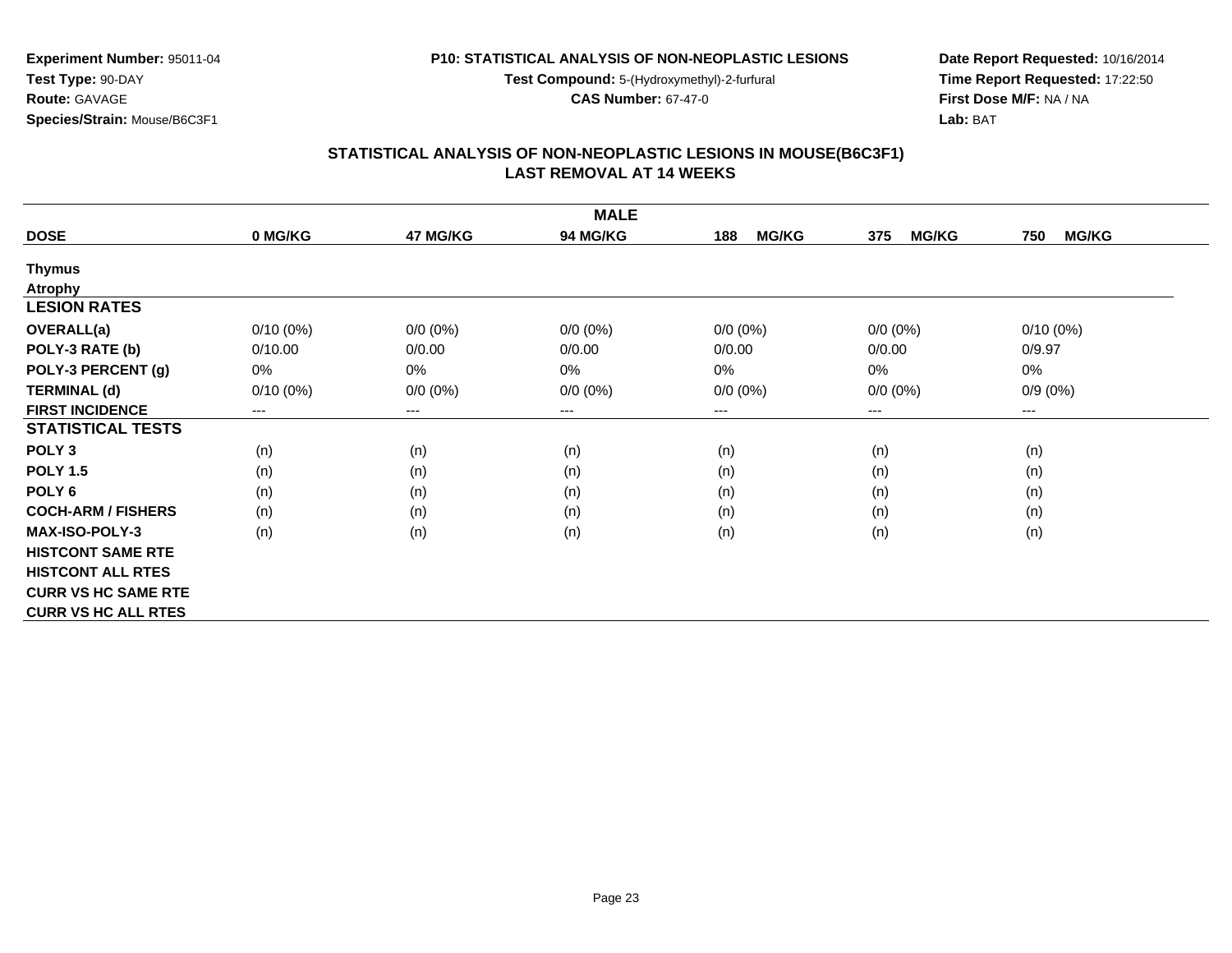**Experiment Number:** 95011-04
**Test Type:** 90-DAY
**Route:** GAVAGE
**Species/Strain:** Mouse/B6C3F1

**P10: STATISTICAL ANALYSIS OF NON-NEOPLASTIC LESIONS**
**Test Compound:** 5-(Hydroxymethyl)-2-furfural
**CAS Number:** 67-47-0

**Date Report Requested:** 10/16/2014
**Time Report Requested:** 17:22:50
**First Dose M/F:** NA / NA
**Lab:** BAT

## STATISTICAL ANALYSIS OF NON-NEOPLASTIC LESIONS IN MOUSE(B6C3F1)
## LAST REMOVAL AT 14 WEEKS

| | MALE | | | | | |
|---|---|---|---|---|---|---|
| **DOSE** | **0 MG/KG** | **47 MG/KG** | **94 MG/KG** | **188 MG/KG** | **375 MG/KG** | **750 MG/KG** |
| **Thymus** | | | | | | |
| **Atrophy** | | | | | | |
| **LESION RATES** | | | | | | |
| **OVERALL(a)** | 0/10 (0%) | 0/0 (0%) | 0/0 (0%) | 0/0 (0%) | 0/0 (0%) | 0/10 (0%) |
| **POLY-3 RATE (b)** | 0/10.00 | 0/0.00 | 0/0.00 | 0/0.00 | 0/0.00 | 0/9.97 |
| **POLY-3 PERCENT (g)** | 0% | 0% | 0% | 0% | 0% | 0% |
| **TERMINAL (d)** | 0/10 (0%) | 0/0 (0%) | 0/0 (0%) | 0/0 (0%) | 0/0 (0%) | 0/9 (0%) |
| **FIRST INCIDENCE** | --- | --- | --- | --- | --- | --- |
| **STATISTICAL TESTS** | | | | | | |
| **POLY 3** | (n) | (n) | (n) | (n) | (n) | (n) |
| **POLY 1.5** | (n) | (n) | (n) | (n) | (n) | (n) |
| **POLY 6** | (n) | (n) | (n) | (n) | (n) | (n) |
| **COCH-ARM / FISHERS** | (n) | (n) | (n) | (n) | (n) | (n) |
| **MAX-ISO-POLY-3** | (n) | (n) | (n) | (n) | (n) | (n) |
| **HISTCONT SAME RTE** | | | | | | |
| **HISTCONT ALL RTES** | | | | | | |
| **CURR VS HC SAME RTE** | | | | | | |
| **CURR VS HC ALL RTES** | | | | | | |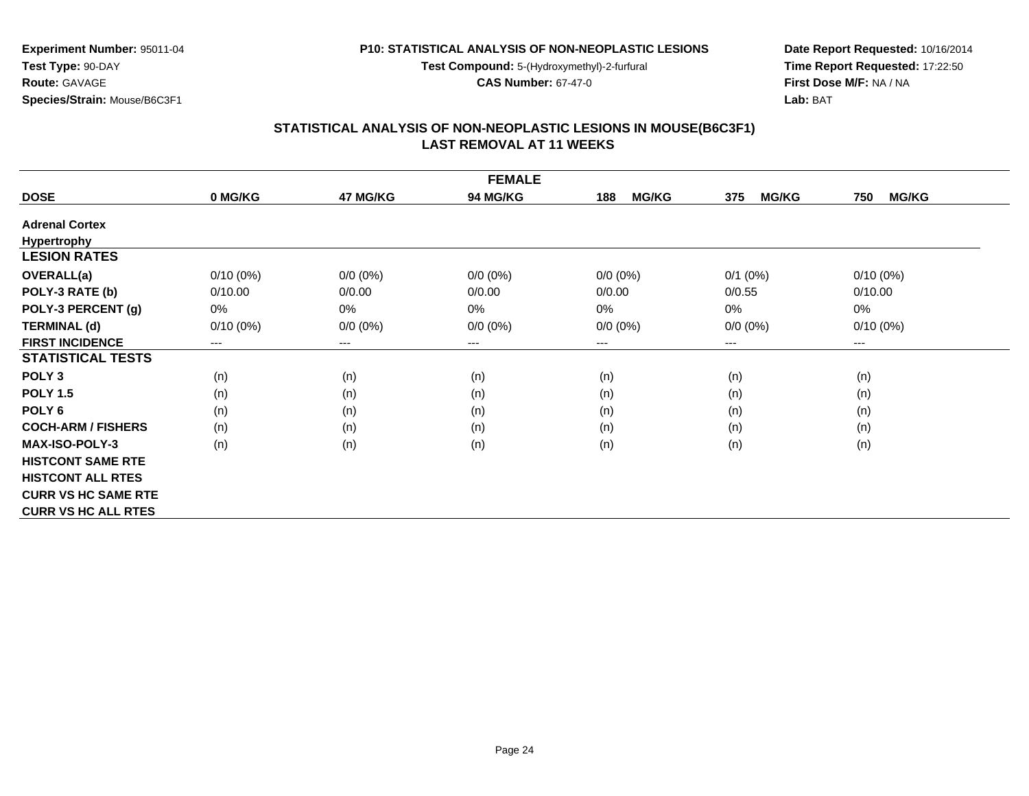**Experiment Number:** 95011-04
**Test Type:** 90-DAY
**Route:** GAVAGE
**Species/Strain:** Mouse/B6C3F1

**P10: STATISTICAL ANALYSIS OF NON-NEOPLASTIC LESIONS**
**Test Compound:** 5-(Hydroxymethyl)-2-furfural
**CAS Number:** 67-47-0

**Date Report Requested:** 10/16/2014
**Time Report Requested:** 17:22:50
**First Dose M/F:** NA / NA
**Lab:** BAT

## STATISTICAL ANALYSIS OF NON-NEOPLASTIC LESIONS IN MOUSE(B6C3F1) LAST REMOVAL AT 11 WEEKS

| FEMALE | | | | | | |
|---|---|---|---|---|---|---|
| **DOSE** | **0 MG/KG** | **47 MG/KG** | **94 MG/KG** | **188 MG/KG** | **375 MG/KG** | **750 MG/KG** |
| **Adrenal Cortex** | | | | | | |
| **Hypertrophy** | | | | | | |
| **LESION RATES** | | | | | | |
| **OVERALL(a)** | 0/10 (0%) | 0/0 (0%) | 0/0 (0%) | 0/0 (0%) | 0/1 (0%) | 0/10 (0%) |
| **POLY-3 RATE (b)** | 0/10.00 | 0/0.00 | 0/0.00 | 0/0.00 | 0/0.55 | 0/10.00 |
| **POLY-3 PERCENT (g)** | 0% | 0% | 0% | 0% | 0% | 0% |
| **TERMINAL (d)** | 0/10 (0%) | 0/0 (0%) | 0/0 (0%) | 0/0 (0%) | 0/0 (0%) | 0/10 (0%) |
| **FIRST INCIDENCE** | --- | --- | --- | --- | --- | --- |
| **STATISTICAL TESTS** | | | | | | |
| **POLY 3** | (n) | (n) | (n) | (n) | (n) | (n) |
| **POLY 1.5** | (n) | (n) | (n) | (n) | (n) | (n) |
| **POLY 6** | (n) | (n) | (n) | (n) | (n) | (n) |
| **COCH-ARM / FISHERS** | (n) | (n) | (n) | (n) | (n) | (n) |
| **MAX-ISO-POLY-3** | (n) | (n) | (n) | (n) | (n) | (n) |
| **HISTCONT SAME RTE** | | | | | | |
| **HISTCONT ALL RTES** | | | | | | |
| **CURR VS HC SAME RTE** | | | | | | |
| **CURR VS HC ALL RTES** | | | | | | |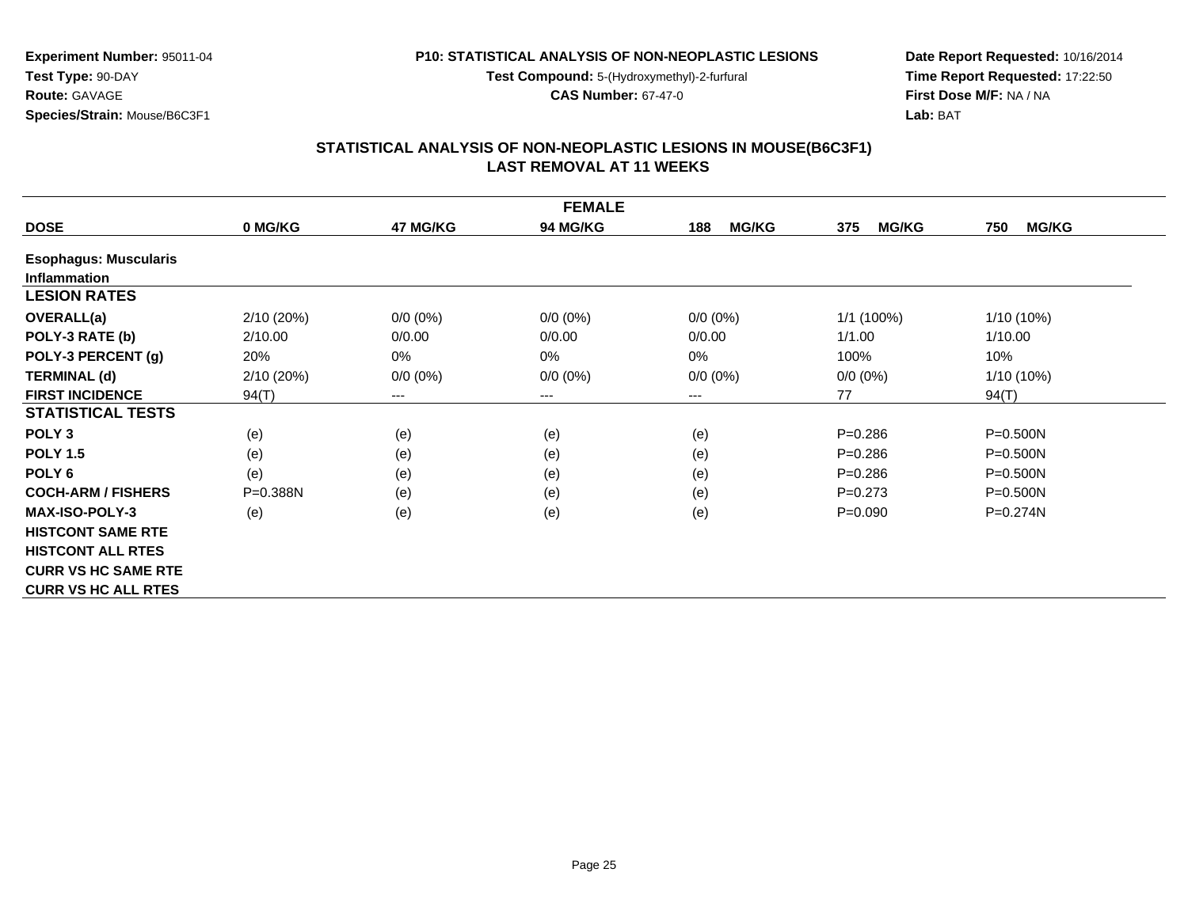**Experiment Number:** 95011-04
**Test Type:** 90-DAY
**Route:** GAVAGE
**Species/Strain:** Mouse/B6C3F1

**P10: STATISTICAL ANALYSIS OF NON-NEOPLASTIC LESIONS**
**Test Compound:** 5-(Hydroxymethyl)-2-furfural
**CAS Number:** 67-47-0

**Date Report Requested:** 10/16/2014
**Time Report Requested:** 17:22:50
**First Dose M/F:** NA / NA
**Lab:** BAT

## STATISTICAL ANALYSIS OF NON-NEOPLASTIC LESIONS IN MOUSE(B6C3F1)
## LAST REMOVAL AT 11 WEEKS

| FEMALE | | | | | | |
|---|---|---|---|---|---|---|
| **DOSE** | **0 MG/KG** | **47 MG/KG** | **94 MG/KG** | **188 MG/KG** | **375 MG/KG** | **750 MG/KG** |
| **Esophagus: Muscularis** | | | | | | |
| **Inflammation** | | | | | | |
| **LESION RATES** | | | | | | |
| **OVERALL(a)** | 2/10 (20%) | 0/0 (0%) | 0/0 (0%) | 0/0 (0%) | 1/1 (100%) | 1/10 (10%) |
| **POLY-3 RATE (b)** | 2/10.00 | 0/0.00 | 0/0.00 | 0/0.00 | 1/1.00 | 1/10.00 |
| **POLY-3 PERCENT (g)** | 20% | 0% | 0% | 0% | 100% | 10% |
| **TERMINAL (d)** | 2/10 (20%) | 0/0 (0%) | 0/0 (0%) | 0/0 (0%) | 0/0 (0%) | 1/10 (10%) |
| **FIRST INCIDENCE** | 94(T) | --- | --- | --- | 77 | 94(T) |
| **STATISTICAL TESTS** | | | | | | |
| **POLY 3** | (e) | (e) | (e) | (e) | P=0.286 | P=0.500N |
| **POLY 1.5** | (e) | (e) | (e) | (e) | P=0.286 | P=0.500N |
| **POLY 6** | (e) | (e) | (e) | (e) | P=0.286 | P=0.500N |
| **COCH-ARM / FISHERS** | P=0.388N | (e) | (e) | (e) | P=0.273 | P=0.500N |
| **MAX-ISO-POLY-3** | (e) | (e) | (e) | (e) | P=0.090 | P=0.274N |
| **HISTCONT SAME RTE** | | | | | | |
| **HISTCONT ALL RTES** | | | | | | |
| **CURR VS HC SAME RTE** | | | | | | |
| **CURR VS HC ALL RTES** | | | | | | |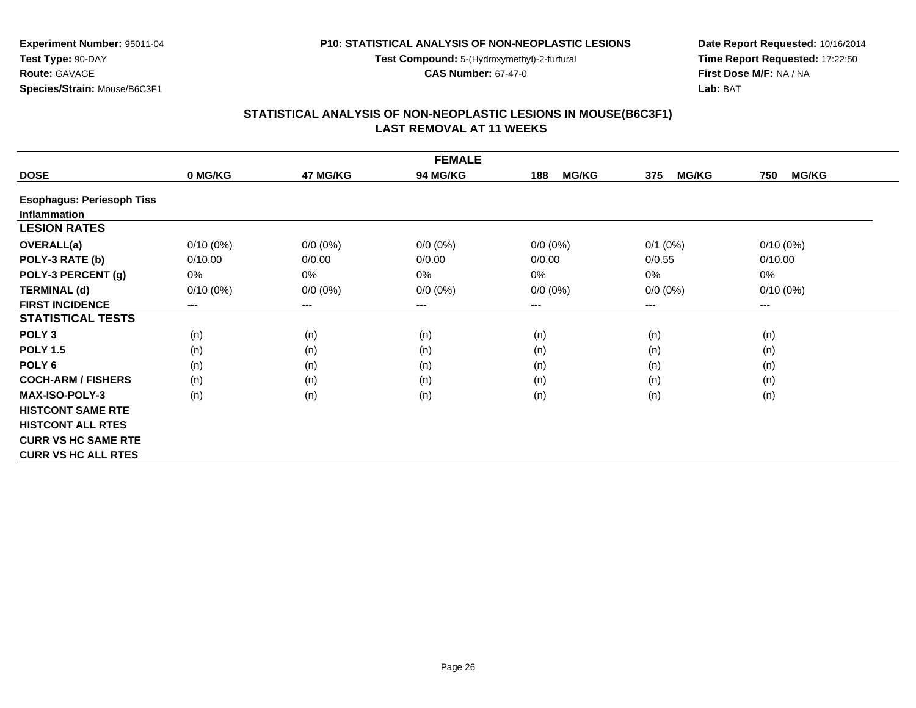**Experiment Number:** 95011-04
**Test Type:** 90-DAY
**Route:** GAVAGE
**Species/Strain:** Mouse/B6C3F1

**P10: STATISTICAL ANALYSIS OF NON-NEOPLASTIC LESIONS**
**Test Compound:** 5-(Hydroxymethyl)-2-furfural
**CAS Number:** 67-47-0

**Date Report Requested:** 10/16/2014
**Time Report Requested:** 17:22:50
**First Dose M/F:** NA / NA
**Lab:** BAT

## STATISTICAL ANALYSIS OF NON-NEOPLASTIC LESIONS IN MOUSE(B6C3F1) LAST REMOVAL AT 11 WEEKS

| FEMALE | | | | | | |
|---|---|---|---|---|---|---|
| **DOSE** | **0 MG/KG** | **47 MG/KG** | **94 MG/KG** | **188 MG/KG** | **375 MG/KG** | **750 MG/KG** |
| **Esophagus: Periesoph Tiss Inflammation** | | | | | | |
| **LESION RATES** | | | | | | |
| **OVERALL(a)** | 0/10 (0%) | 0/0 (0%) | 0/0 (0%) | 0/0 (0%) | 0/1 (0%) | 0/10 (0%) |
| **POLY-3 RATE (b)** | 0/10.00 | 0/0.00 | 0/0.00 | 0/0.00 | 0/0.55 | 0/10.00 |
| **POLY-3 PERCENT (g)** | 0% | 0% | 0% | 0% | 0% | 0% |
| **TERMINAL (d)** | 0/10 (0%) | 0/0 (0%) | 0/0 (0%) | 0/0 (0%) | 0/0 (0%) | 0/10 (0%) |
| **FIRST INCIDENCE** | --- | --- | --- | --- | --- | --- |
| **STATISTICAL TESTS** | | | | | | |
| **POLY 3** | (n) | (n) | (n) | (n) | (n) | (n) |
| **POLY 1.5** | (n) | (n) | (n) | (n) | (n) | (n) |
| **POLY 6** | (n) | (n) | (n) | (n) | (n) | (n) |
| **COCH-ARM / FISHERS** | (n) | (n) | (n) | (n) | (n) | (n) |
| **MAX-ISO-POLY-3** | (n) | (n) | (n) | (n) | (n) | (n) |
| **HISTCONT SAME RTE** | | | | | | |
| **HISTCONT ALL RTES** | | | | | | |
| **CURR VS HC SAME RTE** | | | | | | |
| **CURR VS HC ALL RTES** | | | | | | |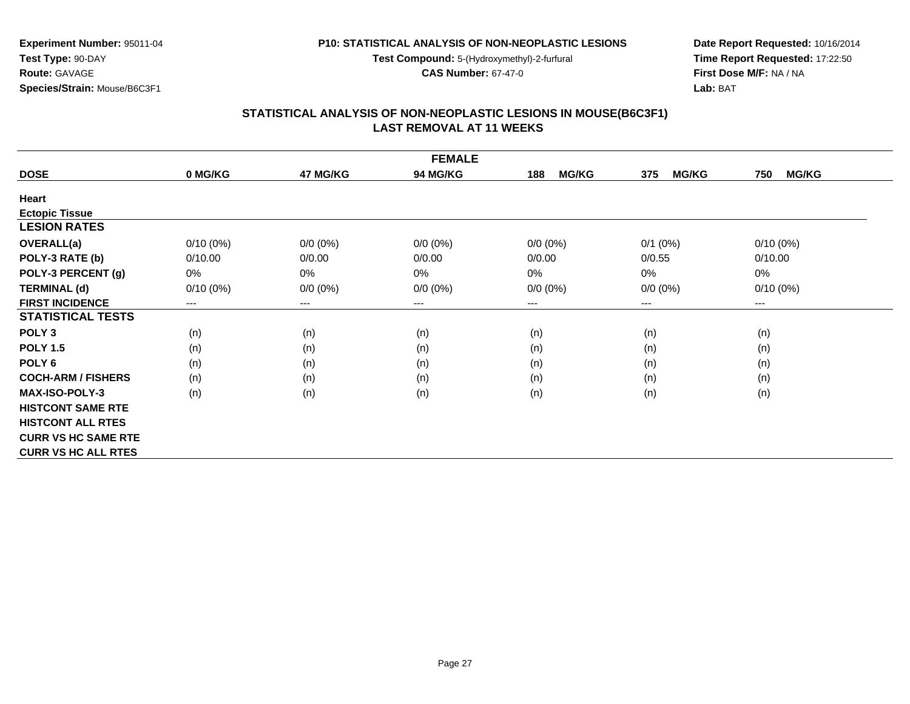**Experiment Number:** 95011-04
**Test Type:** 90-DAY
**Route:** GAVAGE
**Species/Strain:** Mouse/B6C3F1

**P10: STATISTICAL ANALYSIS OF NON-NEOPLASTIC LESIONS**
**Test Compound:** 5-(Hydroxymethyl)-2-furfural
**CAS Number:** 67-47-0

**Date Report Requested:** 10/16/2014
**Time Report Requested:** 17:22:50
**First Dose M/F:** NA / NA
**Lab:** BAT

## STATISTICAL ANALYSIS OF NON-NEOPLASTIC LESIONS IN MOUSE(B6C3F1)
## LAST REMOVAL AT 11 WEEKS

| FEMALE | | | | | | |
|---|---|---|---|---|---|---|
| **DOSE** | **0 MG/KG** | **47 MG/KG** | **94 MG/KG** | **188 MG/KG** | **375 MG/KG** | **750 MG/KG** |
| **Heart** | | | | | | |
| **Ectopic Tissue** | | | | | | |
| **LESION RATES** | | | | | | |
| **OVERALL(a)** | 0/10 (0%) | 0/0 (0%) | 0/0 (0%) | 0/0 (0%) | 0/1 (0%) | 0/10 (0%) |
| **POLY-3 RATE (b)** | 0/10.00 | 0/0.00 | 0/0.00 | 0/0.00 | 0/0.55 | 0/10.00 |
| **POLY-3 PERCENT (g)** | 0% | 0% | 0% | 0% | 0% | 0% |
| **TERMINAL (d)** | 0/10 (0%) | 0/0 (0%) | 0/0 (0%) | 0/0 (0%) | 0/0 (0%) | 0/10 (0%) |
| **FIRST INCIDENCE** | --- | --- | --- | --- | --- | --- |
| **STATISTICAL TESTS** | | | | | | |
| **POLY 3** | (n) | (n) | (n) | (n) | (n) | (n) |
| **POLY 1.5** | (n) | (n) | (n) | (n) | (n) | (n) |
| **POLY 6** | (n) | (n) | (n) | (n) | (n) | (n) |
| **COCH-ARM / FISHERS** | (n) | (n) | (n) | (n) | (n) | (n) |
| **MAX-ISO-POLY-3** | (n) | (n) | (n) | (n) | (n) | (n) |
| **HISTCONT SAME RTE** | | | | | | |
| **HISTCONT ALL RTES** | | | | | | |
| **CURR VS HC SAME RTE** | | | | | | |
| **CURR VS HC ALL RTES** | | | | | | |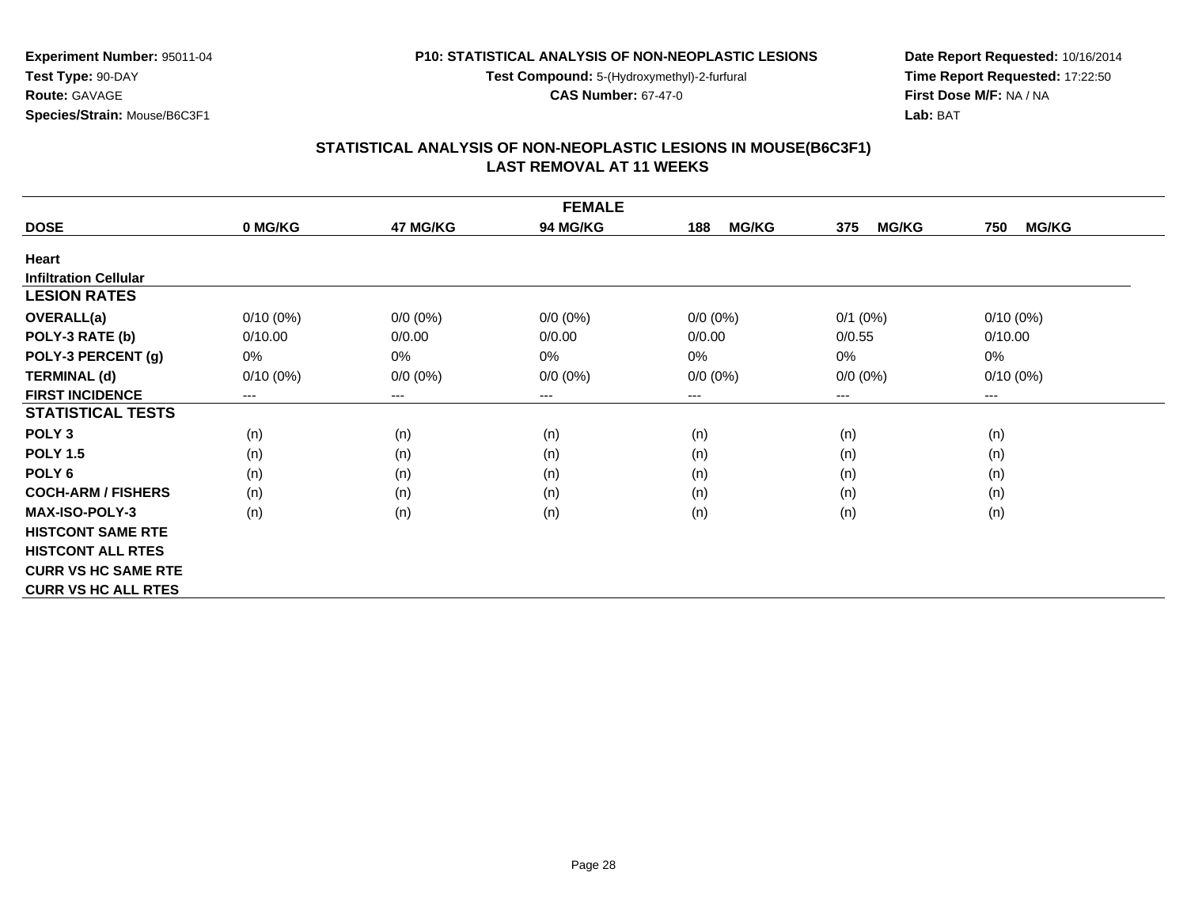**Experiment Number:** 95011-04
**Test Type:** 90-DAY
**Route:** GAVAGE
**Species/Strain:** Mouse/B6C3F1

**P10: STATISTICAL ANALYSIS OF NON-NEOPLASTIC LESIONS**
**Test Compound:** 5-(Hydroxymethyl)-2-furfural
**CAS Number:** 67-47-0

**Date Report Requested:** 10/16/2014
**Time Report Requested:** 17:22:50
**First Dose M/F:** NA / NA
**Lab:** BAT

## STATISTICAL ANALYSIS OF NON-NEOPLASTIC LESIONS IN MOUSE(B6C3F1)
## LAST REMOVAL AT 11 WEEKS

| FEMALE | | | | | | |
|---|---|---|---|---|---|---|
| **DOSE** | **0 MG/KG** | **47 MG/KG** | **94 MG/KG** | **188 MG/KG** | **375 MG/KG** | **750 MG/KG** |
| **Heart** | | | | | | |
| **Infiltration Cellular** | | | | | | |
| **LESION RATES** | | | | | | |
| **OVERALL(a)** | 0/10 (0%) | 0/0 (0%) | 0/0 (0%) | 0/0 (0%) | 0/1 (0%) | 0/10 (0%) |
| **POLY-3 RATE (b)** | 0/10.00 | 0/0.00 | 0/0.00 | 0/0.00 | 0/0.55 | 0/10.00 |
| **POLY-3 PERCENT (g)** | 0% | 0% | 0% | 0% | 0% | 0% |
| **TERMINAL (d)** | 0/10 (0%) | 0/0 (0%) | 0/0 (0%) | 0/0 (0%) | 0/0 (0%) | 0/10 (0%) |
| **FIRST INCIDENCE** | --- | --- | --- | --- | --- | --- |
| **STATISTICAL TESTS** | | | | | | |
| **POLY 3** | (n) | (n) | (n) | (n) | (n) | (n) |
| **POLY 1.5** | (n) | (n) | (n) | (n) | (n) | (n) |
| **POLY 6** | (n) | (n) | (n) | (n) | (n) | (n) |
| **COCH-ARM / FISHERS** | (n) | (n) | (n) | (n) | (n) | (n) |
| **MAX-ISO-POLY-3** | (n) | (n) | (n) | (n) | (n) | (n) |
| **HISTCONT SAME RTE** | | | | | | |
| **HISTCONT ALL RTES** | | | | | | |
| **CURR VS HC SAME RTE** | | | | | | |
| **CURR VS HC ALL RTES** | | | | | | |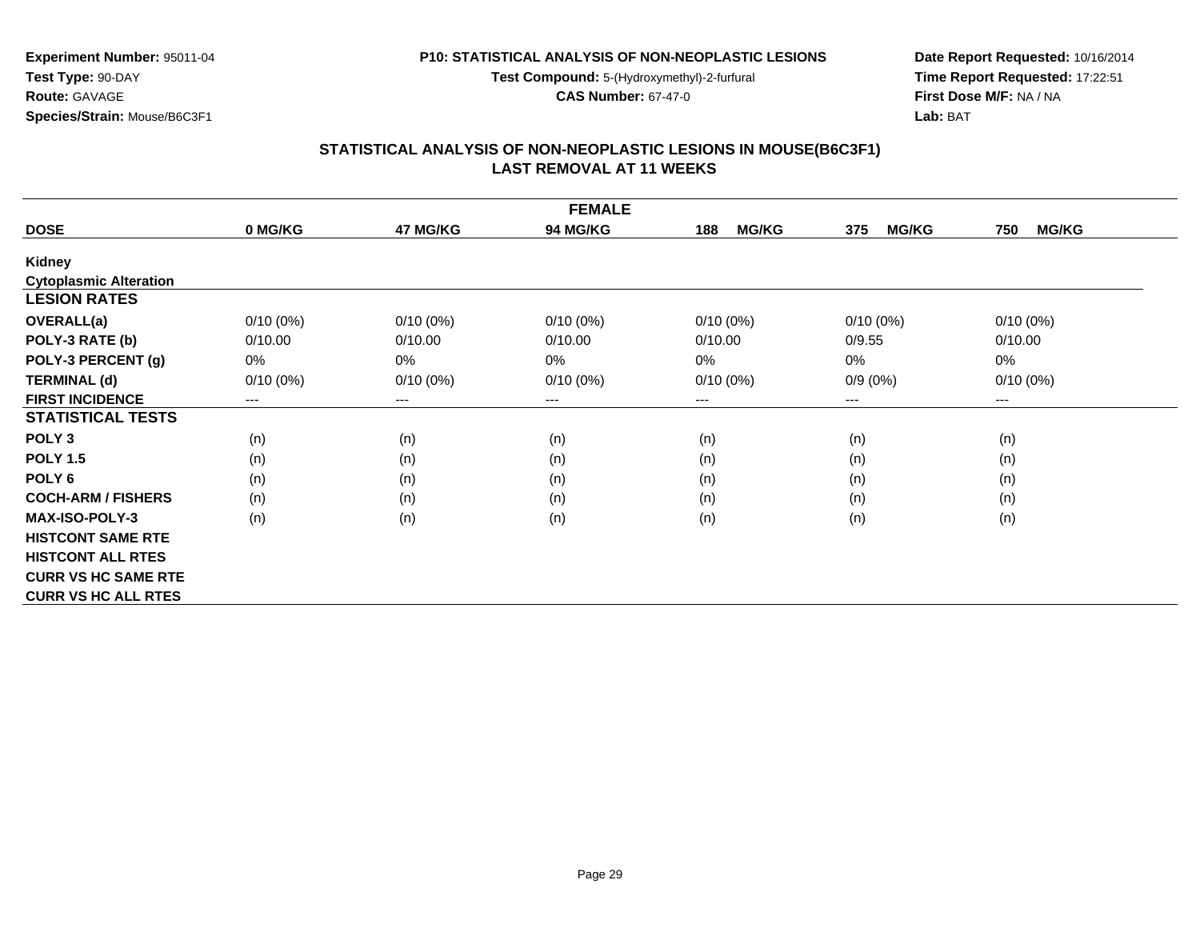**Experiment Number:** 95011-04
**Test Type:** 90-DAY
**Route:** GAVAGE
**Species/Strain:** Mouse/B6C3F1

**P10: STATISTICAL ANALYSIS OF NON-NEOPLASTIC LESIONS**
**Test Compound:** 5-(Hydroxymethyl)-2-furfural
**CAS Number:** 67-47-0

**Date Report Requested:** 10/16/2014
**Time Report Requested:** 17:22:51
**First Dose M/F:** NA / NA
**Lab:** BAT

## STATISTICAL ANALYSIS OF NON-NEOPLASTIC LESIONS IN MOUSE(B6C3F1)
## LAST REMOVAL AT 11 WEEKS

| FEMALE | | | | | | |
|---|---|---|---|---|---|---|
| **DOSE** | **0 MG/KG** | **47 MG/KG** | **94 MG/KG** | **188 MG/KG** | **375 MG/KG** | **750 MG/KG** |
| **Kidney** | | | | | | |
| **Cytoplasmic Alteration** | | | | | | |
| **LESION RATES** | | | | | | |
| **OVERALL(a)** | 0/10 (0%) | 0/10 (0%) | 0/10 (0%) | 0/10 (0%) | 0/10 (0%) | 0/10 (0%) |
| **POLY-3 RATE (b)** | 0/10.00 | 0/10.00 | 0/10.00 | 0/10.00 | 0/9.55 | 0/10.00 |
| **POLY-3 PERCENT (g)** | 0% | 0% | 0% | 0% | 0% | 0% |
| **TERMINAL (d)** | 0/10 (0%) | 0/10 (0%) | 0/10 (0%) | 0/10 (0%) | 0/9 (0%) | 0/10 (0%) |
| **FIRST INCIDENCE** | --- | --- | --- | --- | --- | --- |
| **STATISTICAL TESTS** | | | | | | |
| **POLY 3** | (n) | (n) | (n) | (n) | (n) | (n) |
| **POLY 1.5** | (n) | (n) | (n) | (n) | (n) | (n) |
| **POLY 6** | (n) | (n) | (n) | (n) | (n) | (n) |
| **COCH-ARM / FISHERS** | (n) | (n) | (n) | (n) | (n) | (n) |
| **MAX-ISO-POLY-3** | (n) | (n) | (n) | (n) | (n) | (n) |
| **HISTCONT SAME RTE** | | | | | | |
| **HISTCONT ALL RTES** | | | | | | |
| **CURR VS HC SAME RTE** | | | | | | |
| **CURR VS HC ALL RTES** | | | | | | |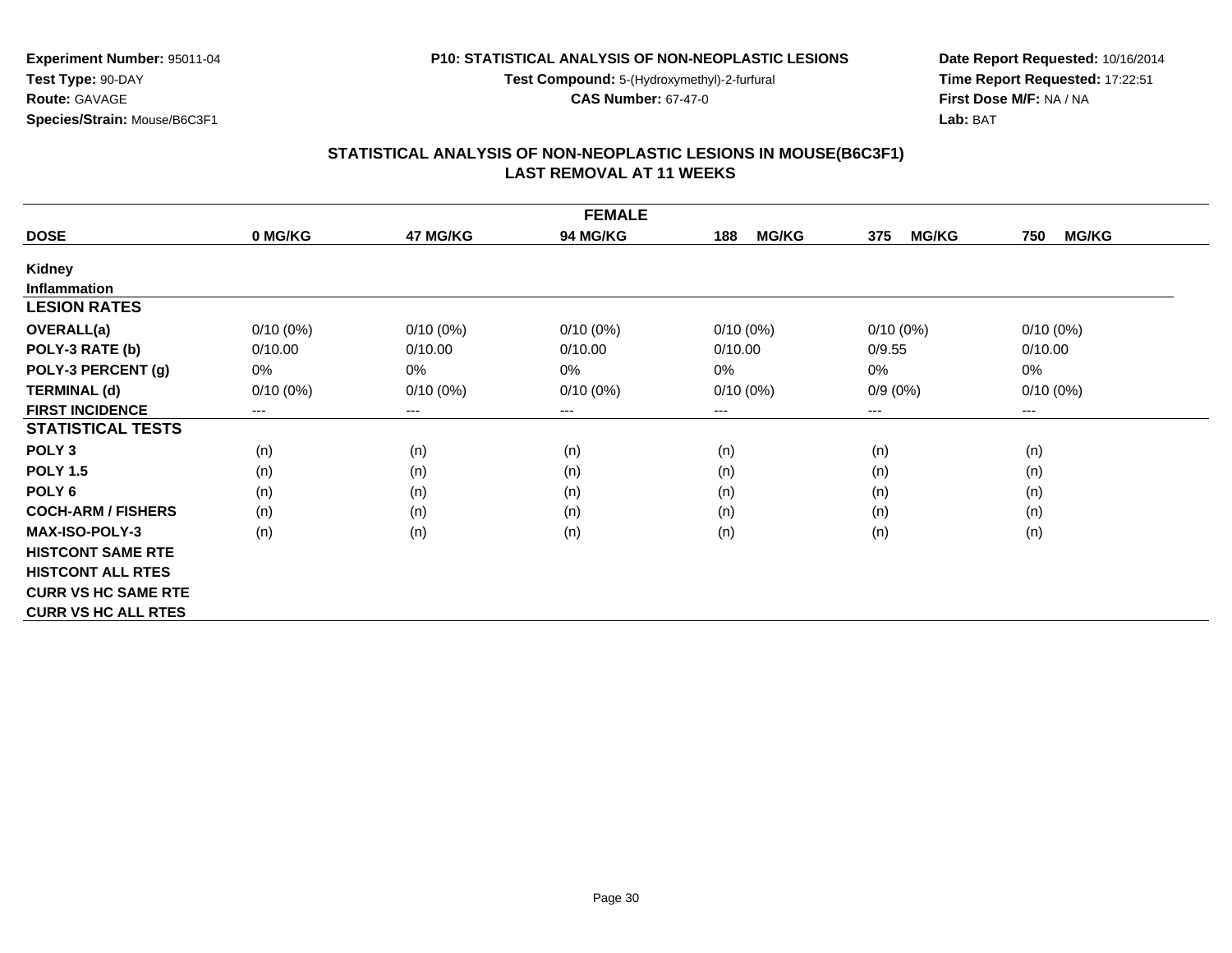**Experiment Number:** 95011-04
**Test Type:** 90-DAY
**Route:** GAVAGE
**Species/Strain:** Mouse/B6C3F1

**P10: STATISTICAL ANALYSIS OF NON-NEOPLASTIC LESIONS**
**Test Compound:** 5-(Hydroxymethyl)-2-furfural
**CAS Number:** 67-47-0

**Date Report Requested:** 10/16/2014
**Time Report Requested:** 17:22:51
**First Dose M/F:** NA / NA
**Lab:** BAT

## STATISTICAL ANALYSIS OF NON-NEOPLASTIC LESIONS IN MOUSE(B6C3F1)
## LAST REMOVAL AT 11 WEEKS

| FEMALE | | | | | | |
|---|---|---|---|---|---|---|
| **DOSE** | **0 MG/KG** | **47 MG/KG** | **94 MG/KG** | **188 MG/KG** | **375 MG/KG** | **750 MG/KG** |
| **Kidney** | | | | | | |
| **Inflammation** | | | | | | |
| **LESION RATES** | | | | | | |
| **OVERALL(a)** | 0/10 (0%) | 0/10 (0%) | 0/10 (0%) | 0/10 (0%) | 0/10 (0%) | 0/10 (0%) |
| **POLY-3 RATE (b)** | 0/10.00 | 0/10.00 | 0/10.00 | 0/10.00 | 0/9.55 | 0/10.00 |
| **POLY-3 PERCENT (g)** | 0% | 0% | 0% | 0% | 0% | 0% |
| **TERMINAL (d)** | 0/10 (0%) | 0/10 (0%) | 0/10 (0%) | 0/10 (0%) | 0/9 (0%) | 0/10 (0%) |
| **FIRST INCIDENCE** | --- | --- | --- | --- | --- | --- |
| **STATISTICAL TESTS** | | | | | | |
| **POLY 3** | (n) | (n) | (n) | (n) | (n) | (n) |
| **POLY 1.5** | (n) | (n) | (n) | (n) | (n) | (n) |
| **POLY 6** | (n) | (n) | (n) | (n) | (n) | (n) |
| **COCH-ARM / FISHERS** | (n) | (n) | (n) | (n) | (n) | (n) |
| **MAX-ISO-POLY-3** | (n) | (n) | (n) | (n) | (n) | (n) |
| **HISTCONT SAME RTE** | | | | | | |
| **HISTCONT ALL RTES** | | | | | | |
| **CURR VS HC SAME RTE** | | | | | | |
| **CURR VS HC ALL RTES** | | | | | | |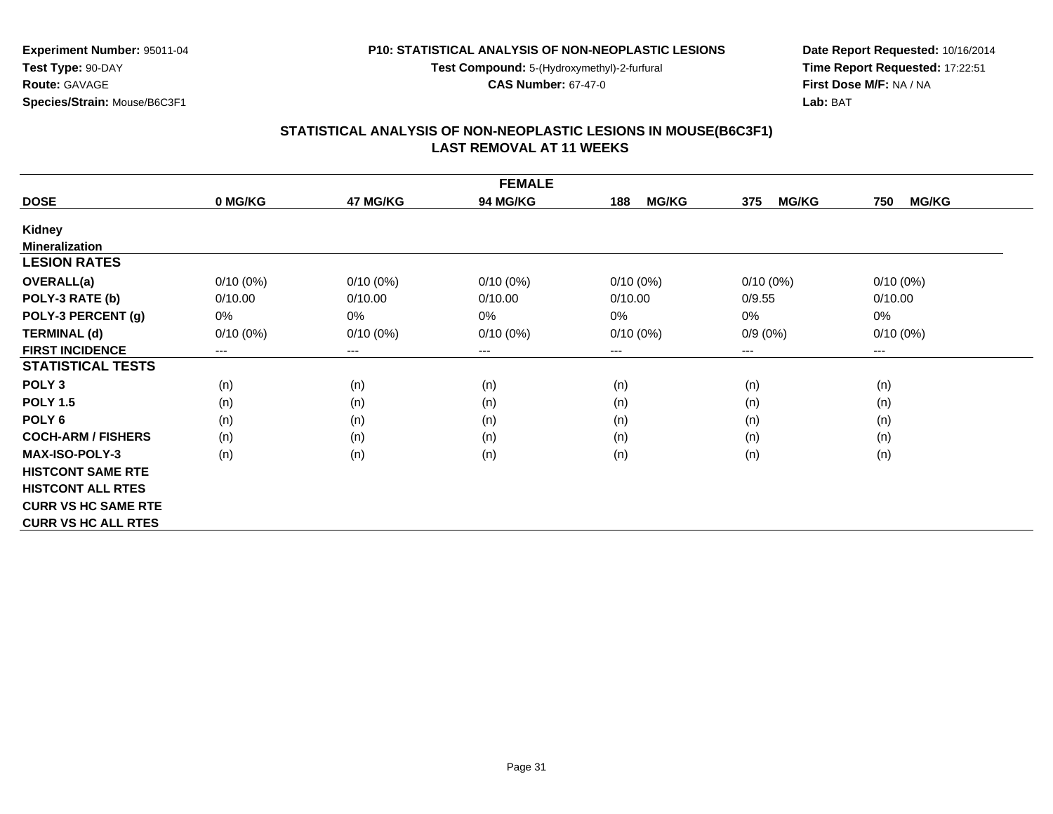**Experiment Number:** 95011-04
**Test Type:** 90-DAY
**Route:** GAVAGE
**Species/Strain:** Mouse/B6C3F1

**P10: STATISTICAL ANALYSIS OF NON-NEOPLASTIC LESIONS**
**Test Compound:** 5-(Hydroxymethyl)-2-furfural
**CAS Number:** 67-47-0

**Date Report Requested:** 10/16/2014
**Time Report Requested:** 17:22:51
**First Dose M/F:** NA / NA
**Lab:** BAT

## STATISTICAL ANALYSIS OF NON-NEOPLASTIC LESIONS IN MOUSE(B6C3F1)
## LAST REMOVAL AT 11 WEEKS

| FEMALE | | | | | | |
|---|---|---|---|---|---|---|
| **DOSE** | **0 MG/KG** | **47 MG/KG** | **94 MG/KG** | **188 MG/KG** | **375 MG/KG** | **750 MG/KG** |
| **Kidney** | | | | | | |
| **Mineralization** | | | | | | |
| **LESION RATES** | | | | | | |
| **OVERALL(a)** | 0/10 (0%) | 0/10 (0%) | 0/10 (0%) | 0/10 (0%) | 0/10 (0%) | 0/10 (0%) |
| **POLY-3 RATE (b)** | 0/10.00 | 0/10.00 | 0/10.00 | 0/10.00 | 0/9.55 | 0/10.00 |
| **POLY-3 PERCENT (g)** | 0% | 0% | 0% | 0% | 0% | 0% |
| **TERMINAL (d)** | 0/10 (0%) | 0/10 (0%) | 0/10 (0%) | 0/10 (0%) | 0/9 (0%) | 0/10 (0%) |
| **FIRST INCIDENCE** | --- | --- | --- | --- | --- | --- |
| **STATISTICAL TESTS** | | | | | | |
| **POLY 3** | (n) | (n) | (n) | (n) | (n) | (n) |
| **POLY 1.5** | (n) | (n) | (n) | (n) | (n) | (n) |
| **POLY 6** | (n) | (n) | (n) | (n) | (n) | (n) |
| **COCH-ARM / FISHERS** | (n) | (n) | (n) | (n) | (n) | (n) |
| **MAX-ISO-POLY-3** | (n) | (n) | (n) | (n) | (n) | (n) |
| **HISTCONT SAME RTE** | | | | | | |
| **HISTCONT ALL RTES** | | | | | | |
| **CURR VS HC SAME RTE** | | | | | | |
| **CURR VS HC ALL RTES** | | | | | | |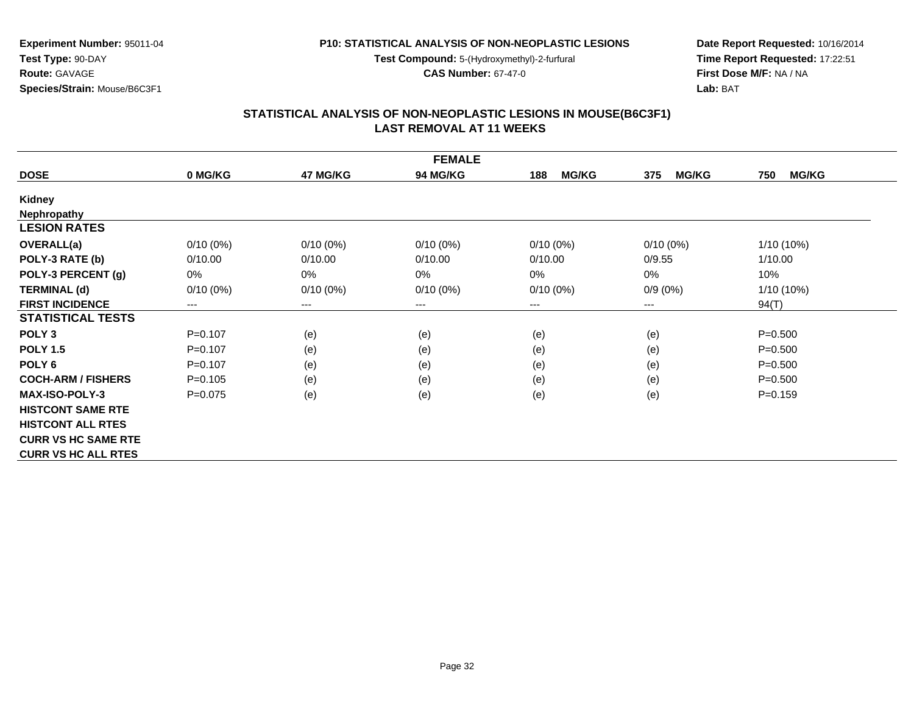**Experiment Number:** 95011-04
**Test Type:** 90-DAY
**Route:** GAVAGE
**Species/Strain:** Mouse/B6C3F1

**P10: STATISTICAL ANALYSIS OF NON-NEOPLASTIC LESIONS**
**Test Compound:** 5-(Hydroxymethyl)-2-furfural
**CAS Number:** 67-47-0

**Date Report Requested:** 10/16/2014
**Time Report Requested:** 17:22:51
**First Dose M/F:** NA / NA
**Lab:** BAT

## STATISTICAL ANALYSIS OF NON-NEOPLASTIC LESIONS IN MOUSE(B6C3F1) LAST REMOVAL AT 11 WEEKS

| FEMALE | | | | | | |
|---|---|---|---|---|---|---|
| **DOSE** | **0 MG/KG** | **47 MG/KG** | **94 MG/KG** | **188 MG/KG** | **375 MG/KG** | **750 MG/KG** |
| **Kidney** | | | | | | |
| **Nephropathy** | | | | | | |
| **LESION RATES** | | | | | | |
| **OVERALL(a)** | 0/10 (0%) | 0/10 (0%) | 0/10 (0%) | 0/10 (0%) | 0/10 (0%) | 1/10 (10%) |
| **POLY-3 RATE (b)** | 0/10.00 | 0/10.00 | 0/10.00 | 0/10.00 | 0/9.55 | 1/10.00 |
| **POLY-3 PERCENT (g)** | 0% | 0% | 0% | 0% | 0% | 10% |
| **TERMINAL (d)** | 0/10 (0%) | 0/10 (0%) | 0/10 (0%) | 0/10 (0%) | 0/9 (0%) | 1/10 (10%) |
| **FIRST INCIDENCE** | --- | --- | --- | --- | --- | 94(T) |
| **STATISTICAL TESTS** | | | | | | |
| **POLY 3** | P=0.107 | (e) | (e) | (e) | (e) | P=0.500 |
| **POLY 1.5** | P=0.107 | (e) | (e) | (e) | (e) | P=0.500 |
| **POLY 6** | P=0.107 | (e) | (e) | (e) | (e) | P=0.500 |
| **COCH-ARM / FISHERS** | P=0.105 | (e) | (e) | (e) | (e) | P=0.500 |
| **MAX-ISO-POLY-3** | P=0.075 | (e) | (e) | (e) | (e) | P=0.159 |
| **HISTCONT SAME RTE** | | | | | | |
| **HISTCONT ALL RTES** | | | | | | |
| **CURR VS HC SAME RTE** | | | | | | |
| **CURR VS HC ALL RTES** | | | | | | |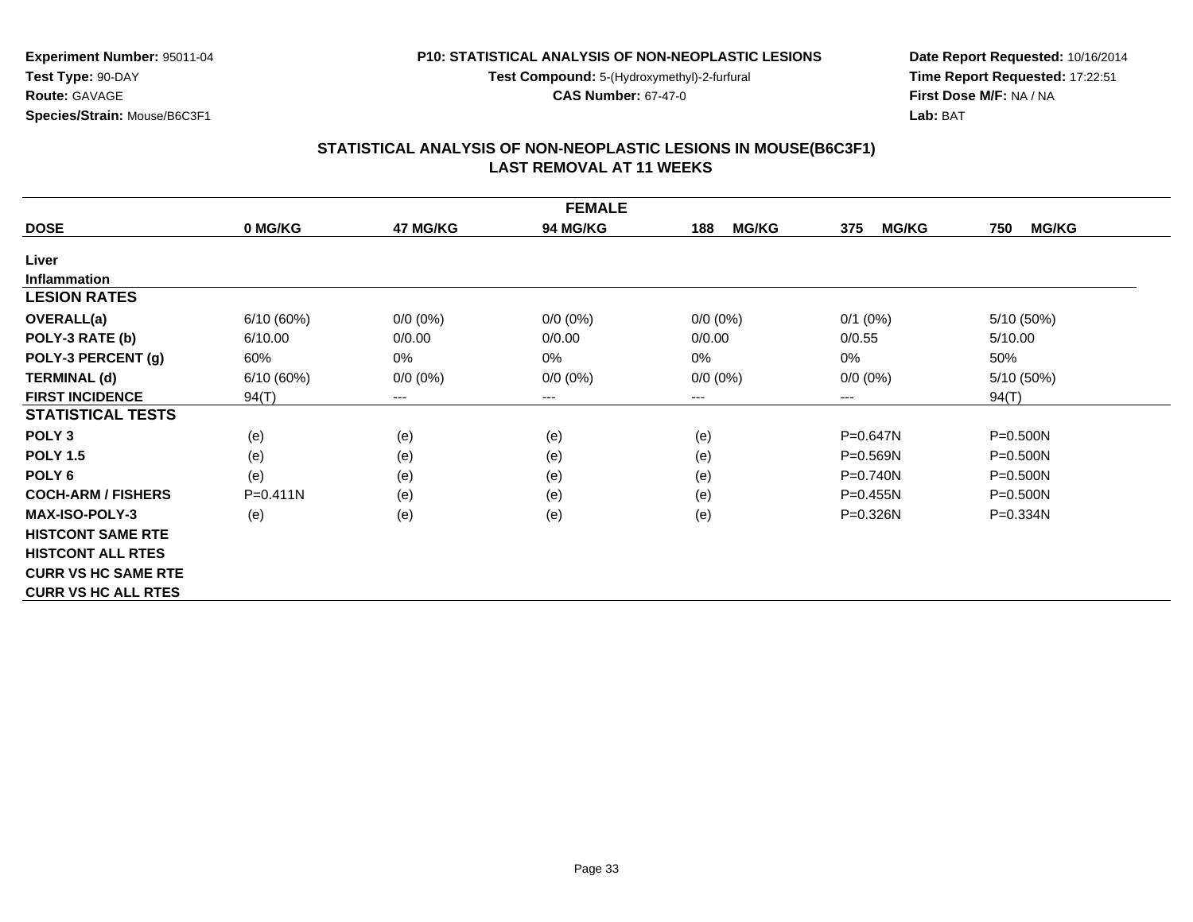**Experiment Number:** 95011-04
**Test Type:** 90-DAY
**Route:** GAVAGE
**Species/Strain:** Mouse/B6C3F1

**P10: STATISTICAL ANALYSIS OF NON-NEOPLASTIC LESIONS**
**Test Compound:** 5-(Hydroxymethyl)-2-furfural
**CAS Number:** 67-47-0

**Date Report Requested:** 10/16/2014
**Time Report Requested:** 17:22:51
**First Dose M/F:** NA / NA
**Lab:** BAT

## STATISTICAL ANALYSIS OF NON-NEOPLASTIC LESIONS IN MOUSE(B6C3F1) LAST REMOVAL AT 11 WEEKS

| FEMALE | | | | | | |
|---|---|---|---|---|---|---|
| **DOSE** | **0 MG/KG** | **47 MG/KG** | **94 MG/KG** | **188 MG/KG** | **375 MG/KG** | **750 MG/KG** |
| **Liver** | | | | | | |
| **Inflammation** | | | | | | |
| **LESION RATES** | | | | | | |
| **OVERALL(a)** | 6/10 (60%) | 0/0 (0%) | 0/0 (0%) | 0/0 (0%) | 0/1 (0%) | 5/10 (50%) |
| **POLY-3 RATE (b)** | 6/10.00 | 0/0.00 | 0/0.00 | 0/0.00 | 0/0.55 | 5/10.00 |
| **POLY-3 PERCENT (g)** | 60% | 0% | 0% | 0% | 0% | 50% |
| **TERMINAL (d)** | 6/10 (60%) | 0/0 (0%) | 0/0 (0%) | 0/0 (0%) | 0/0 (0%) | 5/10 (50%) |
| **FIRST INCIDENCE** | 94(T) | --- | --- | --- | --- | 94(T) |
| **STATISTICAL TESTS** | | | | | | |
| **POLY 3** | (e) | (e) | (e) | (e) | P=0.647N | P=0.500N |
| **POLY 1.5** | (e) | (e) | (e) | (e) | P=0.569N | P=0.500N |
| **POLY 6** | (e) | (e) | (e) | (e) | P=0.740N | P=0.500N |
| **COCH-ARM / FISHERS** | P=0.411N | (e) | (e) | (e) | P=0.455N | P=0.500N |
| **MAX-ISO-POLY-3** | (e) | (e) | (e) | (e) | P=0.326N | P=0.334N |
| **HISTCONT SAME RTE** | | | | | | |
| **HISTCONT ALL RTES** | | | | | | |
| **CURR VS HC SAME RTE** | | | | | | |
| **CURR VS HC ALL RTES** | | | | | | |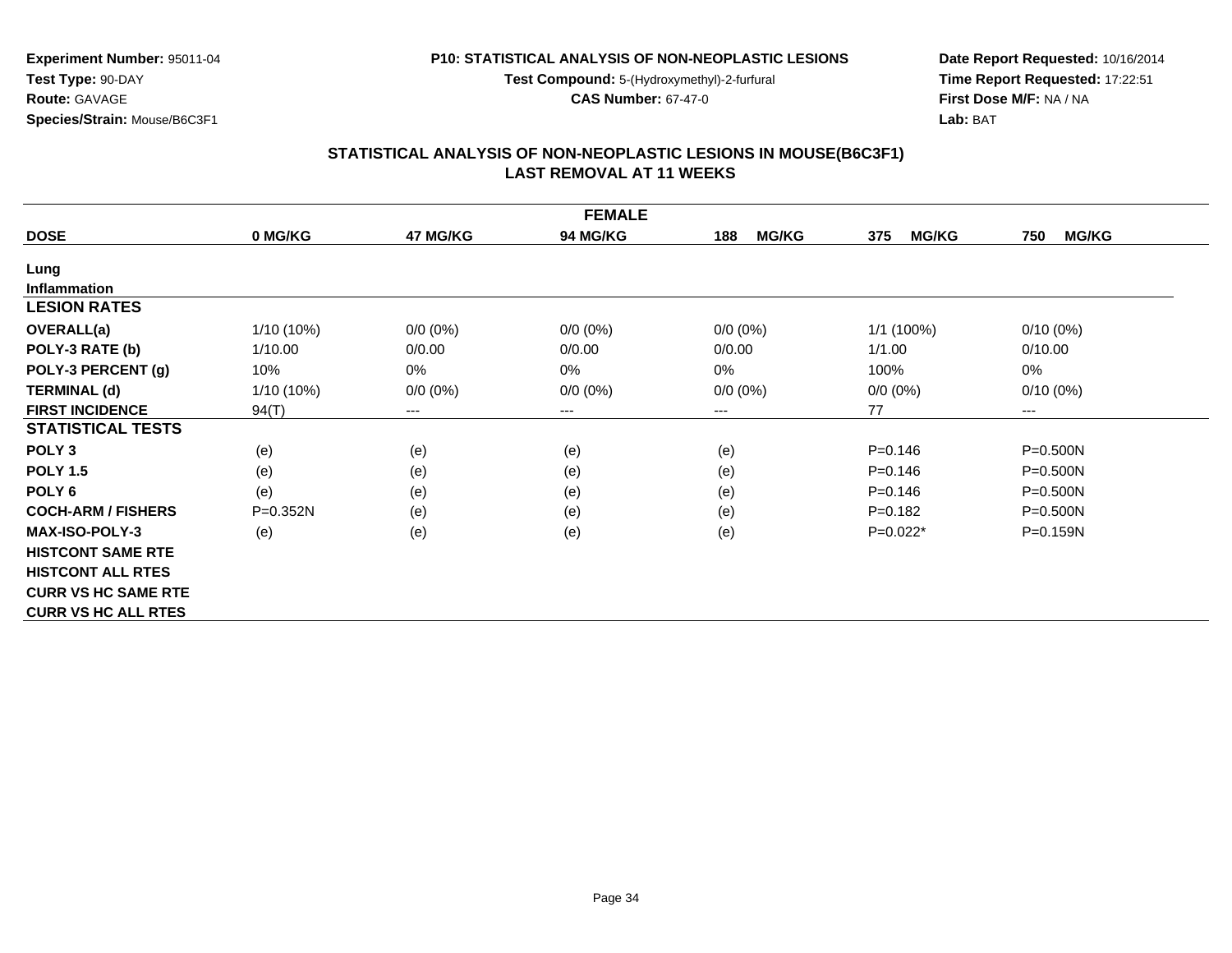**Experiment Number:** 95011-04
**Test Type:** 90-DAY
**Route:** GAVAGE
**Species/Strain:** Mouse/B6C3F1

**P10: STATISTICAL ANALYSIS OF NON-NEOPLASTIC LESIONS**
**Test Compound:** 5-(Hydroxymethyl)-2-furfural
**CAS Number:** 67-47-0

**Date Report Requested:** 10/16/2014
**Time Report Requested:** 17:22:51
**First Dose M/F:** NA / NA
**Lab:** BAT

## STATISTICAL ANALYSIS OF NON-NEOPLASTIC LESIONS IN MOUSE(B6C3F1)
## LAST REMOVAL AT 11 WEEKS

| FEMALE | | | | | | |
|---|---|---|---|---|---|---|
| **DOSE** | **0 MG/KG** | **47 MG/KG** | **94 MG/KG** | **188 MG/KG** | **375 MG/KG** | **750 MG/KG** |
| **Lung** | | | | | | |
| **Inflammation** | | | | | | |
| **LESION RATES** | | | | | | |
| **OVERALL(a)** | 1/10 (10%) | 0/0 (0%) | 0/0 (0%) | 0/0 (0%) | 1/1 (100%) | 0/10 (0%) |
| **POLY-3 RATE (b)** | 1/10.00 | 0/0.00 | 0/0.00 | 0/0.00 | 1/1.00 | 0/10.00 |
| **POLY-3 PERCENT (g)** | 10% | 0% | 0% | 0% | 100% | 0% |
| **TERMINAL (d)** | 1/10 (10%) | 0/0 (0%) | 0/0 (0%) | 0/0 (0%) | 0/0 (0%) | 0/10 (0%) |
| **FIRST INCIDENCE** | 94(T) | --- | --- | --- | 77 | --- |
| **STATISTICAL TESTS** | | | | | | |
| **POLY 3** | (e) | (e) | (e) | (e) | P=0.146 | P=0.500N |
| **POLY 1.5** | (e) | (e) | (e) | (e) | P=0.146 | P=0.500N |
| **POLY 6** | (e) | (e) | (e) | (e) | P=0.146 | P=0.500N |
| **COCH-ARM / FISHERS** | P=0.352N | (e) | (e) | (e) | P=0.182 | P=0.500N |
| **MAX-ISO-POLY-3** | (e) | (e) | (e) | (e) | P=0.022* | P=0.159N |
| **HISTCONT SAME RTE** | | | | | | |
| **HISTCONT ALL RTES** | | | | | | |
| **CURR VS HC SAME RTE** | | | | | | |
| **CURR VS HC ALL RTES** | | | | | | |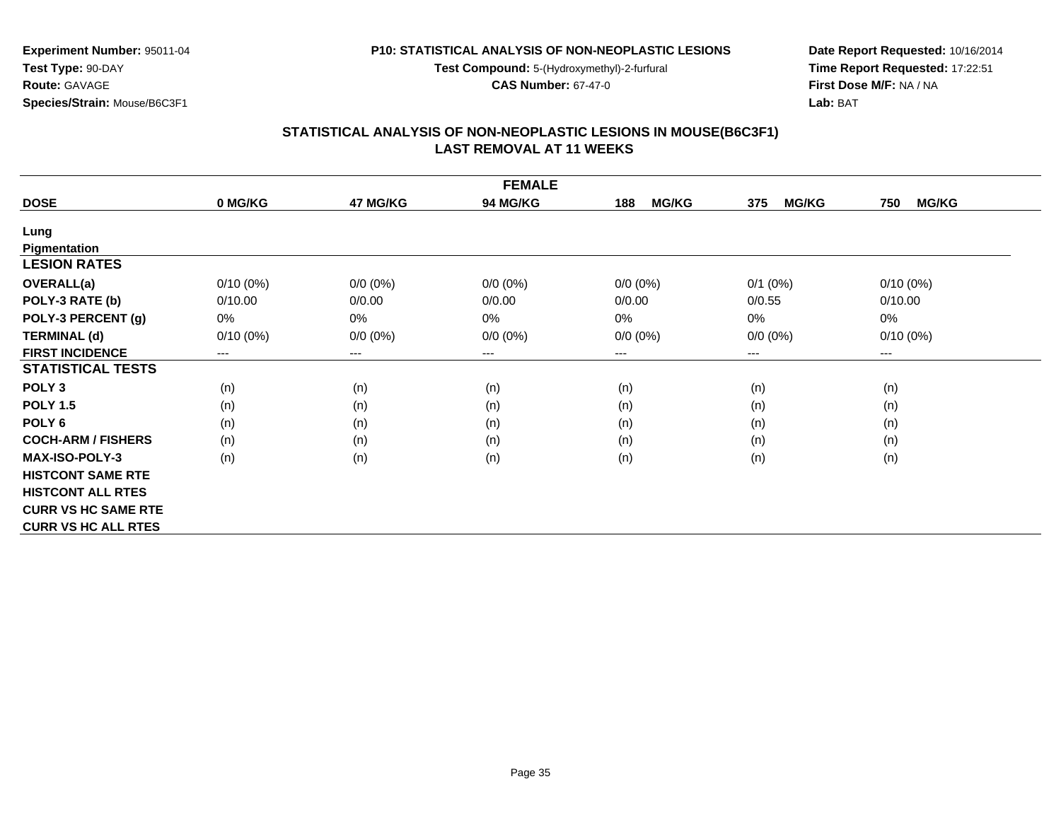**Experiment Number:** 95011-04
**Test Type:** 90-DAY
**Route:** GAVAGE
**Species/Strain:** Mouse/B6C3F1

**P10: STATISTICAL ANALYSIS OF NON-NEOPLASTIC LESIONS**
**Test Compound:** 5-(Hydroxymethyl)-2-furfural
**CAS Number:** 67-47-0

**Date Report Requested:** 10/16/2014
**Time Report Requested:** 17:22:51
**First Dose M/F:** NA / NA
**Lab:** BAT

## STATISTICAL ANALYSIS OF NON-NEOPLASTIC LESIONS IN MOUSE(B6C3F1)
## LAST REMOVAL AT 11 WEEKS

| FEMALE | | | | | | |
|---|---|---|---|---|---|---|
| **DOSE** | **0 MG/KG** | **47 MG/KG** | **94 MG/KG** | **188 MG/KG** | **375 MG/KG** | **750 MG/KG** |
| **Lung** | | | | | | |
| **Pigmentation** | | | | | | |
| **LESION RATES** | | | | | | |
| **OVERALL(a)** | 0/10 (0%) | 0/0 (0%) | 0/0 (0%) | 0/0 (0%) | 0/1 (0%) | 0/10 (0%) |
| **POLY-3 RATE (b)** | 0/10.00 | 0/0.00 | 0/0.00 | 0/0.00 | 0/0.55 | 0/10.00 |
| **POLY-3 PERCENT (g)** | 0% | 0% | 0% | 0% | 0% | 0% |
| **TERMINAL (d)** | 0/10 (0%) | 0/0 (0%) | 0/0 (0%) | 0/0 (0%) | 0/0 (0%) | 0/10 (0%) |
| **FIRST INCIDENCE** | --- | --- | --- | --- | --- | --- |
| **STATISTICAL TESTS** | | | | | | |
| **POLY 3** | (n) | (n) | (n) | (n) | (n) | (n) |
| **POLY 1.5** | (n) | (n) | (n) | (n) | (n) | (n) |
| **POLY 6** | (n) | (n) | (n) | (n) | (n) | (n) |
| **COCH-ARM / FISHERS** | (n) | (n) | (n) | (n) | (n) | (n) |
| **MAX-ISO-POLY-3** | (n) | (n) | (n) | (n) | (n) | (n) |
| **HISTCONT SAME RTE** | | | | | | |
| **HISTCONT ALL RTES** | | | | | | |
| **CURR VS HC SAME RTE** | | | | | | |
| **CURR VS HC ALL RTES** | | | | | | |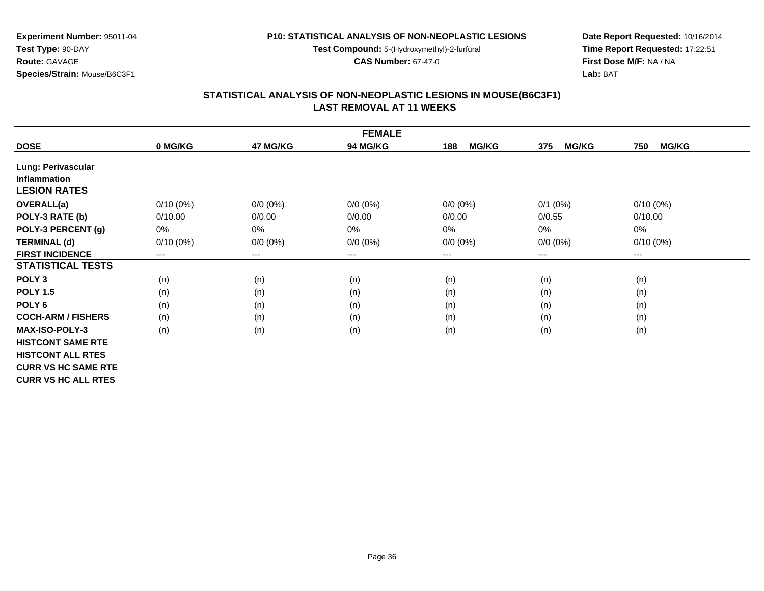**Experiment Number:** 95011-04
**Test Type:** 90-DAY
**Route:** GAVAGE
**Species/Strain:** Mouse/B6C3F1

**P10: STATISTICAL ANALYSIS OF NON-NEOPLASTIC LESIONS**
**Test Compound:** 5-(Hydroxymethyl)-2-furfural
**CAS Number:** 67-47-0

**Date Report Requested:** 10/16/2014
**Time Report Requested:** 17:22:51
**First Dose M/F:** NA / NA
**Lab:** BAT

## STATISTICAL ANALYSIS OF NON-NEOPLASTIC LESIONS IN MOUSE(B6C3F1)
## LAST REMOVAL AT 11 WEEKS

| | | | FEMALE | | | |
|---|---|---|---|---|---|---|
| **DOSE** | **0 MG/KG** | **47 MG/KG** | **94 MG/KG** | **188 MG/KG** | **375 MG/KG** | **750 MG/KG** |
| **Lung: Perivascular Inflammation** | | | | | | |
| **LESION RATES** | | | | | | |
| **OVERALL(a)** | 0/10 (0%) | 0/0 (0%) | 0/0 (0%) | 0/0 (0%) | 0/1 (0%) | 0/10 (0%) |
| **POLY-3 RATE (b)** | 0/10.00 | 0/0.00 | 0/0.00 | 0/0.00 | 0/0.55 | 0/10.00 |
| **POLY-3 PERCENT (g)** | 0% | 0% | 0% | 0% | 0% | 0% |
| **TERMINAL (d)** | 0/10 (0%) | 0/0 (0%) | 0/0 (0%) | 0/0 (0%) | 0/0 (0%) | 0/10 (0%) |
| **FIRST INCIDENCE** | --- | --- | --- | --- | --- | --- |
| **STATISTICAL TESTS** | | | | | | |
| **POLY 3** | (n) | (n) | (n) | (n) | (n) | (n) |
| **POLY 1.5** | (n) | (n) | (n) | (n) | (n) | (n) |
| **POLY 6** | (n) | (n) | (n) | (n) | (n) | (n) |
| **COCH-ARM / FISHERS** | (n) | (n) | (n) | (n) | (n) | (n) |
| **MAX-ISO-POLY-3** | (n) | (n) | (n) | (n) | (n) | (n) |
| **HISTCONT SAME RTE** | | | | | | |
| **HISTCONT ALL RTES** | | | | | | |
| **CURR VS HC SAME RTE** | | | | | | |
| **CURR VS HC ALL RTES** | | | | | | |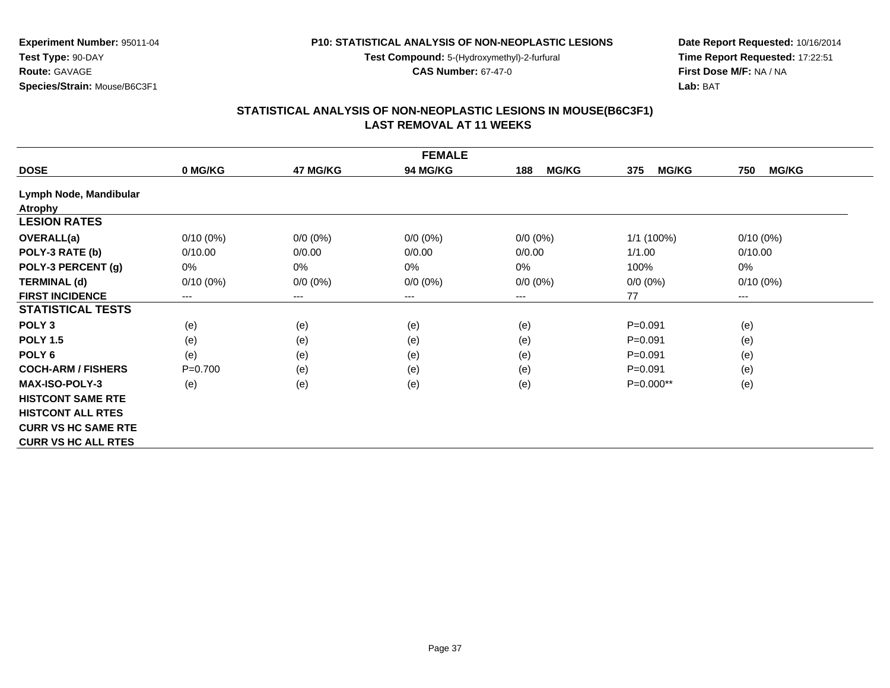**Experiment Number:** 95011-04
**Test Type:** 90-DAY
**Route:** GAVAGE
**Species/Strain:** Mouse/B6C3F1

**P10: STATISTICAL ANALYSIS OF NON-NEOPLASTIC LESIONS**
**Test Compound:** 5-(Hydroxymethyl)-2-furfural
**CAS Number:** 67-47-0

**Date Report Requested:** 10/16/2014
**Time Report Requested:** 17:22:51
**First Dose M/F:** NA / NA
**Lab:** BAT

## STATISTICAL ANALYSIS OF NON-NEOPLASTIC LESIONS IN MOUSE(B6C3F1)
## LAST REMOVAL AT 11 WEEKS

| FEMALE | | | | | | |
|---|---|---|---|---|---|---|
| **DOSE** | **0 MG/KG** | **47 MG/KG** | **94 MG/KG** | **188 MG/KG** | **375 MG/KG** | **750 MG/KG** |
| **Lymph Node, Mandibular** | | | | | | |
| **Atrophy** | | | | | | |
| **LESION RATES** | | | | | | |
| **OVERALL(a)** | 0/10 (0%) | 0/0 (0%) | 0/0 (0%) | 0/0 (0%) | 1/1 (100%) | 0/10 (0%) |
| **POLY-3 RATE (b)** | 0/10.00 | 0/0.00 | 0/0.00 | 0/0.00 | 1/1.00 | 0/10.00 |
| **POLY-3 PERCENT (g)** | 0% | 0% | 0% | 0% | 100% | 0% |
| **TERMINAL (d)** | 0/10 (0%) | 0/0 (0%) | 0/0 (0%) | 0/0 (0%) | 0/0 (0%) | 0/10 (0%) |
| **FIRST INCIDENCE** | --- | --- | --- | --- | 77 | --- |
| **STATISTICAL TESTS** | | | | | | |
| **POLY 3** | (e) | (e) | (e) | (e) | P=0.091 | (e) |
| **POLY 1.5** | (e) | (e) | (e) | (e) | P=0.091 | (e) |
| **POLY 6** | (e) | (e) | (e) | (e) | P=0.091 | (e) |
| **COCH-ARM / FISHERS** | P=0.700 | (e) | (e) | (e) | P=0.091 | (e) |
| **MAX-ISO-POLY-3** | (e) | (e) | (e) | (e) | P=0.000** | (e) |
| **HISTCONT SAME RTE** | | | | | | |
| **HISTCONT ALL RTES** | | | | | | |
| **CURR VS HC SAME RTE** | | | | | | |
| **CURR VS HC ALL RTES** | | | | | | |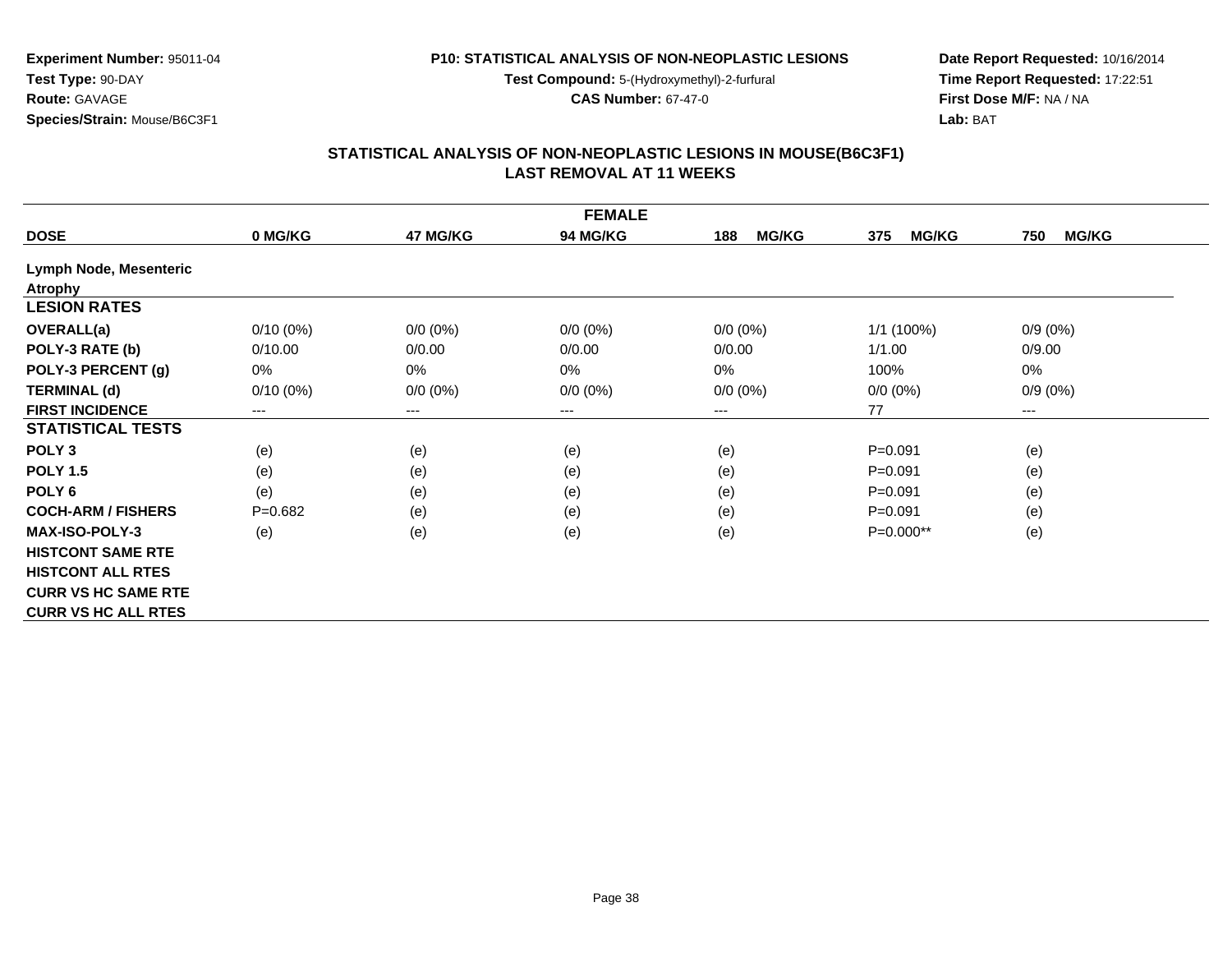**Experiment Number:** 95011-04
**Test Type:** 90-DAY
**Route:** GAVAGE
**Species/Strain:** Mouse/B6C3F1

**P10: STATISTICAL ANALYSIS OF NON-NEOPLASTIC LESIONS**
**Test Compound:** 5-(Hydroxymethyl)-2-furfural
**CAS Number:** 67-47-0

**Date Report Requested:** 10/16/2014
**Time Report Requested:** 17:22:51
**First Dose M/F:** NA / NA
**Lab:** BAT

## STATISTICAL ANALYSIS OF NON-NEOPLASTIC LESIONS IN MOUSE(B6C3F1)
## LAST REMOVAL AT 11 WEEKS

| FEMALE | | | | | | |
|---|---|---|---|---|---|---|
| **DOSE** | **0 MG/KG** | **47 MG/KG** | **94 MG/KG** | **188 MG/KG** | **375 MG/KG** | **750 MG/KG** |
| **Lymph Node, Mesenteric** | | | | | | |
| **Atrophy** | | | | | | |
| **LESION RATES** | | | | | | |
| **OVERALL(a)** | 0/10 (0%) | 0/0 (0%) | 0/0 (0%) | 0/0 (0%) | 1/1 (100%) | 0/9 (0%) |
| **POLY-3 RATE (b)** | 0/10.00 | 0/0.00 | 0/0.00 | 0/0.00 | 1/1.00 | 0/9.00 |
| **POLY-3 PERCENT (g)** | 0% | 0% | 0% | 0% | 100% | 0% |
| **TERMINAL (d)** | 0/10 (0%) | 0/0 (0%) | 0/0 (0%) | 0/0 (0%) | 0/0 (0%) | 0/9 (0%) |
| **FIRST INCIDENCE** | --- | --- | --- | --- | 77 | --- |
| **STATISTICAL TESTS** | | | | | | |
| **POLY 3** | (e) | (e) | (e) | (e) | P=0.091 | (e) |
| **POLY 1.5** | (e) | (e) | (e) | (e) | P=0.091 | (e) |
| **POLY 6** | (e) | (e) | (e) | (e) | P=0.091 | (e) |
| **COCH-ARM / FISHERS** | P=0.682 | (e) | (e) | (e) | P=0.091 | (e) |
| **MAX-ISO-POLY-3** | (e) | (e) | (e) | (e) | P=0.000** | (e) |
| **HISTCONT SAME RTE** | | | | | | |
| **HISTCONT ALL RTES** | | | | | | |
| **CURR VS HC SAME RTE** | | | | | | |
| **CURR VS HC ALL RTES** | | | | | | |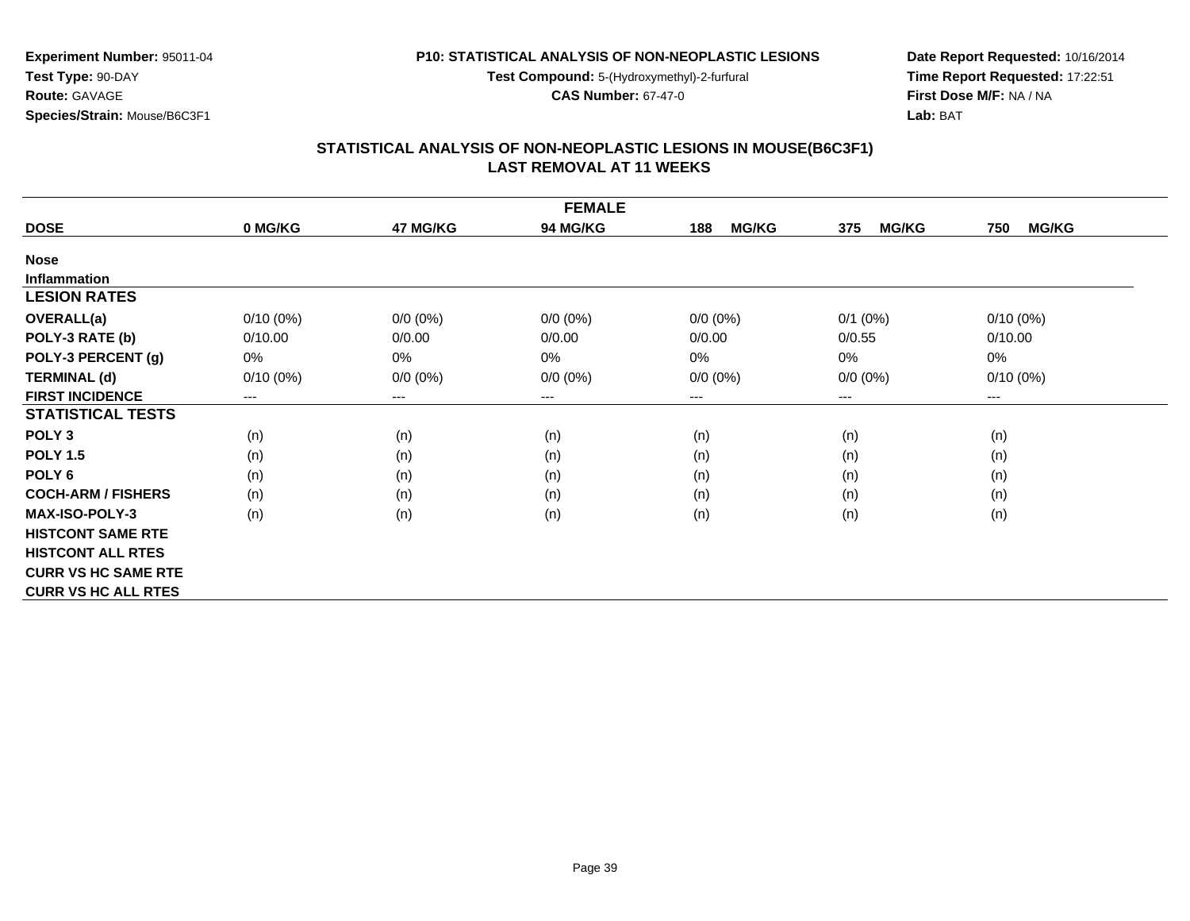**Experiment Number:** 95011-04
**Test Type:** 90-DAY
**Route:** GAVAGE
**Species/Strain:** Mouse/B6C3F1

**P10: STATISTICAL ANALYSIS OF NON-NEOPLASTIC LESIONS**
**Test Compound:** 5-(Hydroxymethyl)-2-furfural
**CAS Number:** 67-47-0

**Date Report Requested:** 10/16/2014
**Time Report Requested:** 17:22:51
**First Dose M/F:** NA / NA
**Lab:** BAT

## STATISTICAL ANALYSIS OF NON-NEOPLASTIC LESIONS IN MOUSE(B6C3F1)
## LAST REMOVAL AT 11 WEEKS

| FEMALE | | | | | | |
|---|---|---|---|---|---|---|
| **DOSE** | **0 MG/KG** | **47 MG/KG** | **94 MG/KG** | **188 MG/KG** | **375 MG/KG** | **750 MG/KG** |
| **Nose** | | | | | | |
| **Inflammation** | | | | | | |
| **LESION RATES** | | | | | | |
| **OVERALL(a)** | 0/10 (0%) | 0/0 (0%) | 0/0 (0%) | 0/0 (0%) | 0/1 (0%) | 0/10 (0%) |
| **POLY-3 RATE (b)** | 0/10.00 | 0/0.00 | 0/0.00 | 0/0.00 | 0/0.55 | 0/10.00 |
| **POLY-3 PERCENT (g)** | 0% | 0% | 0% | 0% | 0% | 0% |
| **TERMINAL (d)** | 0/10 (0%) | 0/0 (0%) | 0/0 (0%) | 0/0 (0%) | 0/0 (0%) | 0/10 (0%) |
| **FIRST INCIDENCE** | --- | --- | --- | --- | --- | --- |
| **STATISTICAL TESTS** | | | | | | |
| **POLY 3** | (n) | (n) | (n) | (n) | (n) | (n) |
| **POLY 1.5** | (n) | (n) | (n) | (n) | (n) | (n) |
| **POLY 6** | (n) | (n) | (n) | (n) | (n) | (n) |
| **COCH-ARM / FISHERS** | (n) | (n) | (n) | (n) | (n) | (n) |
| **MAX-ISO-POLY-3** | (n) | (n) | (n) | (n) | (n) | (n) |
| **HISTCONT SAME RTE** | | | | | | |
| **HISTCONT ALL RTES** | | | | | | |
| **CURR VS HC SAME RTE** | | | | | | |
| **CURR VS HC ALL RTES** | | | | | | |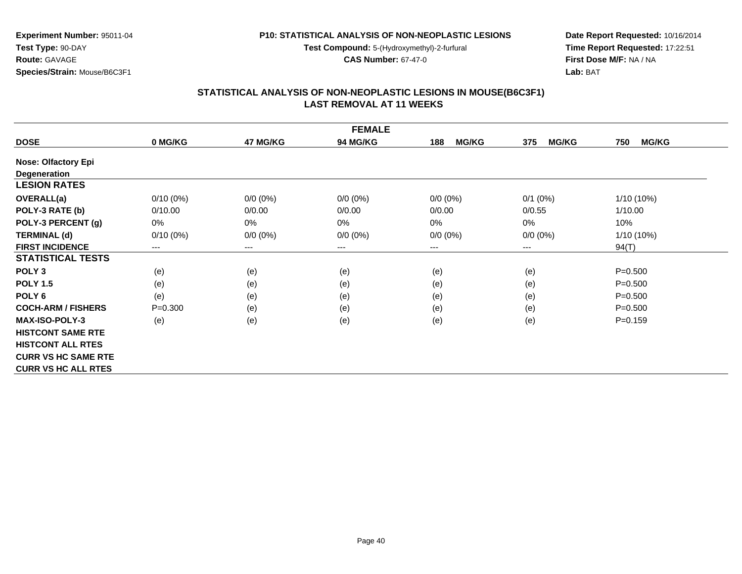**Experiment Number:** 95011-04
**Test Type:** 90-DAY
**Route:** GAVAGE
**Species/Strain:** Mouse/B6C3F1

**P10: STATISTICAL ANALYSIS OF NON-NEOPLASTIC LESIONS**
**Test Compound:** 5-(Hydroxymethyl)-2-furfural
**CAS Number:** 67-47-0

**Date Report Requested:** 10/16/2014
**Time Report Requested:** 17:22:51
**First Dose M/F:** NA / NA
**Lab:** BAT

## STATISTICAL ANALYSIS OF NON-NEOPLASTIC LESIONS IN MOUSE(B6C3F1)
## LAST REMOVAL AT 11 WEEKS

| FEMALE | | | | | | |
|---|---|---|---|---|---|---|
| **DOSE** | **0 MG/KG** | **47 MG/KG** | **94 MG/KG** | **188 MG/KG** | **375 MG/KG** | **750 MG/KG** |
| **Nose: Olfactory Epi Degeneration** | | | | | | |
| **LESION RATES** | | | | | | |
| **OVERALL(a)** | 0/10 (0%) | 0/0 (0%) | 0/0 (0%) | 0/0 (0%) | 0/1 (0%) | 1/10 (10%) |
| **POLY-3 RATE (b)** | 0/10.00 | 0/0.00 | 0/0.00 | 0/0.00 | 0/0.55 | 1/10.00 |
| **POLY-3 PERCENT (g)** | 0% | 0% | 0% | 0% | 0% | 10% |
| **TERMINAL (d)** | 0/10 (0%) | 0/0 (0%) | 0/0 (0%) | 0/0 (0%) | 0/0 (0%) | 1/10 (10%) |
| **FIRST INCIDENCE** | --- | --- | --- | --- | --- | 94(T) |
| **STATISTICAL TESTS** | | | | | | |
| **POLY 3** | (e) | (e) | (e) | (e) | (e) | P=0.500 |
| **POLY 1.5** | (e) | (e) | (e) | (e) | (e) | P=0.500 |
| **POLY 6** | (e) | (e) | (e) | (e) | (e) | P=0.500 |
| **COCH-ARM / FISHERS** | P=0.300 | (e) | (e) | (e) | (e) | P=0.500 |
| **MAX-ISO-POLY-3** | (e) | (e) | (e) | (e) | (e) | P=0.159 |
| **HISTCONT SAME RTE** | | | | | | |
| **HISTCONT ALL RTES** | | | | | | |
| **CURR VS HC SAME RTE** | | | | | | |
| **CURR VS HC ALL RTES** | | | | | | |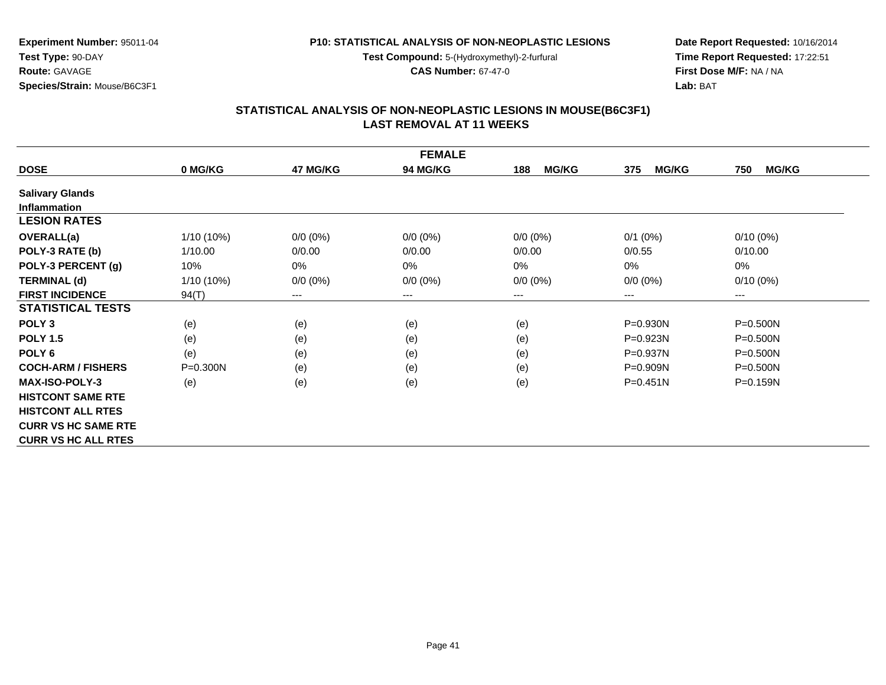**Experiment Number:** 95011-04
**Test Type:** 90-DAY
**Route:** GAVAGE
**Species/Strain:** Mouse/B6C3F1

**P10: STATISTICAL ANALYSIS OF NON-NEOPLASTIC LESIONS**
**Test Compound:** 5-(Hydroxymethyl)-2-furfural
**CAS Number:** 67-47-0

**Date Report Requested:** 10/16/2014
**Time Report Requested:** 17:22:51
**First Dose M/F:** NA / NA
**Lab:** BAT

## STATISTICAL ANALYSIS OF NON-NEOPLASTIC LESIONS IN MOUSE(B6C3F1) LAST REMOVAL AT 11 WEEKS

| FEMALE | | | | | | |
|---|---|---|---|---|---|---|
| **DOSE** | **0 MG/KG** | **47 MG/KG** | **94 MG/KG** | **188 MG/KG** | **375 MG/KG** | **750 MG/KG** |
| **Salivary Glands** | | | | | | |
| **Inflammation** | | | | | | |
| **LESION RATES** | | | | | | |
| **OVERALL(a)** | 1/10 (10%) | 0/0 (0%) | 0/0 (0%) | 0/0 (0%) | 0/1 (0%) | 0/10 (0%) |
| **POLY-3 RATE (b)** | 1/10.00 | 0/0.00 | 0/0.00 | 0/0.00 | 0/0.55 | 0/10.00 |
| **POLY-3 PERCENT (g)** | 10% | 0% | 0% | 0% | 0% | 0% |
| **TERMINAL (d)** | 1/10 (10%) | 0/0 (0%) | 0/0 (0%) | 0/0 (0%) | 0/0 (0%) | 0/10 (0%) |
| **FIRST INCIDENCE** | 94(T) | --- | --- | --- | --- | --- |
| **STATISTICAL TESTS** | | | | | | |
| **POLY 3** | (e) | (e) | (e) | (e) | P=0.930N | P=0.500N |
| **POLY 1.5** | (e) | (e) | (e) | (e) | P=0.923N | P=0.500N |
| **POLY 6** | (e) | (e) | (e) | (e) | P=0.937N | P=0.500N |
| **COCH-ARM / FISHERS** | P=0.300N | (e) | (e) | (e) | P=0.909N | P=0.500N |
| **MAX-ISO-POLY-3** | (e) | (e) | (e) | (e) | P=0.451N | P=0.159N |
| **HISTCONT SAME RTE** | | | | | | |
| **HISTCONT ALL RTES** | | | | | | |
| **CURR VS HC SAME RTE** | | | | | | |
| **CURR VS HC ALL RTES** | | | | | | |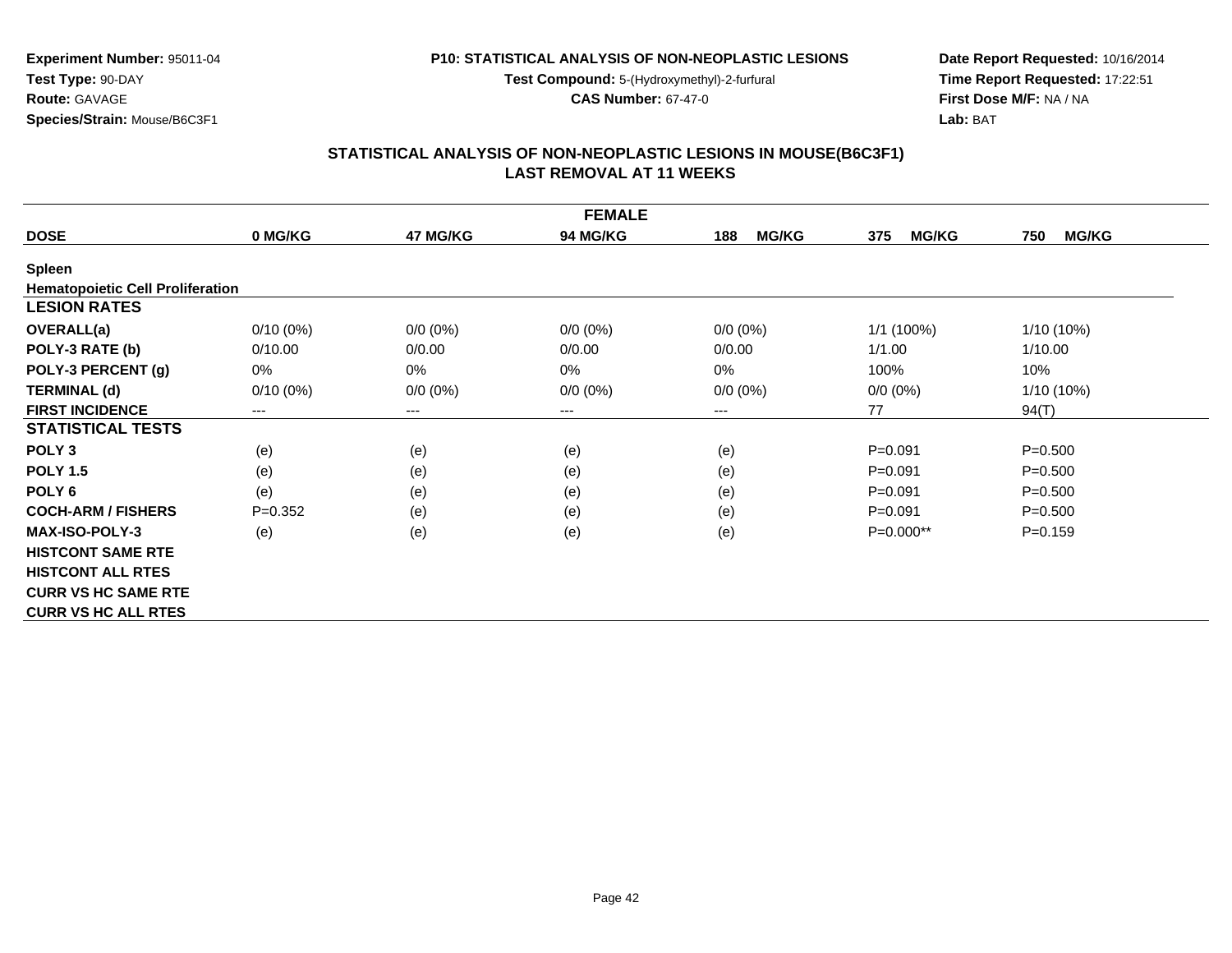**Experiment Number:** 95011-04
**Test Type:** 90-DAY
**Route:** GAVAGE
**Species/Strain:** Mouse/B6C3F1

**P10: STATISTICAL ANALYSIS OF NON-NEOPLASTIC LESIONS**
**Test Compound:** 5-(Hydroxymethyl)-2-furfural
**CAS Number:** 67-47-0

**Date Report Requested:** 10/16/2014
**Time Report Requested:** 17:22:51
**First Dose M/F:** NA / NA
**Lab:** BAT

## STATISTICAL ANALYSIS OF NON-NEOPLASTIC LESIONS IN MOUSE(B6C3F1)
## LAST REMOVAL AT 11 WEEKS

| FEMALE | | | | | | |
|---|---|---|---|---|---|---|
| **DOSE** | **0 MG/KG** | **47 MG/KG** | **94 MG/KG** | **188 MG/KG** | **375 MG/KG** | **750 MG/KG** |
| **Spleen** | | | | | | |
| **Hematopoietic Cell Proliferation** | | | | | | |
| **LESION RATES** | | | | | | |
| **OVERALL(a)** | 0/10 (0%) | 0/0 (0%) | 0/0 (0%) | 0/0 (0%) | 1/1 (100%) | 1/10 (10%) |
| **POLY-3 RATE (b)** | 0/10.00 | 0/0.00 | 0/0.00 | 0/0.00 | 1/1.00 | 1/10.00 |
| **POLY-3 PERCENT (g)** | 0% | 0% | 0% | 0% | 100% | 10% |
| **TERMINAL (d)** | 0/10 (0%) | 0/0 (0%) | 0/0 (0%) | 0/0 (0%) | 0/0 (0%) | 1/10 (10%) |
| **FIRST INCIDENCE** | --- | --- | --- | --- | 77 | 94(T) |
| **STATISTICAL TESTS** | | | | | | |
| **POLY 3** | (e) | (e) | (e) | (e) | P=0.091 | P=0.500 |
| **POLY 1.5** | (e) | (e) | (e) | (e) | P=0.091 | P=0.500 |
| **POLY 6** | (e) | (e) | (e) | (e) | P=0.091 | P=0.500 |
| **COCH-ARM / FISHERS** | P=0.352 | (e) | (e) | (e) | P=0.091 | P=0.500 |
| **MAX-ISO-POLY-3** | (e) | (e) | (e) | (e) | P=0.000** | P=0.159 |
| **HISTCONT SAME RTE** | | | | | | |
| **HISTCONT ALL RTES** | | | | | | |
| **CURR VS HC SAME RTE** | | | | | | |
| **CURR VS HC ALL RTES** | | | | | | |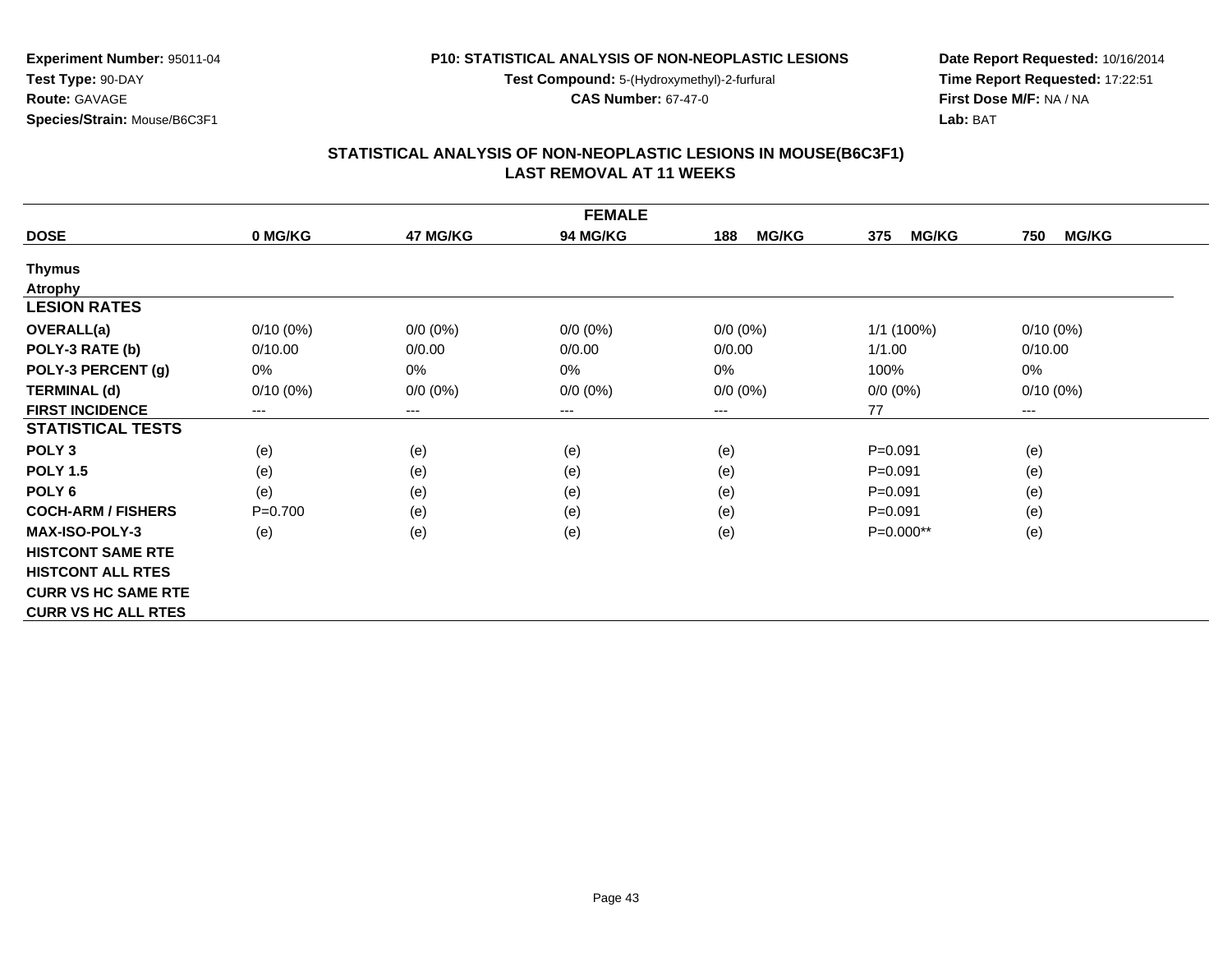**Experiment Number:** 95011-04
**Test Type:** 90-DAY
**Route:** GAVAGE
**Species/Strain:** Mouse/B6C3F1

**P10: STATISTICAL ANALYSIS OF NON-NEOPLASTIC LESIONS**
**Test Compound:** 5-(Hydroxymethyl)-2-furfural
**CAS Number:** 67-47-0

**Date Report Requested:** 10/16/2014
**Time Report Requested:** 17:22:51
**First Dose M/F:** NA / NA
**Lab:** BAT

## STATISTICAL ANALYSIS OF NON-NEOPLASTIC LESIONS IN MOUSE(B6C3F1)
## LAST REMOVAL AT 11 WEEKS

| FEMALE | | | | | | |
|---|---|---|---|---|---|---|
| **DOSE** | **0 MG/KG** | **47 MG/KG** | **94 MG/KG** | **188 MG/KG** | **375 MG/KG** | **750 MG/KG** |
| **Thymus** | | | | | | |
| **Atrophy** | | | | | | |
| **LESION RATES** | | | | | | |
| **OVERALL(a)** | 0/10 (0%) | 0/0 (0%) | 0/0 (0%) | 0/0 (0%) | 1/1 (100%) | 0/10 (0%) |
| **POLY-3 RATE (b)** | 0/10.00 | 0/0.00 | 0/0.00 | 0/0.00 | 1/1.00 | 0/10.00 |
| **POLY-3 PERCENT (g)** | 0% | 0% | 0% | 0% | 100% | 0% |
| **TERMINAL (d)** | 0/10 (0%) | 0/0 (0%) | 0/0 (0%) | 0/0 (0%) | 0/0 (0%) | 0/10 (0%) |
| **FIRST INCIDENCE** | --- | --- | --- | --- | 77 | --- |
| **STATISTICAL TESTS** | | | | | | |
| **POLY 3** | (e) | (e) | (e) | (e) | P=0.091 | (e) |
| **POLY 1.5** | (e) | (e) | (e) | (e) | P=0.091 | (e) |
| **POLY 6** | (e) | (e) | (e) | (e) | P=0.091 | (e) |
| **COCH-ARM / FISHERS** | P=0.700 | (e) | (e) | (e) | P=0.091 | (e) |
| **MAX-ISO-POLY-3** | (e) | (e) | (e) | (e) | P=0.000** | (e) |
| **HISTCONT SAME RTE** | | | | | | |
| **HISTCONT ALL RTES** | | | | | | |
| **CURR VS HC SAME RTE** | | | | | | |
| **CURR VS HC ALL RTES** | | | | | | |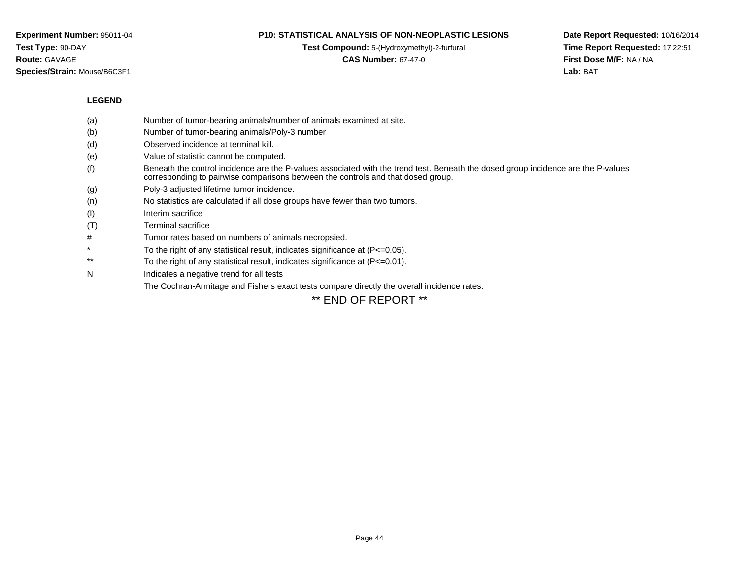**Experiment Number:** 95011-04
**Test Type:** 90-DAY
**Route:** GAVAGE
**Species/Strain:** Mouse/B6C3F1

**P10: STATISTICAL ANALYSIS OF NON-NEOPLASTIC LESIONS**
**Test Compound:** 5-(Hydroxymethyl)-2-furfural
**CAS Number:** 67-47-0

**Date Report Requested:** 10/16/2014
**Time Report Requested:** 17:22:51
**First Dose M/F:** NA / NA
**Lab:** BAT

**LEGEND**

| | |
|---|---|
| (a) | Number of tumor-bearing animals/number of animals examined at site. |
| (b) | Number of tumor-bearing animals/Poly-3 number |
| (d) | Observed incidence at terminal kill. |
| (e) | Value of statistic cannot be computed. |
| (f) | Beneath the control incidence are the P-values associated with the trend test. Beneath the dosed group incidence are the P-values corresponding to pairwise comparisons between the controls and that dosed group. |
| (g) | Poly-3 adjusted lifetime tumor incidence. |
| (n) | No statistics are calculated if all dose groups have fewer than two tumors. |
| (I) | Interim sacrifice |
| (T) | Terminal sacrifice |
| # | Tumor rates based on numbers of animals necropsied. |
| * | To the right of any statistical result, indicates significance at (P<=0.05). |
| ** | To the right of any statistical result, indicates significance at (P<=0.01). |
| N | Indicates a negative trend for all tests |
| | The Cochran-Armitage and Fishers exact tests compare directly the overall incidence rates. |

** END OF REPORT **